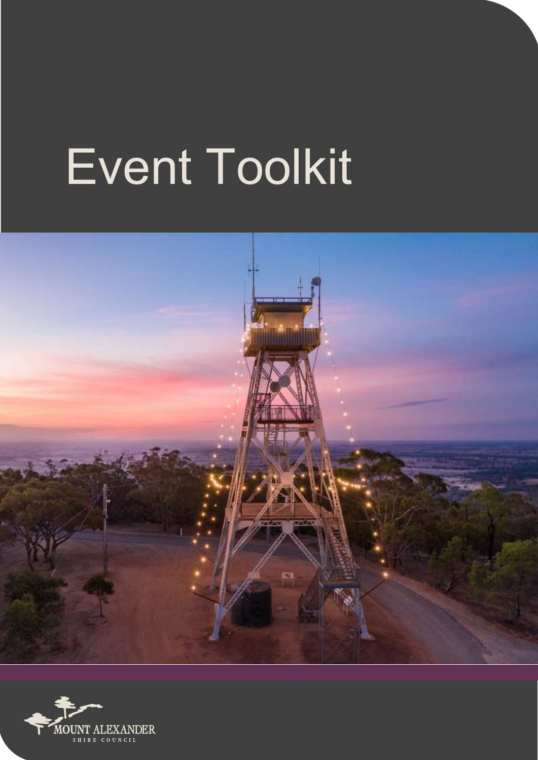# Event Toolkit

MOUNT ALEXANDER
SHIRE COUNCIL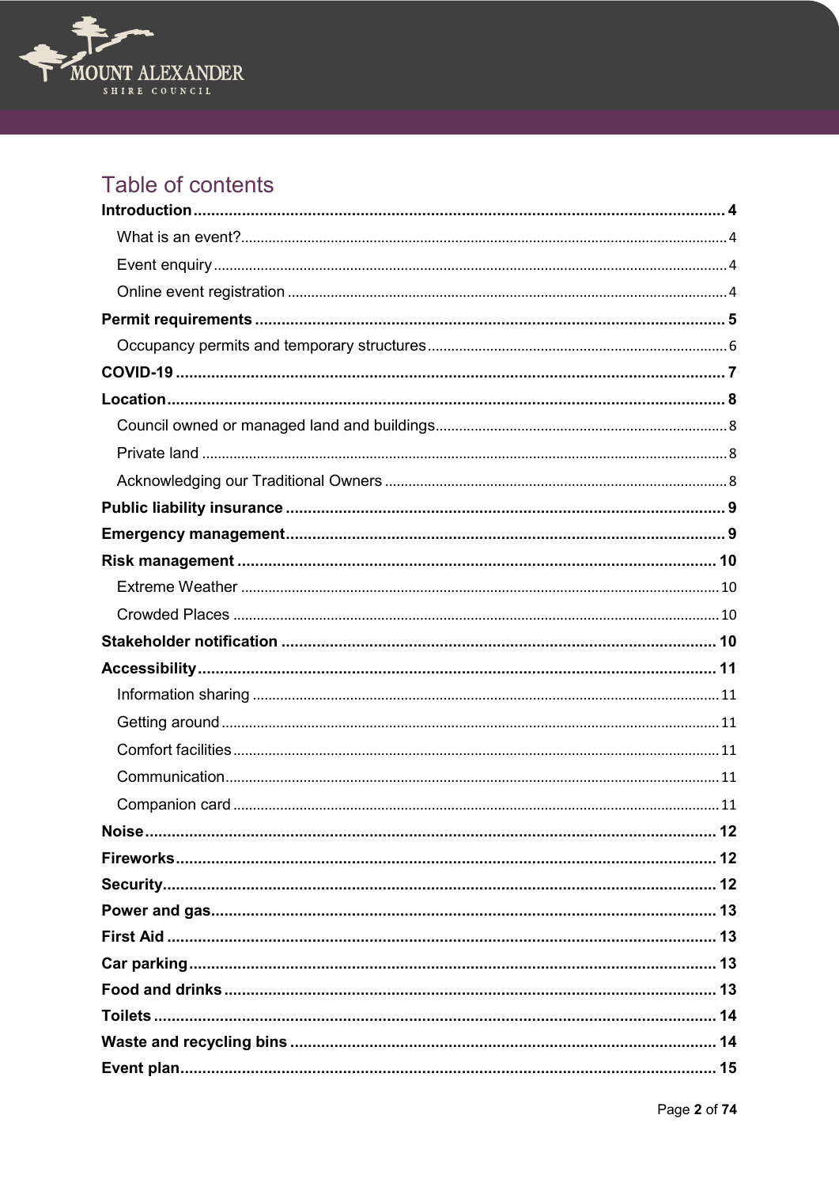# Table of contents

**Introduction** ........ **4**

- What is an event? ........ 4
- Event enquiry ........ 4
- Online event registration ........ 4

**Permit requirements** ........ **5**

- Occupancy permits and temporary structures ........ 6

**COVID-19** ........ **7**

**Location** ........ **8**

- Council owned or managed land and buildings ........ 8
- Private land ........ 8
- Acknowledging our Traditional Owners ........ 8

**Public liability insurance** ........ **9**

**Emergency management** ........ **9**

**Risk management** ........ **10**

- Extreme Weather ........ 10
- Crowded Places ........ 10

**Stakeholder notification** ........ **10**

**Accessibility** ........ **11**

- Information sharing ........ 11
- Getting around ........ 11
- Comfort facilities ........ 11
- Communication ........ 11
- Companion card ........ 11

**Noise** ........ **12**

**Fireworks** ........ **12**

**Security** ........ **12**

**Power and gas** ........ **13**

**First Aid** ........ **13**

**Car parking** ........ **13**

**Food and drinks** ........ **13**

**Toilets** ........ **14**

**Waste and recycling bins** ........ **14**

**Event plan** ........ **15**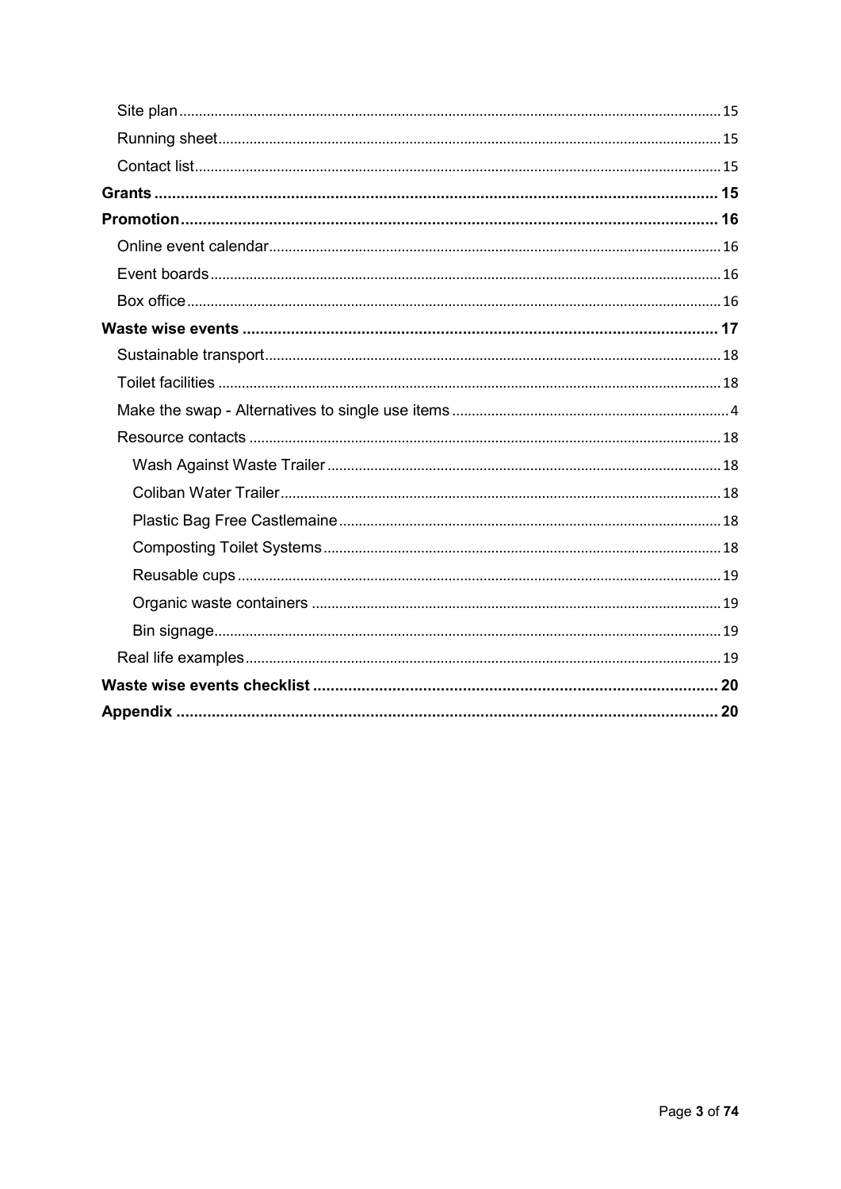Site plan .......... 15
Running sheet .......... 15
Contact list .......... 15

**Grants .......... 15**

**Promotion .......... 16**

Online event calendar .......... 16
Event boards .......... 16
Box office .......... 16

**Waste wise events .......... 17**

Sustainable transport .......... 18
Toilet facilities .......... 18
Make the swap - Alternatives to single use items .......... 4
Resource contacts .......... 18
Wash Against Waste Trailer .......... 18
Coliban Water Trailer .......... 18
Plastic Bag Free Castlemaine .......... 18
Composting Toilet Systems .......... 18
Reusable cups .......... 19
Organic waste containers .......... 19
Bin signage .......... 19
Real life examples .......... 19

**Waste wise events checklist .......... 20**

**Appendix .......... 20**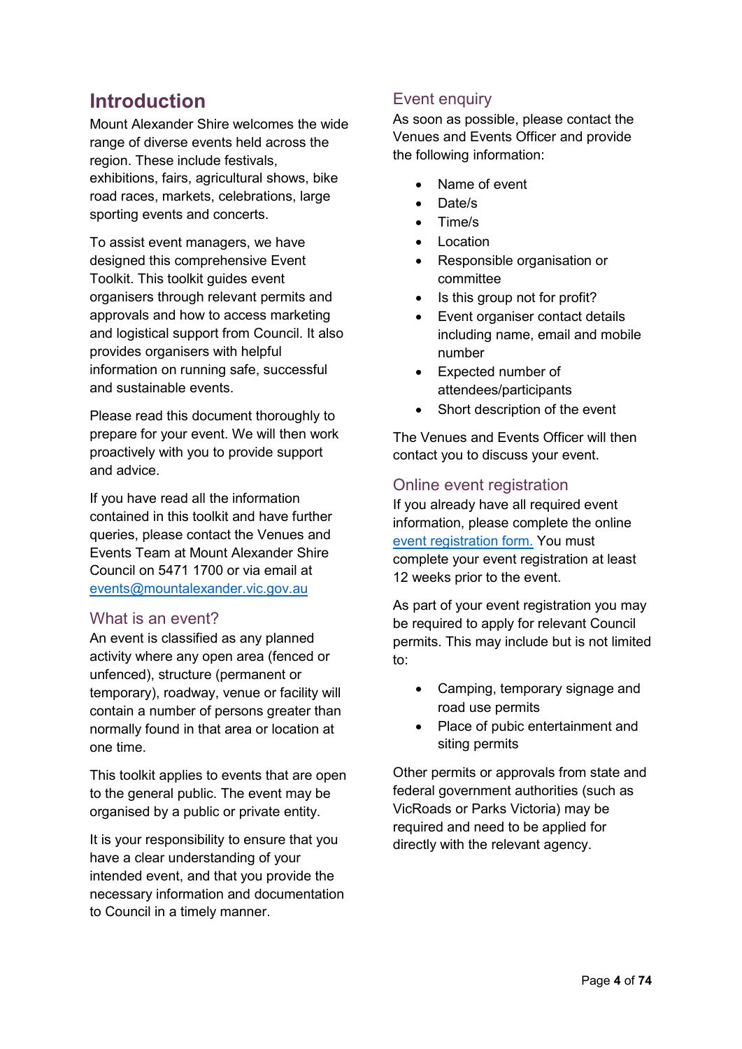# Introduction

Mount Alexander Shire welcomes the wide range of diverse events held across the region. These include festivals, exhibitions, fairs, agricultural shows, bike road races, markets, celebrations, large sporting events and concerts.

To assist event managers, we have designed this comprehensive Event Toolkit. This toolkit guides event organisers through relevant permits and approvals and how to access marketing and logistical support from Council. It also provides organisers with helpful information on running safe, successful and sustainable events.

Please read this document thoroughly to prepare for your event. We will then work proactively with you to provide support and advice.

If you have read all the information contained in this toolkit and have further queries, please contact the Venues and Events Team at Mount Alexander Shire Council on 5471 1700 or via email at events@mountalexander.vic.gov.au

## What is an event?

An event is classified as any planned activity where any open area (fenced or unfenced), structure (permanent or temporary), roadway, venue or facility will contain a number of persons greater than normally found in that area or location at one time.

This toolkit applies to events that are open to the general public. The event may be organised by a public or private entity.

It is your responsibility to ensure that you have a clear understanding of your intended event, and that you provide the necessary information and documentation to Council in a timely manner.

## Event enquiry

As soon as possible, please contact the Venues and Events Officer and provide the following information:

- Name of event
- Date/s
- Time/s
- Location
- Responsible organisation or committee
- Is this group not for profit?
- Event organiser contact details including name, email and mobile number
- Expected number of attendees/participants
- Short description of the event

The Venues and Events Officer will then contact you to discuss your event.

## Online event registration

If you already have all required event information, please complete the online event registration form. You must complete your event registration at least 12 weeks prior to the event.

As part of your event registration you may be required to apply for relevant Council permits. This may include but is not limited to:

- Camping, temporary signage and road use permits
- Place of pubic entertainment and siting permits

Other permits or approvals from state and federal government authorities (such as VicRoads or Parks Victoria) may be required and need to be applied for directly with the relevant agency.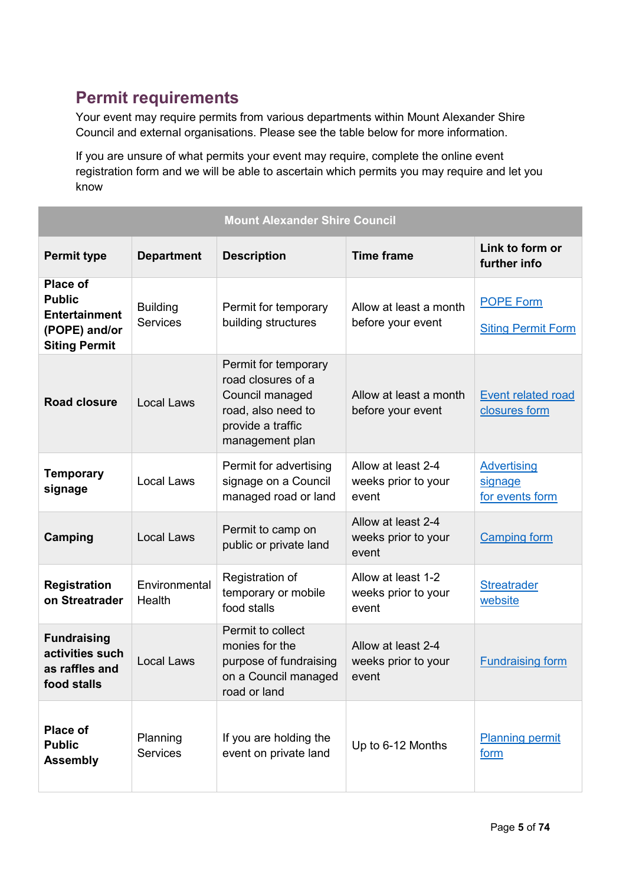## Permit requirements

Your event may require permits from various departments within Mount Alexander Shire Council and external organisations. Please see the table below for more information.

If you are unsure of what permits your event may require, complete the online event registration form and we will be able to ascertain which permits you may require and let you know

| Mount Alexander Shire Council | | | | |
|---|---|---|---|---|
| **Permit type** | **Department** | **Description** | **Time frame** | **Link to form or further info** |
| **Place of Public Entertainment (POPE) and/or Siting Permit** | Building Services | Permit for temporary building structures | Allow at least a month before your event | POPE Form<br>Siting Permit Form |
| **Road closure** | Local Laws | Permit for temporary road closures of a Council managed road, also need to provide a traffic management plan | Allow at least a month before your event | Event related road closures form |
| **Temporary signage** | Local Laws | Permit for advertising signage on a Council managed road or land | Allow at least 2-4 weeks prior to your event | Advertising signage for events form |
| **Camping** | Local Laws | Permit to camp on public or private land | Allow at least 2-4 weeks prior to your event | Camping form |
| **Registration on Streatrader** | Environmental Health | Registration of temporary or mobile food stalls | Allow at least 1-2 weeks prior to your event | Streatrader website |
| **Fundraising activities such as raffles and food stalls** | Local Laws | Permit to collect monies for the purpose of fundraising on a Council managed road or land | Allow at least 2-4 weeks prior to your event | Fundraising form |
| **Place of Public Assembly** | Planning Services | If you are holding the event on private land | Up to 6-12 Months | Planning permit form |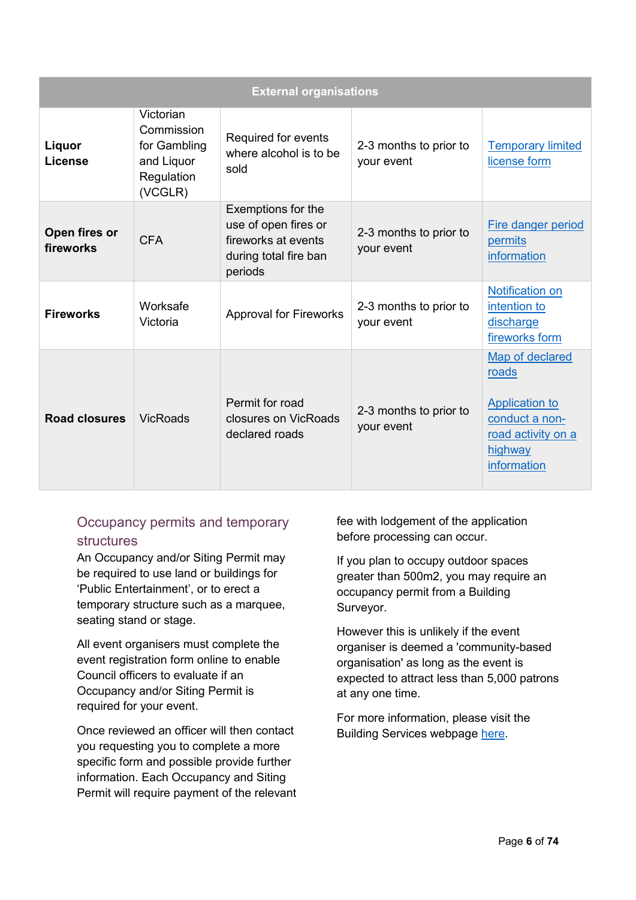| External organisations | | | | |
|---|---|---|---|---|
| **Liquor License** | Victorian Commission for Gambling and Liquor Regulation (VCGLR) | Required for events where alcohol is to be sold | 2-3 months to prior to your event | Temporary limited license form |
| **Open fires or fireworks** | CFA | Exemptions for the use of open fires or fireworks at events during total fire ban periods | 2-3 months to prior to your event | Fire danger period permits information |
| **Fireworks** | Worksafe Victoria | Approval for Fireworks | 2-3 months to prior to your event | Notification on intention to discharge fireworks form |
| **Road closures** | VicRoads | Permit for road closures on VicRoads declared roads | 2-3 months to prior to your event | Map of declared roads<br><br>Application to conduct a non-road activity on a highway information |

## Occupancy permits and temporary structures

An Occupancy and/or Siting Permit may be required to use land or buildings for 'Public Entertainment', or to erect a temporary structure such as a marquee, seating stand or stage.

All event organisers must complete the event registration form online to enable Council officers to evaluate if an Occupancy and/or Siting Permit is required for your event.

Once reviewed an officer will then contact you requesting you to complete a more specific form and possible provide further information. Each Occupancy and Siting Permit will require payment of the relevant fee with lodgement of the application before processing can occur.

If you plan to occupy outdoor spaces greater than 500m2, you may require an occupancy permit from a Building Surveyor.

However this is unlikely if the event organiser is deemed a 'community-based organisation' as long as the event is expected to attract less than 5,000 patrons at any one time.

For more information, please visit the Building Services webpage here.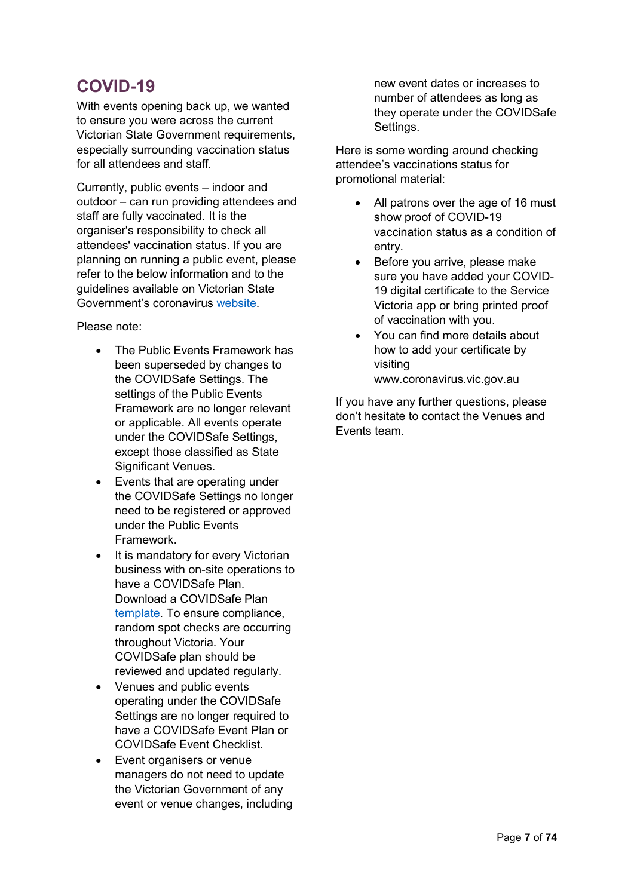# COVID-19

With events opening back up, we wanted to ensure you were across the current Victorian State Government requirements, especially surrounding vaccination status for all attendees and staff.

Currently, public events – indoor and outdoor – can run providing attendees and staff are fully vaccinated. It is the organiser's responsibility to check all attendees' vaccination status. If you are planning on running a public event, please refer to the below information and to the guidelines available on Victorian State Government's coronavirus website.

Please note:

- The Public Events Framework has been superseded by changes to the COVIDSafe Settings. The settings of the Public Events Framework are no longer relevant or applicable. All events operate under the COVIDSafe Settings, except those classified as State Significant Venues.
- Events that are operating under the COVIDSafe Settings no longer need to be registered or approved under the Public Events Framework.
- It is mandatory for every Victorian business with on-site operations to have a COVIDSafe Plan. Download a COVIDSafe Plan template. To ensure compliance, random spot checks are occurring throughout Victoria. Your COVIDSafe plan should be reviewed and updated regularly.
- Venues and public events operating under the COVIDSafe Settings are no longer required to have a COVIDSafe Event Plan or COVIDSafe Event Checklist.
- Event organisers or venue managers do not need to update the Victorian Government of any event or venue changes, including new event dates or increases to number of attendees as long as they operate under the COVIDSafe Settings.

Here is some wording around checking attendee's vaccinations status for promotional material:

- All patrons over the age of 16 must show proof of COVID-19 vaccination status as a condition of entry.
- Before you arrive, please make sure you have added your COVID-19 digital certificate to the Service Victoria app or bring printed proof of vaccination with you.
- You can find more details about how to add your certificate by visiting www.coronavirus.vic.gov.au

If you have any further questions, please don't hesitate to contact the Venues and Events team.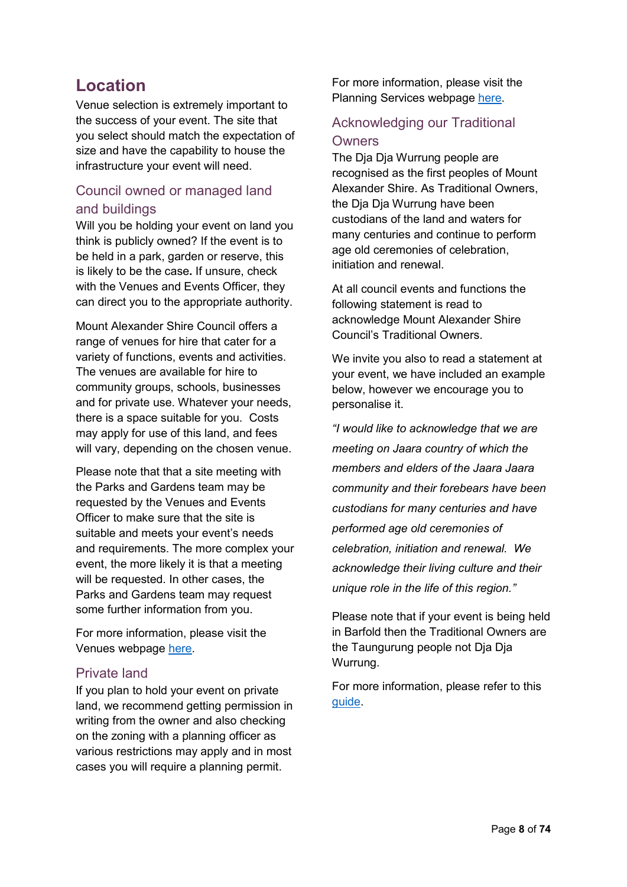# Location

Venue selection is extremely important to the success of your event. The site that you select should match the expectation of size and have the capability to house the infrastructure your event will need.

## Council owned or managed land and buildings

Will you be holding your event on land you think is publicly owned? If the event is to be held in a park, garden or reserve, this is likely to be the case**.** If unsure, check with the Venues and Events Officer, they can direct you to the appropriate authority.

Mount Alexander Shire Council offers a range of venues for hire that cater for a variety of functions, events and activities. The venues are available for hire to community groups, schools, businesses and for private use. Whatever your needs, there is a space suitable for you. Costs may apply for use of this land, and fees will vary, depending on the chosen venue.

Please note that that a site meeting with the Parks and Gardens team may be requested by the Venues and Events Officer to make sure that the site is suitable and meets your event's needs and requirements. The more complex your event, the more likely it is that a meeting will be requested. In other cases, the Parks and Gardens team may request some further information from you.

For more information, please visit the Venues webpage here.

## Private land

If you plan to hold your event on private land, we recommend getting permission in writing from the owner and also checking on the zoning with a planning officer as various restrictions may apply and in most cases you will require a planning permit.

For more information, please visit the Planning Services webpage here.

## Acknowledging our Traditional Owners

The Dja Dja Wurrung people are recognised as the first peoples of Mount Alexander Shire. As Traditional Owners, the Dja Dja Wurrung have been custodians of the land and waters for many centuries and continue to perform age old ceremonies of celebration, initiation and renewal.

At all council events and functions the following statement is read to acknowledge Mount Alexander Shire Council's Traditional Owners.

We invite you also to read a statement at your event, we have included an example below, however we encourage you to personalise it.

*"I would like to acknowledge that we are meeting on Jaara country of which the members and elders of the Jaara Jaara community and their forebears have been custodians for many centuries and have performed age old ceremonies of celebration, initiation and renewal. We acknowledge their living culture and their unique role in the life of this region."*

Please note that if your event is being held in Barfold then the Traditional Owners are the Taungurung people not Dja Dja Wurrung.

For more information, please refer to this guide.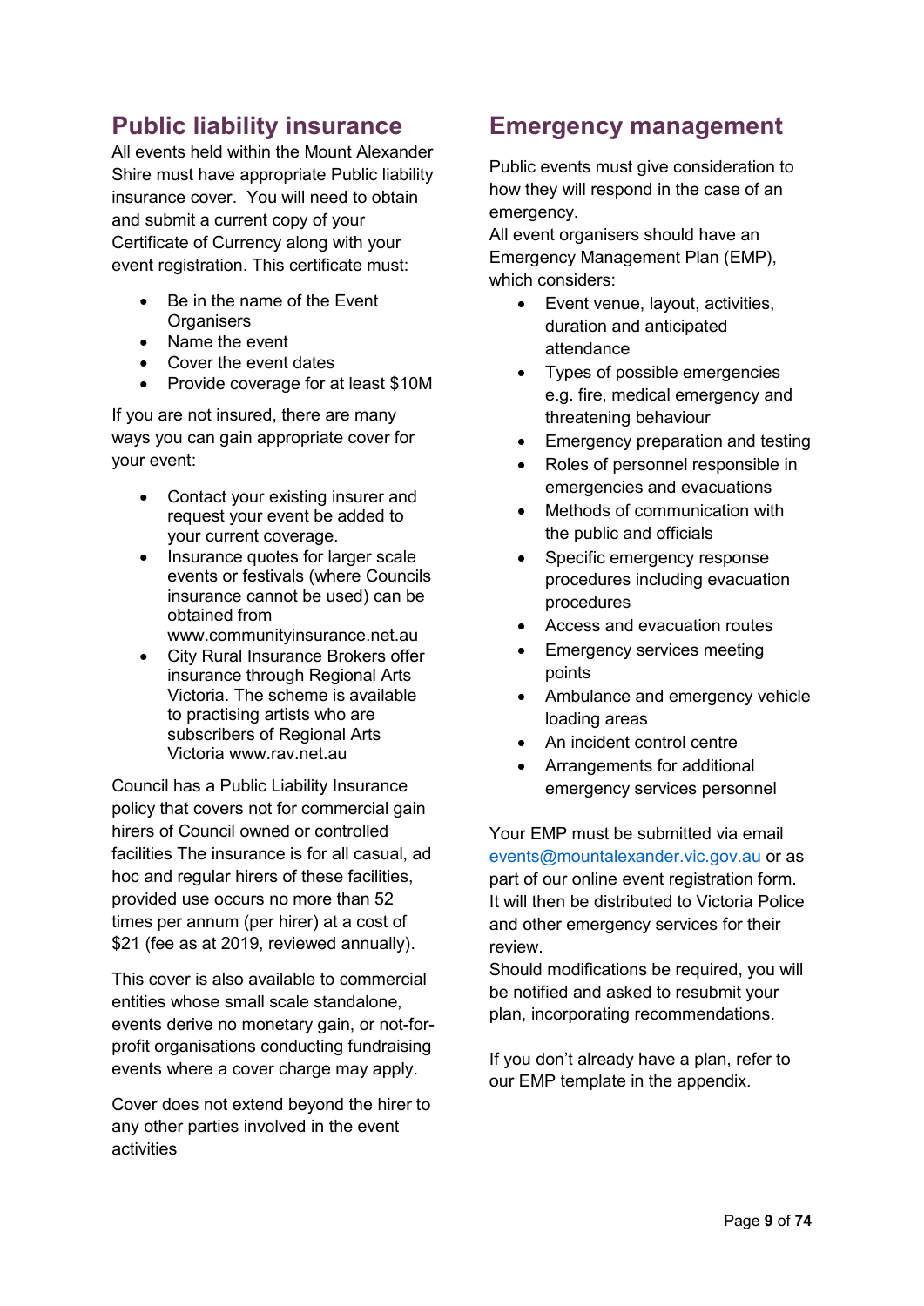## Public liability insurance

All events held within the Mount Alexander Shire must have appropriate Public liability insurance cover. You will need to obtain and submit a current copy of your Certificate of Currency along with your event registration. This certificate must:

- Be in the name of the Event Organisers
- Name the event
- Cover the event dates
- Provide coverage for at least $10M

If you are not insured, there are many ways you can gain appropriate cover for your event:

- Contact your existing insurer and request your event be added to your current coverage.
- Insurance quotes for larger scale events or festivals (where Councils insurance cannot be used) can be obtained from www.communityinsurance.net.au
- City Rural Insurance Brokers offer insurance through Regional Arts Victoria. The scheme is available to practising artists who are subscribers of Regional Arts Victoria www.rav.net.au

Council has a Public Liability Insurance policy that covers not for commercial gain hirers of Council owned or controlled facilities The insurance is for all casual, ad hoc and regular hirers of these facilities, provided use occurs no more than 52 times per annum (per hirer) at a cost of $21 (fee as at 2019, reviewed annually).

This cover is also available to commercial entities whose small scale standalone, events derive no monetary gain, or not-for-profit organisations conducting fundraising events where a cover charge may apply.

Cover does not extend beyond the hirer to any other parties involved in the event activities

## Emergency management

Public events must give consideration to how they will respond in the case of an emergency.

All event organisers should have an Emergency Management Plan (EMP), which considers:

- Event venue, layout, activities, duration and anticipated attendance
- Types of possible emergencies e.g. fire, medical emergency and threatening behaviour
- Emergency preparation and testing
- Roles of personnel responsible in emergencies and evacuations
- Methods of communication with the public and officials
- Specific emergency response procedures including evacuation procedures
- Access and evacuation routes
- Emergency services meeting points
- Ambulance and emergency vehicle loading areas
- An incident control centre
- Arrangements for additional emergency services personnel

Your EMP must be submitted via email events@mountalexander.vic.gov.au or as part of our online event registration form. It will then be distributed to Victoria Police and other emergency services for their review.

Should modifications be required, you will be notified and asked to resubmit your plan, incorporating recommendations.

If you don't already have a plan, refer to our EMP template in the appendix.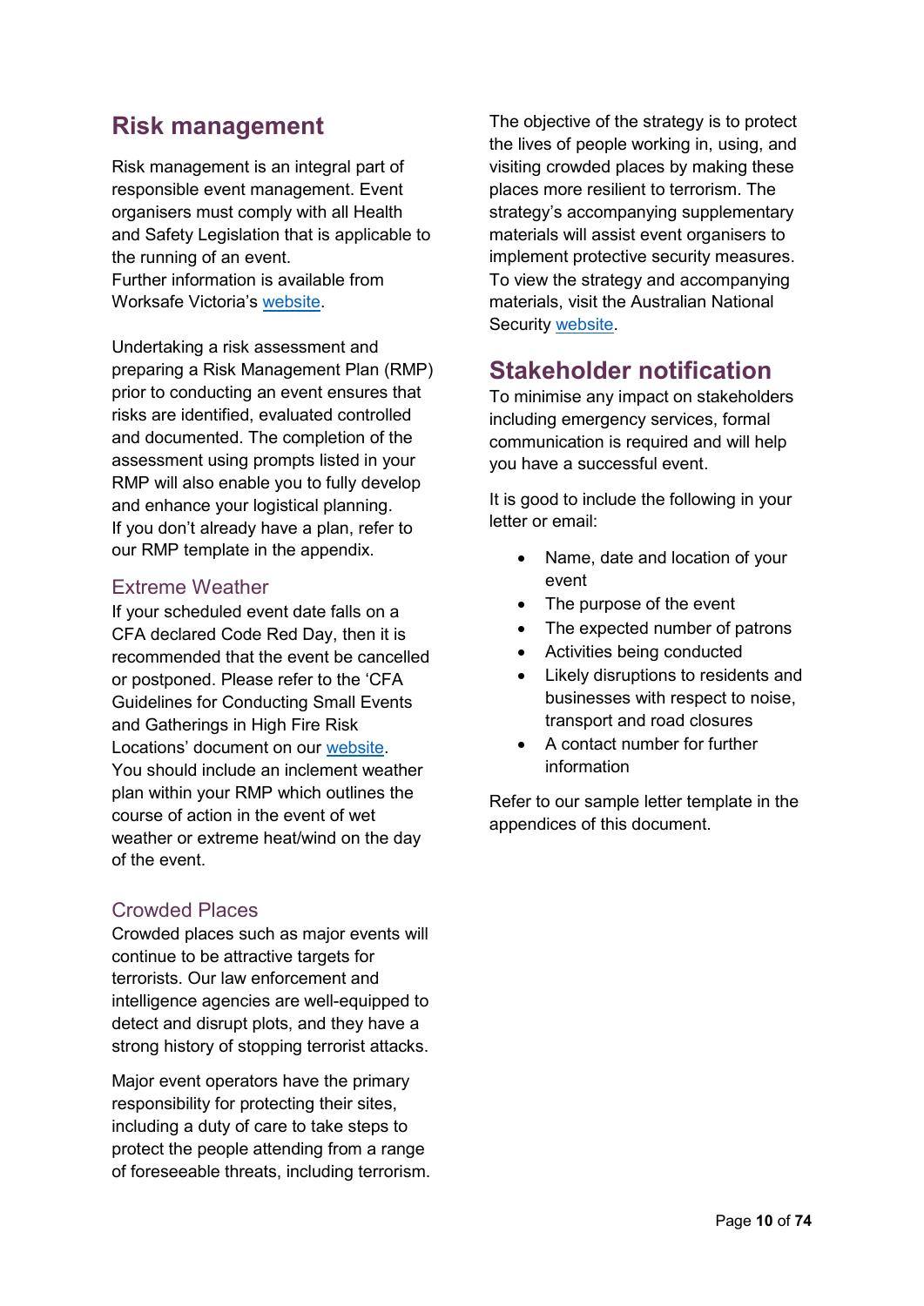## Risk management

Risk management is an integral part of responsible event management. Event organisers must comply with all Health and Safety Legislation that is applicable to the running of an event.
Further information is available from Worksafe Victoria's website.

Undertaking a risk assessment and preparing a Risk Management Plan (RMP) prior to conducting an event ensures that risks are identified, evaluated controlled and documented. The completion of the assessment using prompts listed in your RMP will also enable you to fully develop and enhance your logistical planning.
If you don't already have a plan, refer to our RMP template in the appendix.

### Extreme Weather

If your scheduled event date falls on a CFA declared Code Red Day, then it is recommended that the event be cancelled or postponed. Please refer to the 'CFA Guidelines for Conducting Small Events and Gatherings in High Fire Risk Locations' document on our website.
You should include an inclement weather plan within your RMP which outlines the course of action in the event of wet weather or extreme heat/wind on the day of the event.

### Crowded Places

Crowded places such as major events will continue to be attractive targets for terrorists. Our law enforcement and intelligence agencies are well-equipped to detect and disrupt plots, and they have a strong history of stopping terrorist attacks.

Major event operators have the primary responsibility for protecting their sites, including a duty of care to take steps to protect the people attending from a range of foreseeable threats, including terrorism.

The objective of the strategy is to protect the lives of people working in, using, and visiting crowded places by making these places more resilient to terrorism. The strategy's accompanying supplementary materials will assist event organisers to implement protective security measures. To view the strategy and accompanying materials, visit the Australian National Security website.

## Stakeholder notification

To minimise any impact on stakeholders including emergency services, formal communication is required and will help you have a successful event.

It is good to include the following in your letter or email:

- Name, date and location of your event
- The purpose of the event
- The expected number of patrons
- Activities being conducted
- Likely disruptions to residents and businesses with respect to noise, transport and road closures
- A contact number for further information

Refer to our sample letter template in the appendices of this document.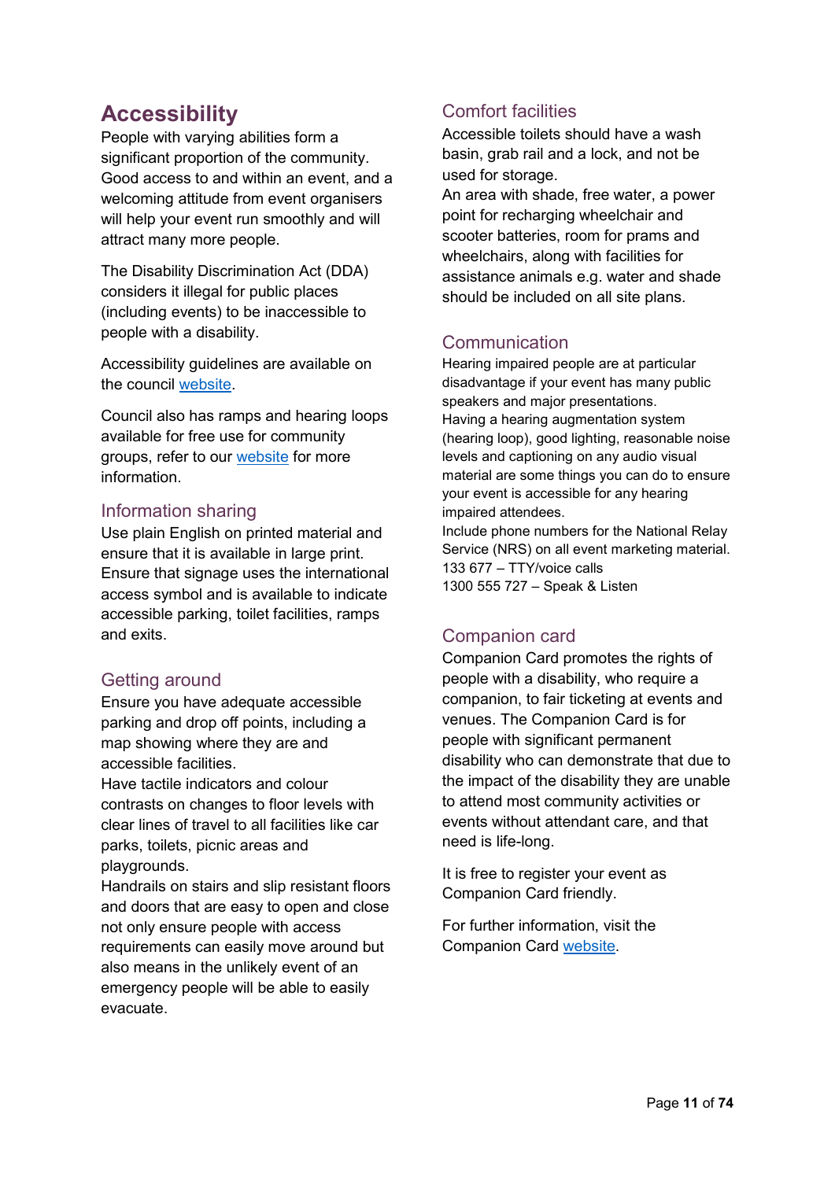# Accessibility

People with varying abilities form a significant proportion of the community. Good access to and within an event, and a welcoming attitude from event organisers will help your event run smoothly and will attract many more people.

The Disability Discrimination Act (DDA) considers it illegal for public places (including events) to be inaccessible to people with a disability.

Accessibility guidelines are available on the council website.

Council also has ramps and hearing loops available for free use for community groups, refer to our website for more information.

## Information sharing

Use plain English on printed material and ensure that it is available in large print. Ensure that signage uses the international access symbol and is available to indicate accessible parking, toilet facilities, ramps and exits.

## Getting around

Ensure you have adequate accessible parking and drop off points, including a map showing where they are and accessible facilities.

Have tactile indicators and colour contrasts on changes to floor levels with clear lines of travel to all facilities like car parks, toilets, picnic areas and playgrounds.

Handrails on stairs and slip resistant floors and doors that are easy to open and close not only ensure people with access requirements can easily move around but also means in the unlikely event of an emergency people will be able to easily evacuate.

## Comfort facilities

Accessible toilets should have a wash basin, grab rail and a lock, and not be used for storage.

An area with shade, free water, a power point for recharging wheelchair and scooter batteries, room for prams and wheelchairs, along with facilities for assistance animals e.g. water and shade should be included on all site plans.

## Communication

Hearing impaired people are at particular disadvantage if your event has many public speakers and major presentations.

Having a hearing augmentation system (hearing loop), good lighting, reasonable noise levels and captioning on any audio visual material are some things you can do to ensure your event is accessible for any hearing impaired attendees.

Include phone numbers for the National Relay Service (NRS) on all event marketing material.

133 677 – TTY/voice calls

1300 555 727 – Speak & Listen

## Companion card

Companion Card promotes the rights of people with a disability, who require a companion, to fair ticketing at events and venues. The Companion Card is for people with significant permanent disability who can demonstrate that due to the impact of the disability they are unable to attend most community activities or events without attendant care, and that need is life-long.

It is free to register your event as Companion Card friendly.

For further information, visit the Companion Card website.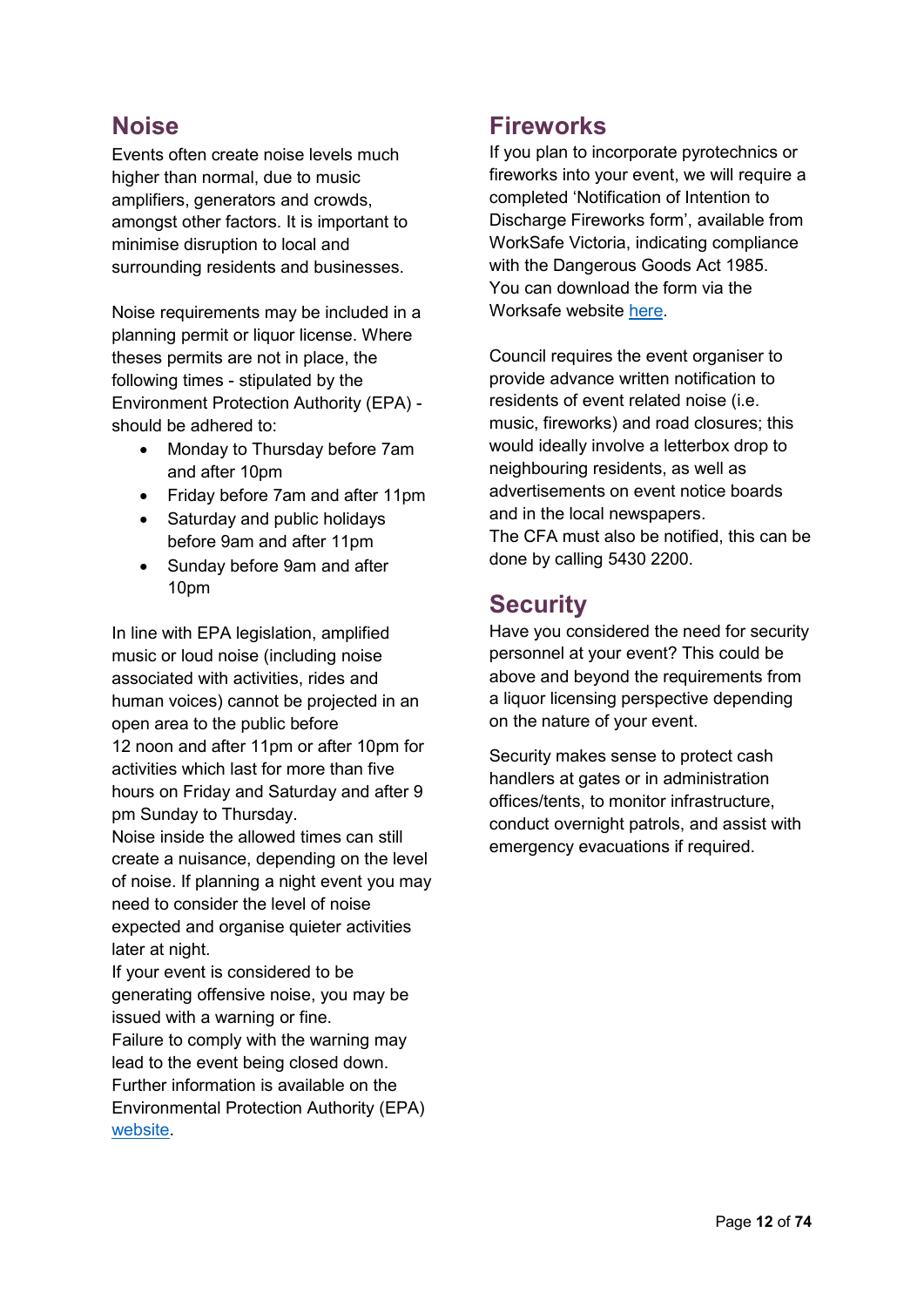## Noise

Events often create noise levels much higher than normal, due to music amplifiers, generators and crowds, amongst other factors. It is important to minimise disruption to local and surrounding residents and businesses.

Noise requirements may be included in a planning permit or liquor license. Where theses permits are not in place, the following times - stipulated by the Environment Protection Authority (EPA) - should be adhered to:

- Monday to Thursday before 7am and after 10pm
- Friday before 7am and after 11pm
- Saturday and public holidays before 9am and after 11pm
- Sunday before 9am and after 10pm

In line with EPA legislation, amplified music or loud noise (including noise associated with activities, rides and human voices) cannot be projected in an open area to the public before 12 noon and after 11pm or after 10pm for activities which last for more than five hours on Friday and Saturday and after 9 pm Sunday to Thursday.

Noise inside the allowed times can still create a nuisance, depending on the level of noise. If planning a night event you may need to consider the level of noise expected and organise quieter activities later at night.

If your event is considered to be generating offensive noise, you may be issued with a warning or fine.

Failure to comply with the warning may lead to the event being closed down.

Further information is available on the Environmental Protection Authority (EPA) website.

## Fireworks

If you plan to incorporate pyrotechnics or fireworks into your event, we will require a completed 'Notification of Intention to Discharge Fireworks form', available from WorkSafe Victoria, indicating compliance with the Dangerous Goods Act 1985.

You can download the form via the Worksafe website here.

Council requires the event organiser to provide advance written notification to residents of event related noise (i.e. music, fireworks) and road closures; this would ideally involve a letterbox drop to neighbouring residents, as well as advertisements on event notice boards and in the local newspapers.

The CFA must also be notified, this can be done by calling 5430 2200.

## Security

Have you considered the need for security personnel at your event? This could be above and beyond the requirements from a liquor licensing perspective depending on the nature of your event.

Security makes sense to protect cash handlers at gates or in administration offices/tents, to monitor infrastructure, conduct overnight patrols, and assist with emergency evacuations if required.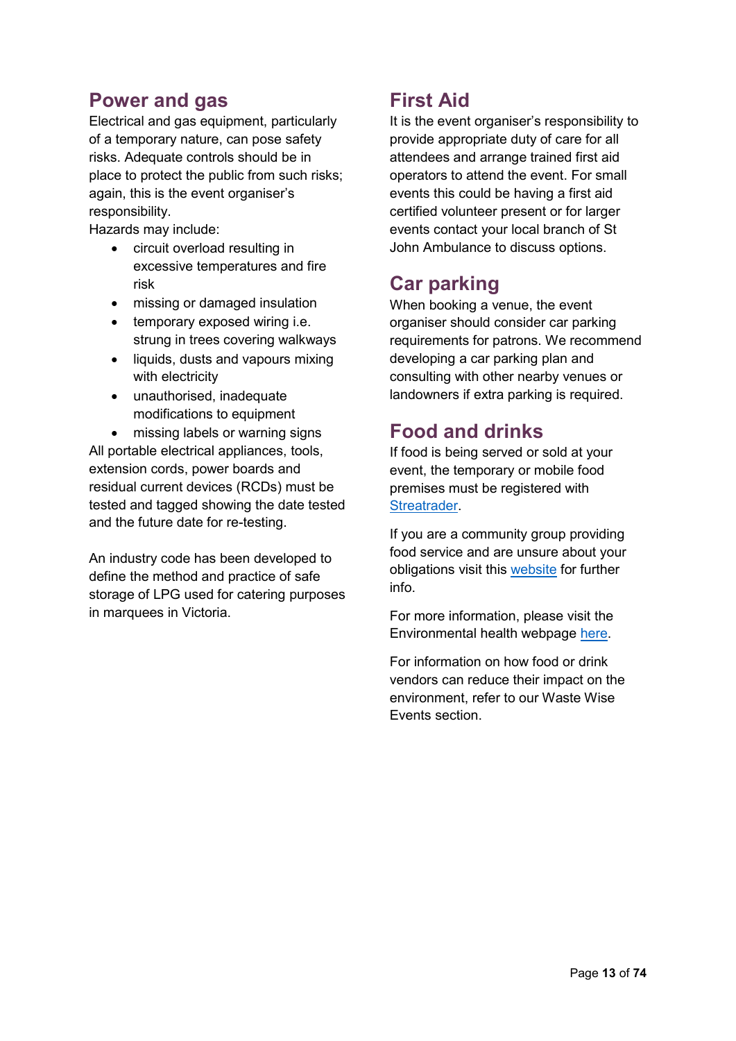## Power and gas

Electrical and gas equipment, particularly of a temporary nature, can pose safety risks. Adequate controls should be in place to protect the public from such risks; again, this is the event organiser's responsibility.

Hazards may include:

- circuit overload resulting in excessive temperatures and fire risk
- missing or damaged insulation
- temporary exposed wiring i.e. strung in trees covering walkways
- liquids, dusts and vapours mixing with electricity
- unauthorised, inadequate modifications to equipment
- missing labels or warning signs

All portable electrical appliances, tools, extension cords, power boards and residual current devices (RCDs) must be tested and tagged showing the date tested and the future date for re-testing.

An industry code has been developed to define the method and practice of safe storage of LPG used for catering purposes in marquees in Victoria.

## First Aid

It is the event organiser's responsibility to provide appropriate duty of care for all attendees and arrange trained first aid operators to attend the event. For small events this could be having a first aid certified volunteer present or for larger events contact your local branch of St John Ambulance to discuss options.

## Car parking

When booking a venue, the event organiser should consider car parking requirements for patrons. We recommend developing a car parking plan and consulting with other nearby venues or landowners if extra parking is required.

## Food and drinks

If food is being served or sold at your event, the temporary or mobile food premises must be registered with Streatrader.

If you are a community group providing food service and are unsure about your obligations visit this website for further info.

For more information, please visit the Environmental health webpage here.

For information on how food or drink vendors can reduce their impact on the environment, refer to our Waste Wise Events section.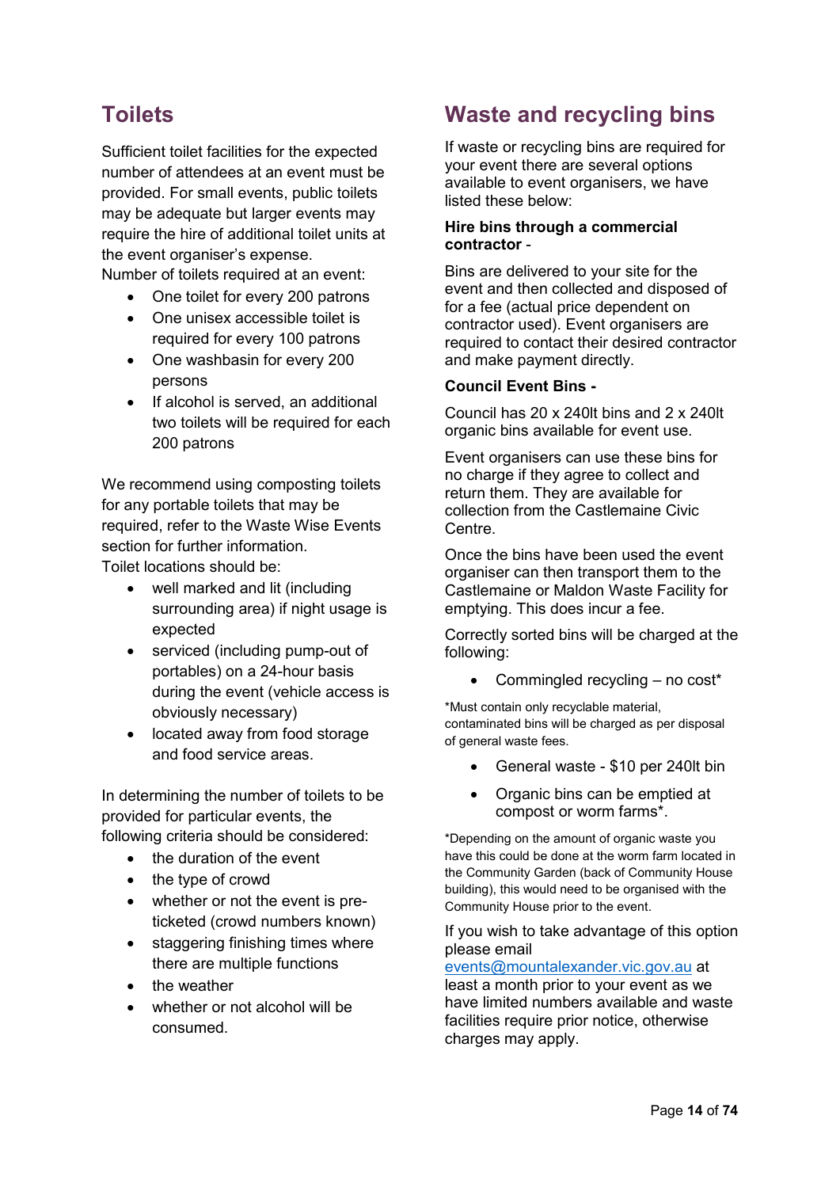## Toilets

Sufficient toilet facilities for the expected number of attendees at an event must be provided. For small events, public toilets may be adequate but larger events may require the hire of additional toilet units at the event organiser's expense.

Number of toilets required at an event:

- One toilet for every 200 patrons
- One unisex accessible toilet is required for every 100 patrons
- One washbasin for every 200 persons
- If alcohol is served, an additional two toilets will be required for each 200 patrons

We recommend using composting toilets for any portable toilets that may be required, refer to the Waste Wise Events section for further information.

Toilet locations should be:

- well marked and lit (including surrounding area) if night usage is expected
- serviced (including pump-out of portables) on a 24-hour basis during the event (vehicle access is obviously necessary)
- located away from food storage and food service areas.

In determining the number of toilets to be provided for particular events, the following criteria should be considered:

- the duration of the event
- the type of crowd
- whether or not the event is pre-ticketed (crowd numbers known)
- staggering finishing times where there are multiple functions
- the weather
- whether or not alcohol will be consumed.

## Waste and recycling bins

If waste or recycling bins are required for your event there are several options available to event organisers, we have listed these below:

**Hire bins through a commercial contractor** -

Bins are delivered to your site for the event and then collected and disposed of for a fee (actual price dependent on contractor used). Event organisers are required to contact their desired contractor and make payment directly.

**Council Event Bins -**

Council has 20 x 240lt bins and 2 x 240lt organic bins available for event use.

Event organisers can use these bins for no charge if they agree to collect and return them. They are available for collection from the Castlemaine Civic Centre.

Once the bins have been used the event organiser can then transport them to the Castlemaine or Maldon Waste Facility for emptying. This does incur a fee.

Correctly sorted bins will be charged at the following:

- Commingled recycling – no cost*

*Must contain only recyclable material, contaminated bins will be charged as per disposal of general waste fees.

- General waste - $10 per 240lt bin
- Organic bins can be emptied at compost or worm farms*.

*Depending on the amount of organic waste you have this could be done at the worm farm located in the Community Garden (back of Community House building), this would need to be organised with the Community House prior to the event.

If you wish to take advantage of this option please email events@mountalexander.vic.gov.au at least a month prior to your event as we have limited numbers available and waste facilities require prior notice, otherwise charges may apply.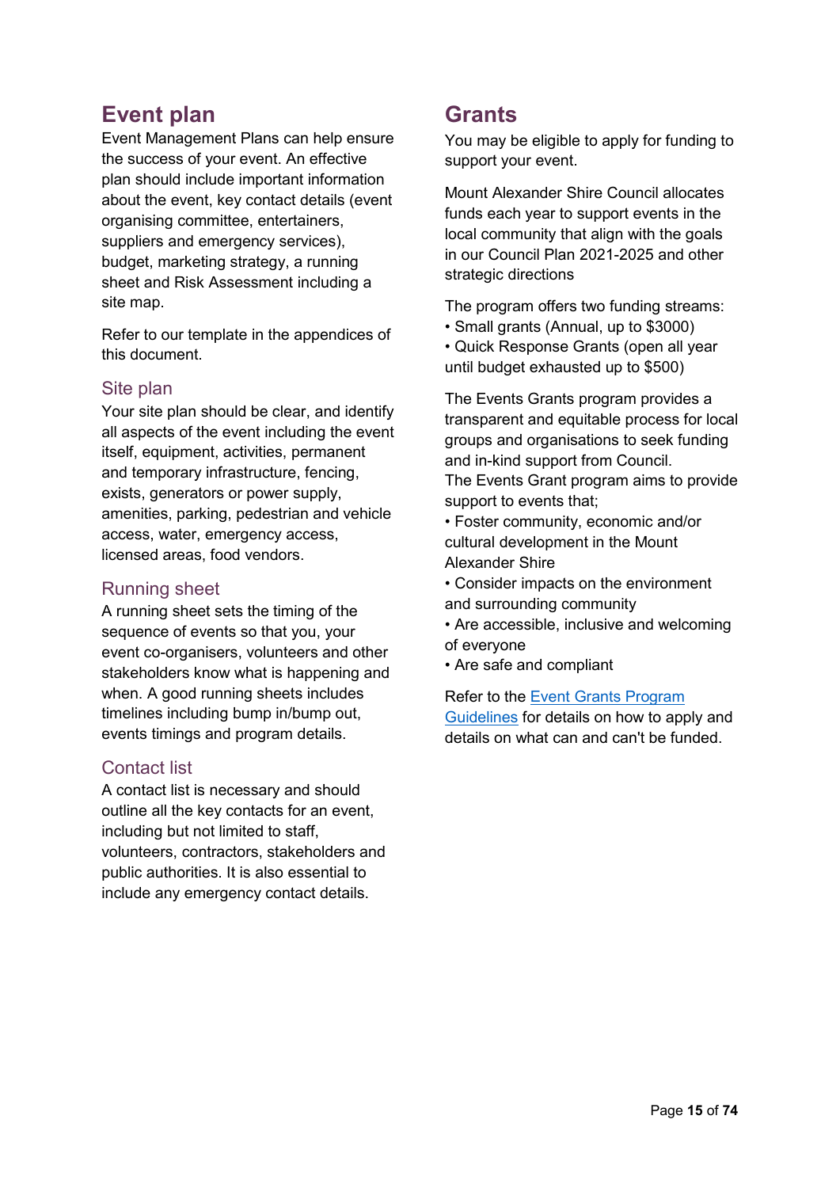## Event plan

Event Management Plans can help ensure the success of your event. An effective plan should include important information about the event, key contact details (event organising committee, entertainers, suppliers and emergency services), budget, marketing strategy, a running sheet and Risk Assessment including a site map.

Refer to our template in the appendices of this document.

### Site plan

Your site plan should be clear, and identify all aspects of the event including the event itself, equipment, activities, permanent and temporary infrastructure, fencing, exists, generators or power supply, amenities, parking, pedestrian and vehicle access, water, emergency access, licensed areas, food vendors.

### Running sheet

A running sheet sets the timing of the sequence of events so that you, your event co-organisers, volunteers and other stakeholders know what is happening and when. A good running sheets includes timelines including bump in/bump out, events timings and program details.

### Contact list

A contact list is necessary and should outline all the key contacts for an event, including but not limited to staff, volunteers, contractors, stakeholders and public authorities. It is also essential to include any emergency contact details.

## Grants

You may be eligible to apply for funding to support your event.

Mount Alexander Shire Council allocates funds each year to support events in the local community that align with the goals in our Council Plan 2021-2025 and other strategic directions

The program offers two funding streams:

- Small grants (Annual, up to $3000)
- Quick Response Grants (open all year until budget exhausted up to $500)

The Events Grants program provides a transparent and equitable process for local groups and organisations to seek funding and in-kind support from Council.
The Events Grant program aims to provide support to events that;

- Foster community, economic and/or cultural development in the Mount Alexander Shire
- Consider impacts on the environment and surrounding community
- Are accessible, inclusive and welcoming of everyone
- Are safe and compliant

Refer to the Event Grants Program Guidelines for details on how to apply and details on what can and can't be funded.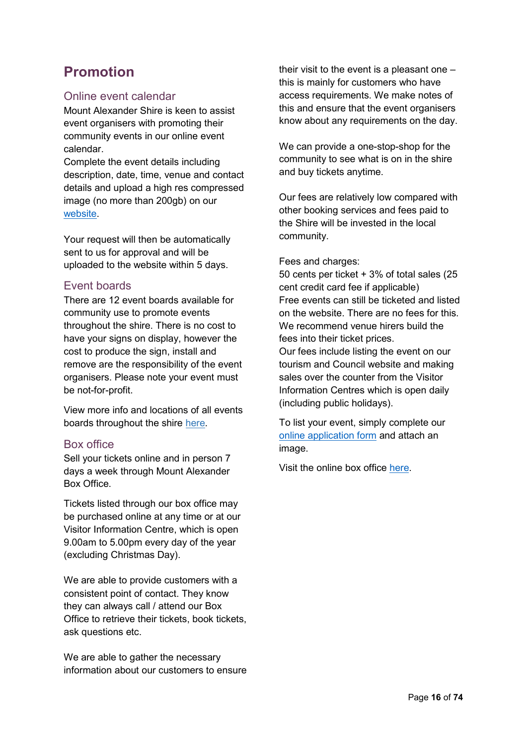# Promotion

## Online event calendar

Mount Alexander Shire is keen to assist event organisers with promoting their community events in our online event calendar.
Complete the event details including description, date, time, venue and contact details and upload a high res compressed image (no more than 200gb) on our [website](website).

Your request will then be automatically sent to us for approval and will be uploaded to the website within 5 days.

## Event boards

There are 12 event boards available for community use to promote events throughout the shire. There is no cost to have your signs on display, however the cost to produce the sign, install and remove are the responsibility of the event organisers. Please note your event must be not-for-profit.

View more info and locations of all events boards throughout the shire [here](here).

## Box office

Sell your tickets online and in person 7 days a week through Mount Alexander Box Office.

Tickets listed through our box office may be purchased online at any time or at our Visitor Information Centre, which is open 9.00am to 5.00pm every day of the year (excluding Christmas Day).

We are able to provide customers with a consistent point of contact. They know they can always call / attend our Box Office to retrieve their tickets, book tickets, ask questions etc.

We are able to gather the necessary information about our customers to ensure their visit to the event is a pleasant one – this is mainly for customers who have access requirements. We make notes of this and ensure that the event organisers know about any requirements on the day.

We can provide a one-stop-shop for the community to see what is on in the shire and buy tickets anytime.

Our fees are relatively low compared with other booking services and fees paid to the Shire will be invested in the local community.

Fees and charges:
50 cents per ticket + 3% of total sales (25 cent credit card fee if applicable)
Free events can still be ticketed and listed on the website. There are no fees for this.
We recommend venue hirers build the fees into their ticket prices.
Our fees include listing the event on our tourism and Council website and making sales over the counter from the Visitor Information Centres which is open daily (including public holidays).

To list your event, simply complete our [online application form](online application form) and attach an image.

Visit the online box office [here](here).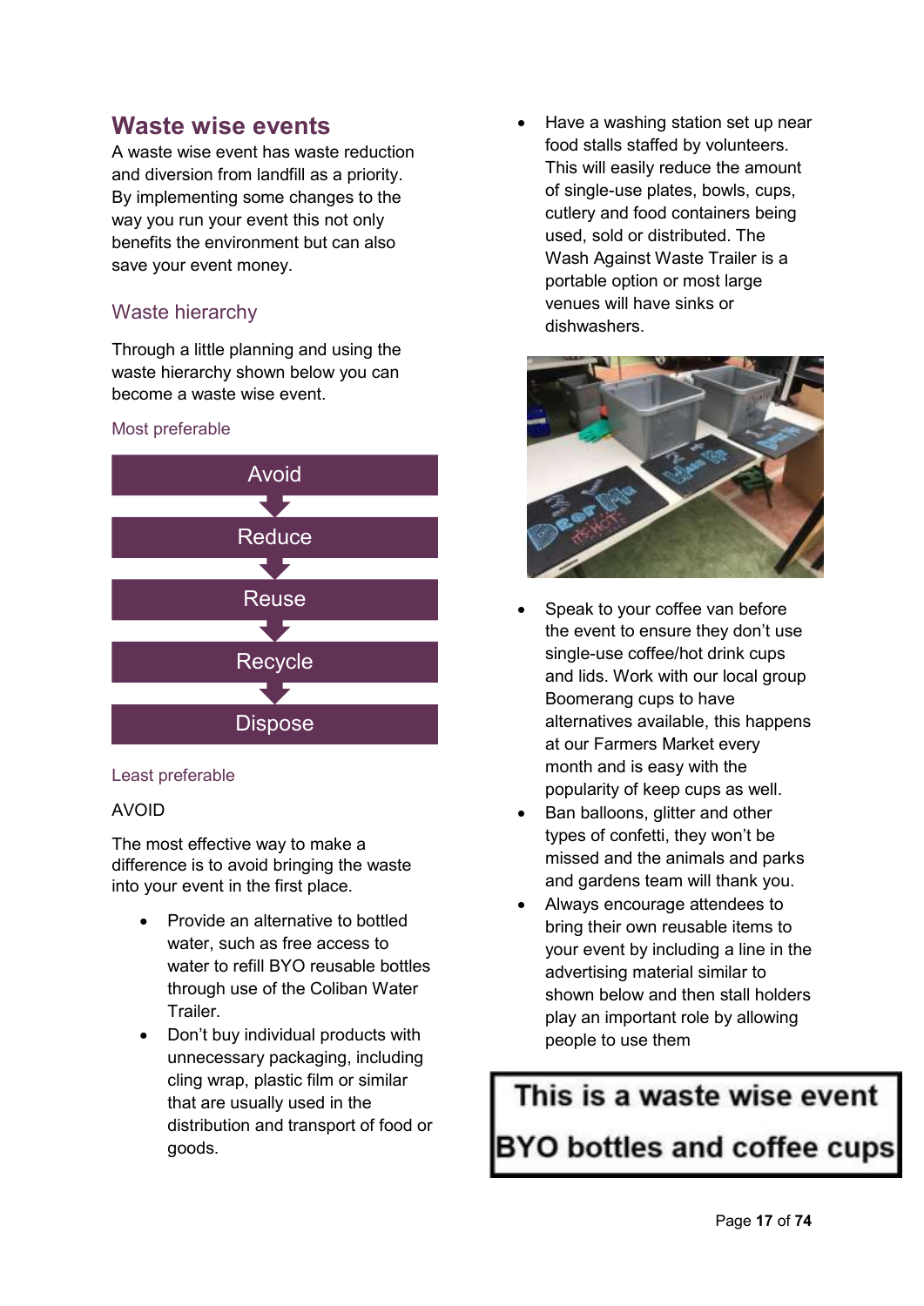## Waste wise events

A waste wise event has waste reduction and diversion from landfill as a priority. By implementing some changes to the way you run your event this not only benefits the environment but can also save your event money.

### Waste hierarchy

Through a little planning and using the waste hierarchy shown below you can become a waste wise event.

Most preferable

- Avoid
- Reduce
- Reuse
- Recycle
- Dispose

Least preferable

AVOID

The most effective way to make a difference is to avoid bringing the waste into your event in the first place.

- Provide an alternative to bottled water, such as free access to water to refill BYO reusable bottles through use of the Coliban Water Trailer.
- Don't buy individual products with unnecessary packaging, including cling wrap, plastic film or similar that are usually used in the distribution and transport of food or goods.
- Have a washing station set up near food stalls staffed by volunteers. This will easily reduce the amount of single-use plates, bowls, cups, cutlery and food containers being used, sold or distributed. The Wash Against Waste Trailer is a portable option or most large venues will have sinks or dishwashers.
- Speak to your coffee van before the event to ensure they don't use single-use coffee/hot drink cups and lids. Work with our local group Boomerang cups to have alternatives available, this happens at our Farmers Market every month and is easy with the popularity of keep cups as well.
- Ban balloons, glitter and other types of confetti, they won't be missed and the animals and parks and gardens team will thank you.
- Always encourage attendees to bring their own reusable items to your event by including a line in the advertising material similar to shown below and then stall holders play an important role by allowing people to use them

**This is a waste wise event**
**BYO bottles and coffee cups**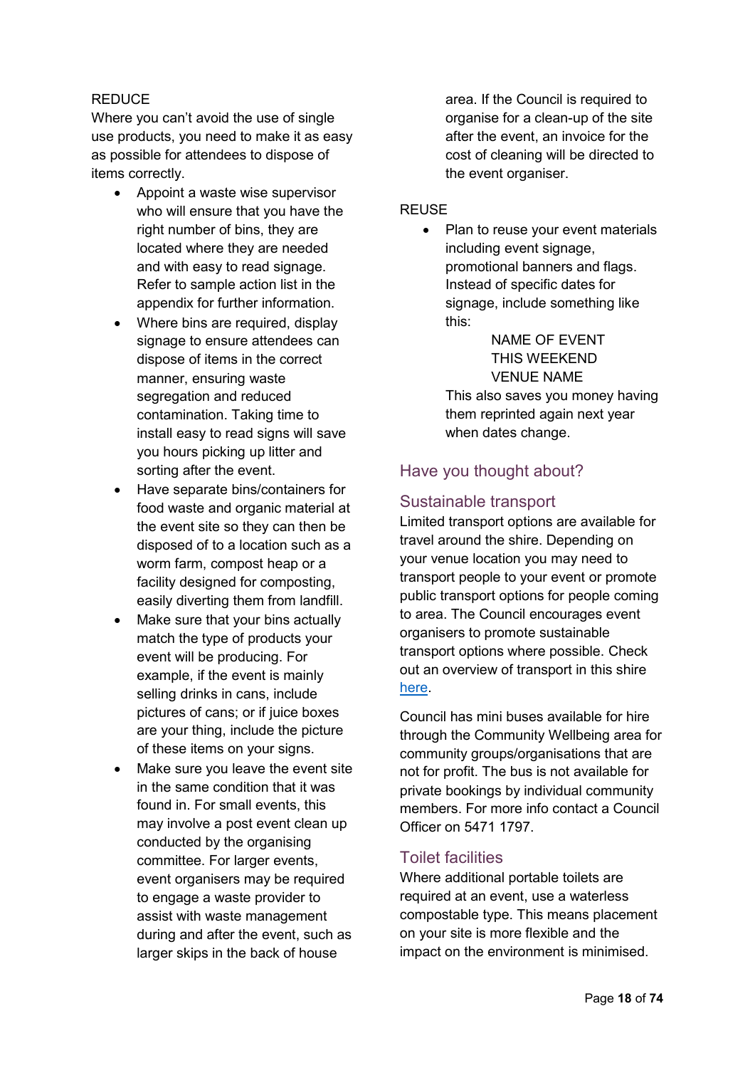REDUCE

Where you can't avoid the use of single use products, you need to make it as easy as possible for attendees to dispose of items correctly.

- Appoint a waste wise supervisor who will ensure that you have the right number of bins, they are located where they are needed and with easy to read signage. Refer to sample action list in the appendix for further information.
- Where bins are required, display signage to ensure attendees can dispose of items in the correct manner, ensuring waste segregation and reduced contamination. Taking time to install easy to read signs will save you hours picking up litter and sorting after the event.
- Have separate bins/containers for food waste and organic material at the event site so they can then be disposed of to a location such as a worm farm, compost heap or a facility designed for composting, easily diverting them from landfill.
- Make sure that your bins actually match the type of products your event will be producing. For example, if the event is mainly selling drinks in cans, include pictures of cans; or if juice boxes are your thing, include the picture of these items on your signs.
- Make sure you leave the event site in the same condition that it was found in. For small events, this may involve a post event clean up conducted by the organising committee. For larger events, event organisers may be required to engage a waste provider to assist with waste management during and after the event, such as larger skips in the back of house area. If the Council is required to organise for a clean-up of the site after the event, an invoice for the cost of cleaning will be directed to the event organiser.

REUSE

- Plan to reuse your event materials including event signage, promotional banners and flags. Instead of specific dates for signage, include something like this:

  NAME OF EVENT
  THIS WEEKEND
  VENUE NAME

  This also saves you money having them reprinted again next year when dates change.

## Have you thought about?

### Sustainable transport

Limited transport options are available for travel around the shire. Depending on your venue location you may need to transport people to your event or promote public transport options for people coming to area. The Council encourages event organisers to promote sustainable transport options where possible. Check out an overview of transport in this shire here.

Council has mini buses available for hire through the Community Wellbeing area for community groups/organisations that are not for profit. The bus is not available for private bookings by individual community members. For more info contact a Council Officer on 5471 1797.

### Toilet facilities

Where additional portable toilets are required at an event, use a waterless compostable type. This means placement on your site is more flexible and the impact on the environment is minimised.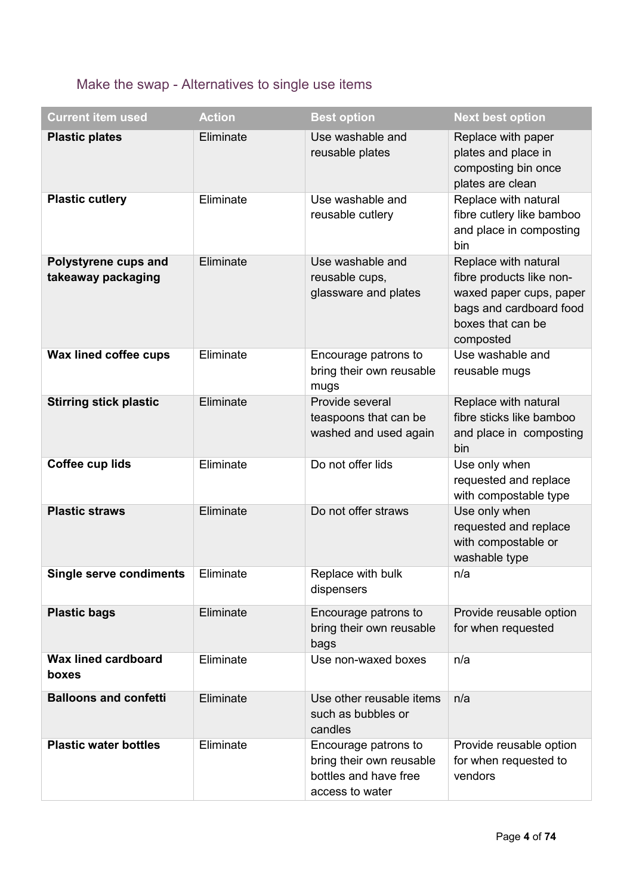## Make the swap - Alternatives to single use items

| Current item used | Action | Best option | Next best option |
|---|---|---|---|
| **Plastic plates** | Eliminate | Use washable and reusable plates | Replace with paper plates and place in composting bin once plates are clean |
| **Plastic cutlery** | Eliminate | Use washable and reusable cutlery | Replace with natural fibre cutlery like bamboo and place in composting bin |
| **Polystyrene cups and takeaway packaging** | Eliminate | Use washable and reusable cups, glassware and plates | Replace with natural fibre products like non-waxed paper cups, paper bags and cardboard food boxes that can be composted |
| **Wax lined coffee cups** | Eliminate | Encourage patrons to bring their own reusable mugs | Use washable and reusable mugs |
| **Stirring stick plastic** | Eliminate | Provide several teaspoons that can be washed and used again | Replace with natural fibre sticks like bamboo and place in composting bin |
| **Coffee cup lids** | Eliminate | Do not offer lids | Use only when requested and replace with compostable type |
| **Plastic straws** | Eliminate | Do not offer straws | Use only when requested and replace with compostable or washable type |
| **Single serve condiments** | Eliminate | Replace with bulk dispensers | n/a |
| **Plastic bags** | Eliminate | Encourage patrons to bring their own reusable bags | Provide reusable option for when requested |
| **Wax lined cardboard boxes** | Eliminate | Use non-waxed boxes | n/a |
| **Balloons and confetti** | Eliminate | Use other reusable items such as bubbles or candles | n/a |
| **Plastic water bottles** | Eliminate | Encourage patrons to bring their own reusable bottles and have free access to water | Provide reusable option for when requested to vendors |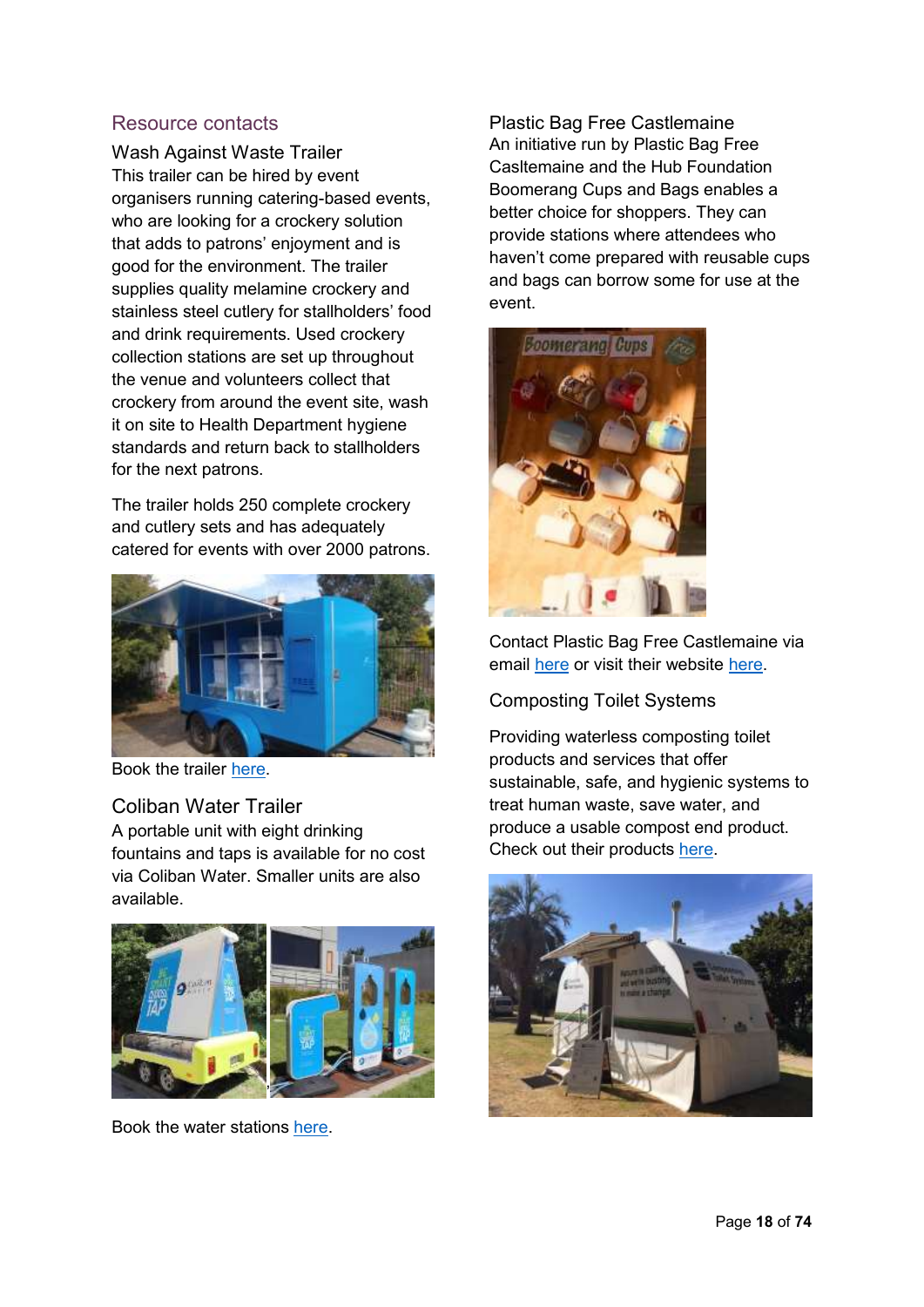## Resource contacts

### Wash Against Waste Trailer

This trailer can be hired by event organisers running catering-based events, who are looking for a crockery solution that adds to patrons' enjoyment and is good for the environment. The trailer supplies quality melamine crockery and stainless steel cutlery for stallholders' food and drink requirements. Used crockery collection stations are set up throughout the venue and volunteers collect that crockery from around the event site, wash it on site to Health Department hygiene standards and return back to stallholders for the next patrons.

The trailer holds 250 complete crockery and cutlery sets and has adequately catered for events with over 2000 patrons.

Book the trailer here.

### Coliban Water Trailer

A portable unit with eight drinking fountains and taps is available for no cost via Coliban Water. Smaller units are also available.

Book the water stations here.

### Plastic Bag Free Castlemaine

An initiative run by Plastic Bag Free Casltemaine and the Hub Foundation Boomerang Cups and Bags enables a better choice for shoppers. They can provide stations where attendees who haven't come prepared with reusable cups and bags can borrow some for use at the event.

Contact Plastic Bag Free Castlemaine via email here or visit their website here.

### Composting Toilet Systems

Providing waterless composting toilet products and services that offer sustainable, safe, and hygienic systems to treat human waste, save water, and produce a usable compost end product. Check out their products here.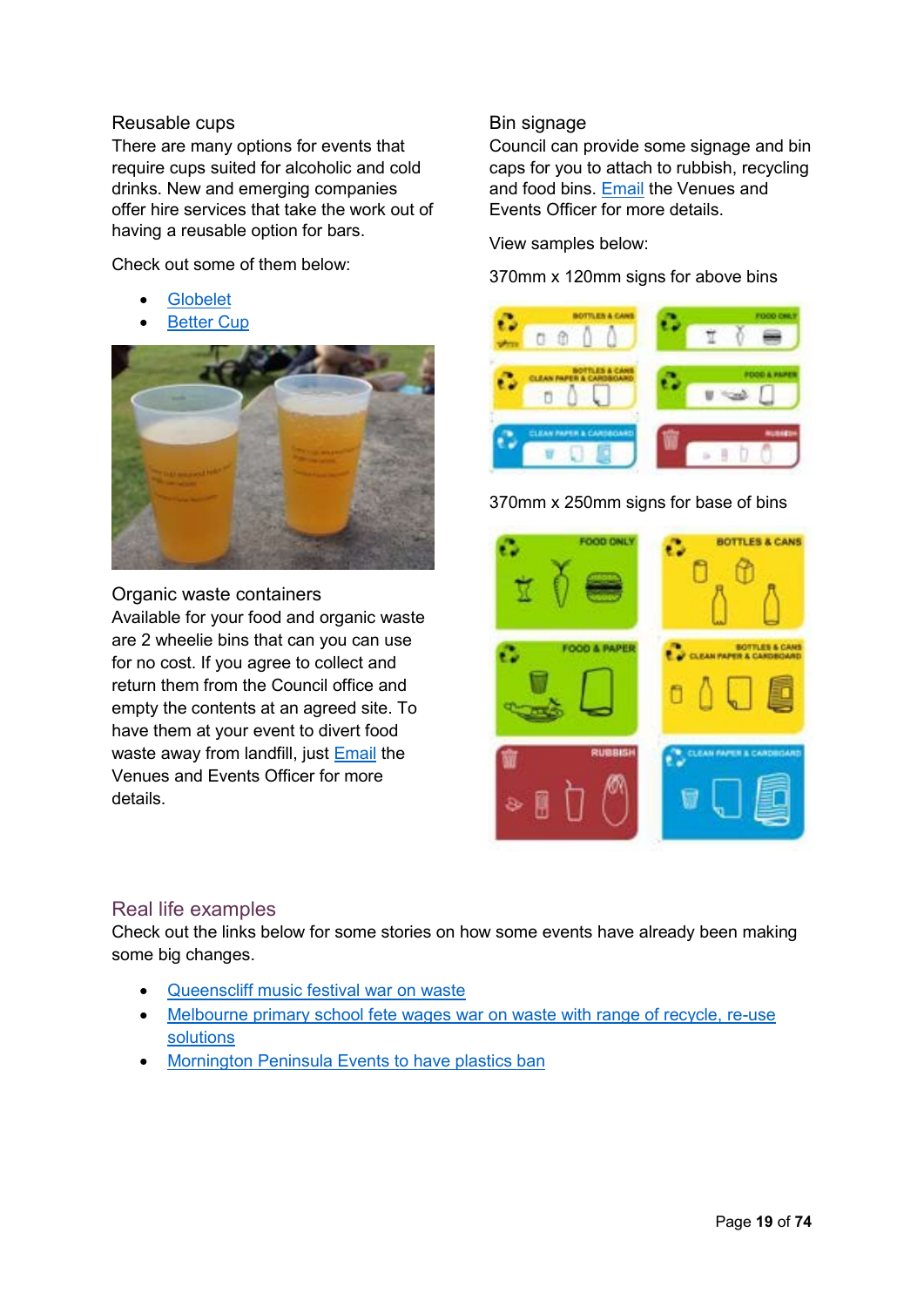### Reusable cups

There are many options for events that require cups suited for alcoholic and cold drinks. New and emerging companies offer hire services that take the work out of having a reusable option for bars.

Check out some of them below:

- Globelet
- Better Cup

### Organic waste containers

Available for your food and organic waste are 2 wheelie bins that can you can use for no cost. If you agree to collect and return them from the Council office and empty the contents at an agreed site. To have them at your event to divert food waste away from landfill, just Email the Venues and Events Officer for more details.

### Bin signage

Council can provide some signage and bin caps for you to attach to rubbish, recycling and food bins. Email the Venues and Events Officer for more details.

View samples below:

370mm x 120mm signs for above bins

370mm x 250mm signs for base of bins

## Real life examples

Check out the links below for some stories on how some events have already been making some big changes.

- Queenscliff music festival war on waste
- Melbourne primary school fete wages war on waste with range of recycle, re-use solutions
- Mornington Peninsula Events to have plastics ban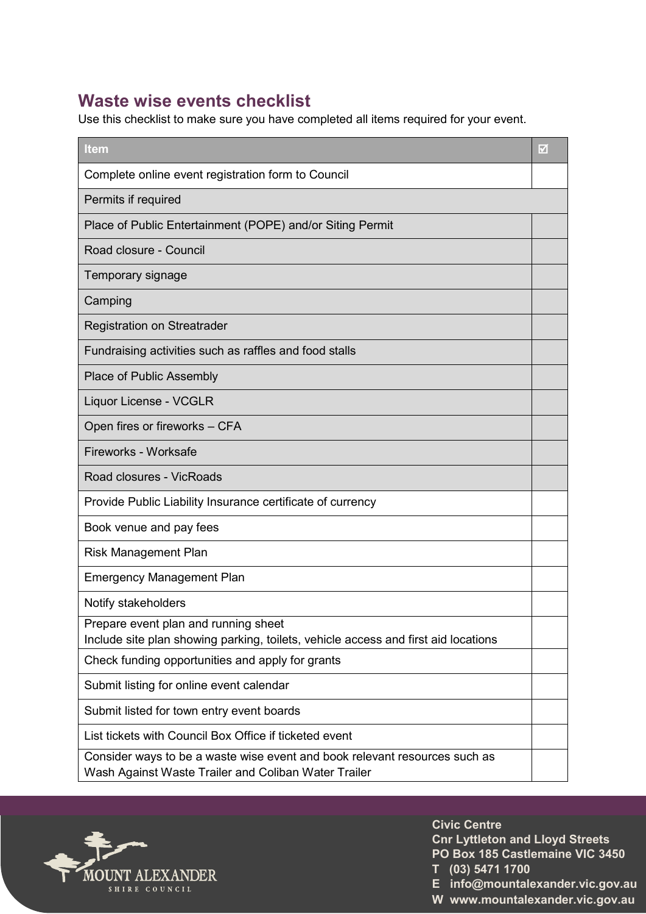## Waste wise events checklist

Use this checklist to make sure you have completed all items required for your event.

| Item | ☑ |
|---|---|
| Complete online event registration form to Council | |
| Permits if required | |
| Place of Public Entertainment (POPE) and/or Siting Permit | |
| Road closure - Council | |
| Temporary signage | |
| Camping | |
| Registration on Streatrader | |
| Fundraising activities such as raffles and food stalls | |
| Place of Public Assembly | |
| Liquor License - VCGLR | |
| Open fires or fireworks – CFA | |
| Fireworks - Worksafe | |
| Road closures - VicRoads | |
| Provide Public Liability Insurance certificate of currency | |
| Book venue and pay fees | |
| Risk Management Plan | |
| Emergency Management Plan | |
| Notify stakeholders | |
| Prepare event plan and running sheet<br>Include site plan showing parking, toilets, vehicle access and first aid locations | |
| Check funding opportunities and apply for grants | |
| Submit listing for online event calendar | |
| Submit listed for town entry event boards | |
| List tickets with Council Box Office if ticketed event | |
| Consider ways to be a waste wise event and book relevant resources such as Wash Against Waste Trailer and Coliban Water Trailer | |

MOUNT ALEXANDER SHIRE COUNCIL

**Civic Centre**
**Cnr Lyttleton and Lloyd Streets**
**PO Box 185 Castlemaine VIC 3450**
**T (03) 5471 1700**
**E info@mountalexander.vic.gov.au**
**W www.mountalexander.vic.gov.au**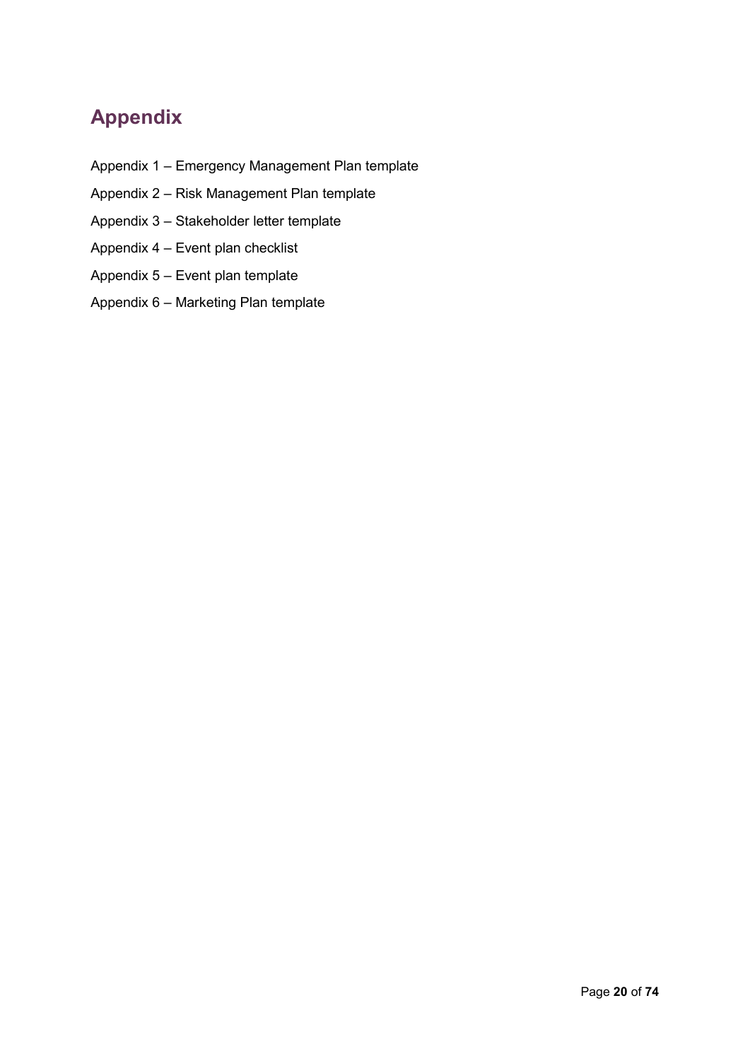# Appendix

Appendix 1 – Emergency Management Plan template

Appendix 2 – Risk Management Plan template

Appendix 3 – Stakeholder letter template

Appendix 4 – Event plan checklist

Appendix 5 – Event plan template

Appendix 6 – Marketing Plan template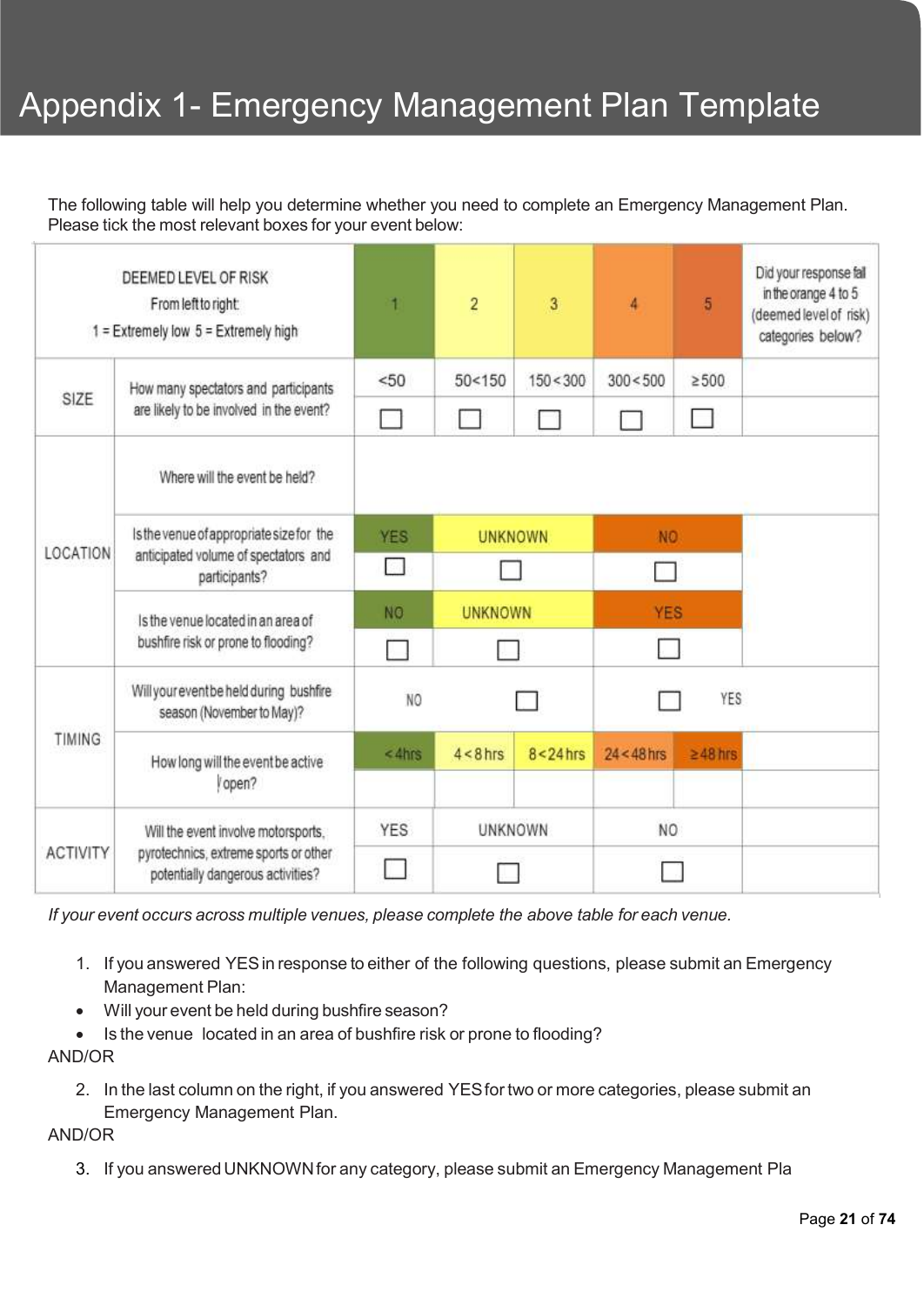# Appendix 1- Emergency Management Plan Template

The following table will help you determine whether you need to complete an Emergency Management Plan. Please tick the most relevant boxes for your event below:

| DEEMED LEVEL OF RISK From left to right: 1 = Extremely low 5 = Extremely high | | 1 | 2 | 3 | 4 | 5 | Did your response fall in the orange 4 to 5 (deemed level of risk) categories below? |
|---|---|---|---|---|---|---|---|
| SIZE | How many spectators and participants are likely to be involved in the event? | <50 | 50<150 | 150<300 | 300<500 | ≥500 | |
| | | ☐ | ☐ | ☐ | ☐ | ☐ | |
| LOCATION | Where will the event be held? | | | | | | |
| | Is the venue of appropriate size for the anticipated volume of spectators and participants? | YES | UNKNOWN | | NO | | |
| | | ☐ | ☐ | | ☐ | | |
| | Is the venue located in an area of bushfire risk or prone to flooding? | NO | UNKNOWN | | YES | | |
| | | ☐ | ☐ | | ☐ | | |
| TIMING | Will your event be held during bushfire season (November to May)? | NO | | ☐ | ☐ | YES | |
| | How long will the event be active / open? | <4hrs | 4<8hrs | 8<24hrs | 24<48hrs | ≥48hrs | |
| | | | | | | | |
| ACTIVITY | Will the event involve motorsports, pyrotechnics, extreme sports or other potentially dangerous activities? | YES | UNKNOWN | | NO | | |
| | | ☐ | ☐ | | ☐ | | |

*If your event occurs across multiple venues, please complete the above table for each venue.*

1. If you answered YES in response to either of the following questions, please submit an Emergency Management Plan:

- Will your event be held during bushfire season?
- Is the venue located in an area of bushfire risk or prone to flooding?

AND/OR

2. In the last column on the right, if you answered YES for two or more categories, please submit an Emergency Management Plan.

AND/OR

3. If you answered UNKNOWN for any category, please submit an Emergency Management Pla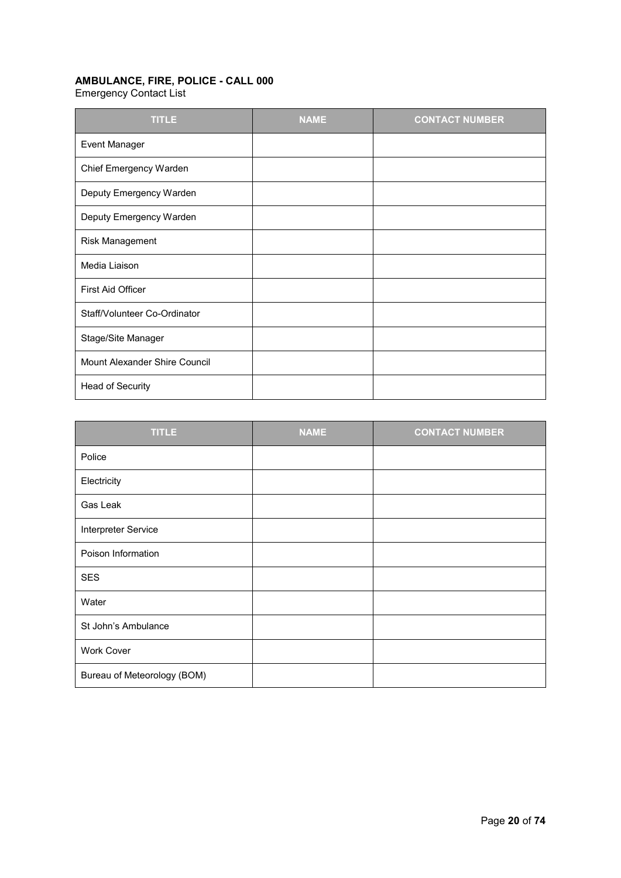**AMBULANCE, FIRE, POLICE - CALL 000**

Emergency Contact List

| TITLE | NAME | CONTACT NUMBER |
| --- | --- | --- |
| Event Manager | | |
| Chief Emergency Warden | | |
| Deputy Emergency Warden | | |
| Deputy Emergency Warden | | |
| Risk Management | | |
| Media Liaison | | |
| First Aid Officer | | |
| Staff/Volunteer Co-Ordinator | | |
| Stage/Site Manager | | |
| Mount Alexander Shire Council | | |
| Head of Security | | |

| TITLE | NAME | CONTACT NUMBER |
| --- | --- | --- |
| Police | | |
| Electricity | | |
| Gas Leak | | |
| Interpreter Service | | |
| Poison Information | | |
| SES | | |
| Water | | |
| St John's Ambulance | | |
| Work Cover | | |
| Bureau of Meteorology (BOM) | | |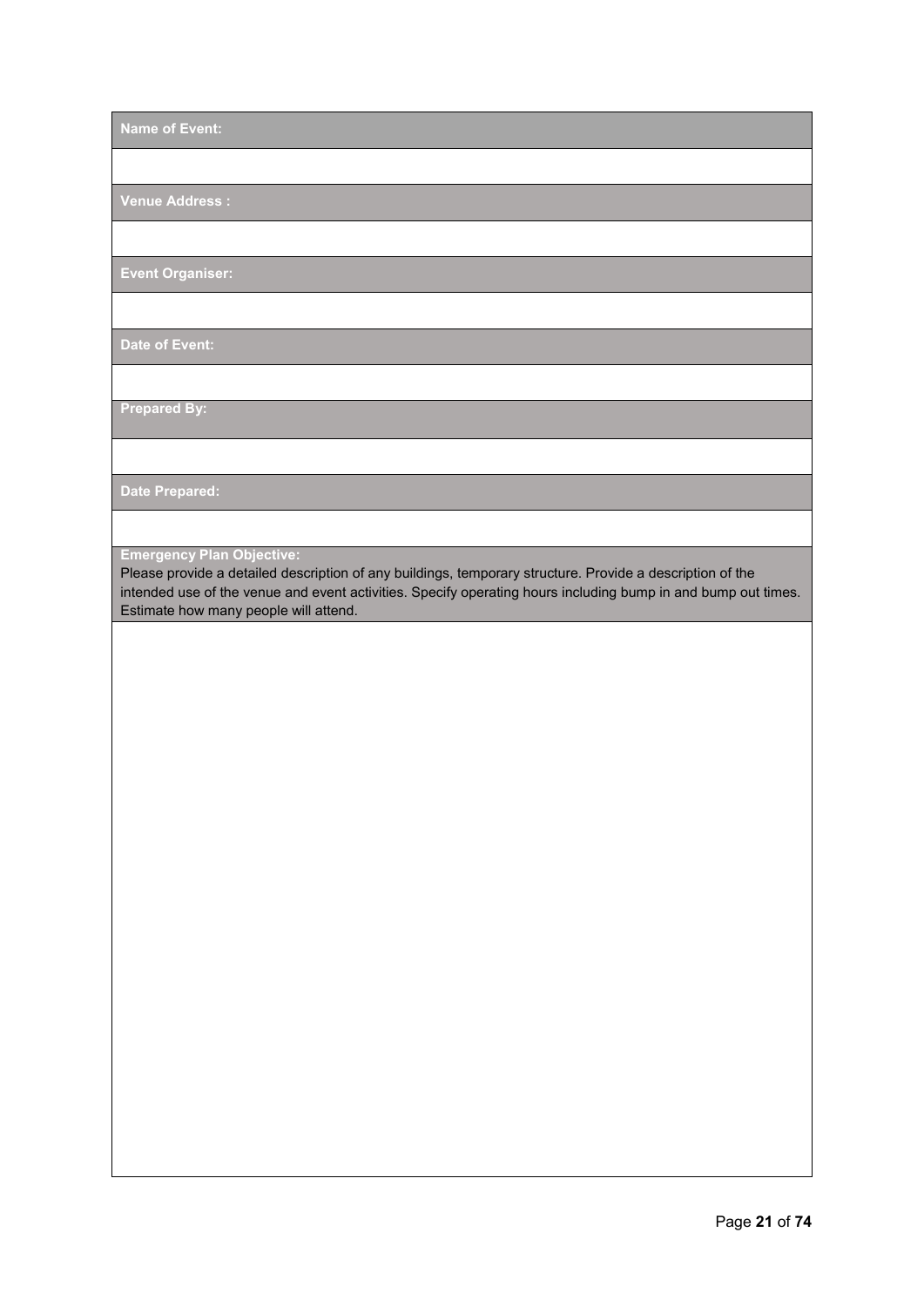| Name of Event: |
| --- |
| |
| **Venue Address :** |
| |
| **Event Organiser:** |
| |
| **Date of Event:** |
| |
| **Prepared By:** |
| |
| **Date Prepared:** |
| |
| **Emergency Plan Objective:** Please provide a detailed description of any buildings, temporary structure. Provide a description of the intended use of the venue and event activities. Specify operating hours including bump in and bump out times. Estimate how many people will attend. |
| |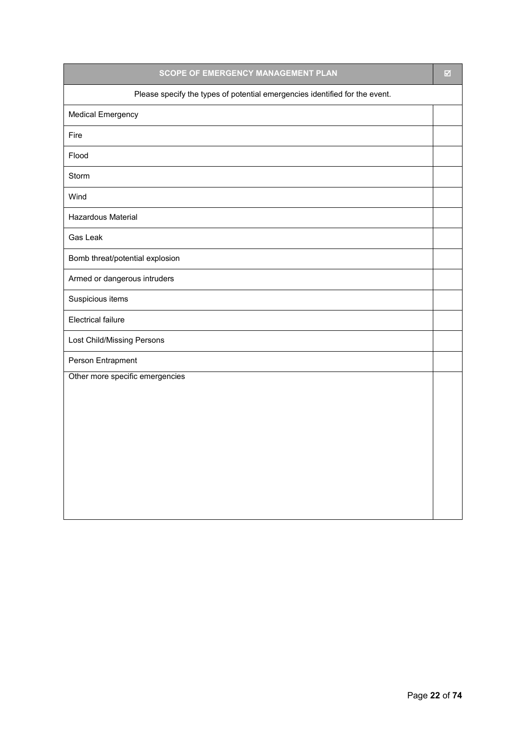| SCOPE OF EMERGENCY MANAGEMENT PLAN | ☑ |
| --- | --- |
| Please specify the types of potential emergencies identified for the event. | |
| Medical Emergency | |
| Fire | |
| Flood | |
| Storm | |
| Wind | |
| Hazardous Material | |
| Gas Leak | |
| Bomb threat/potential explosion | |
| Armed or dangerous intruders | |
| Suspicious items | |
| Electrical failure | |
| Lost Child/Missing Persons | |
| Person Entrapment | |
| Other more specific emergencies | |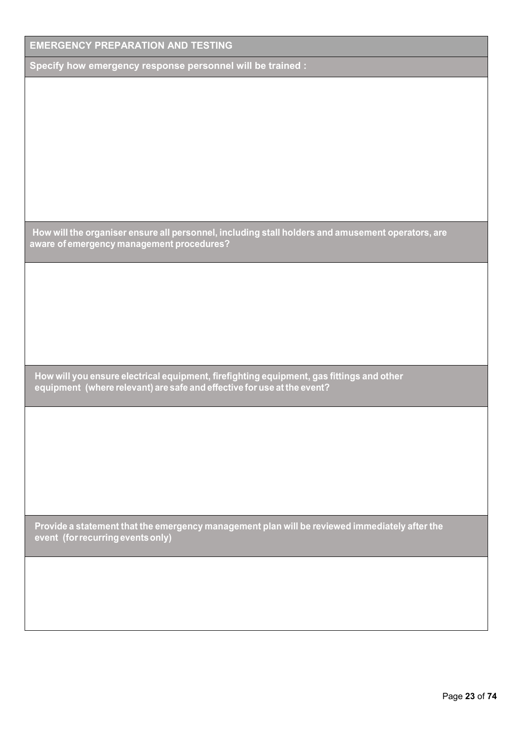| EMERGENCY PREPARATION AND TESTING |
| --- |
| **Specify how emergency response personnel will be trained :** |
| |
| **How will the organiser ensure all personnel, including stall holders and amusement operators, are aware of emergency management procedures?** |
| |
| **How will you ensure electrical equipment, firefighting equipment, gas fittings and other equipment (where relevant) are safe and effective for use at the event?** |
| |
| **Provide a statement that the emergency management plan will be reviewed immediately after the event (for recurring events only)** |
| |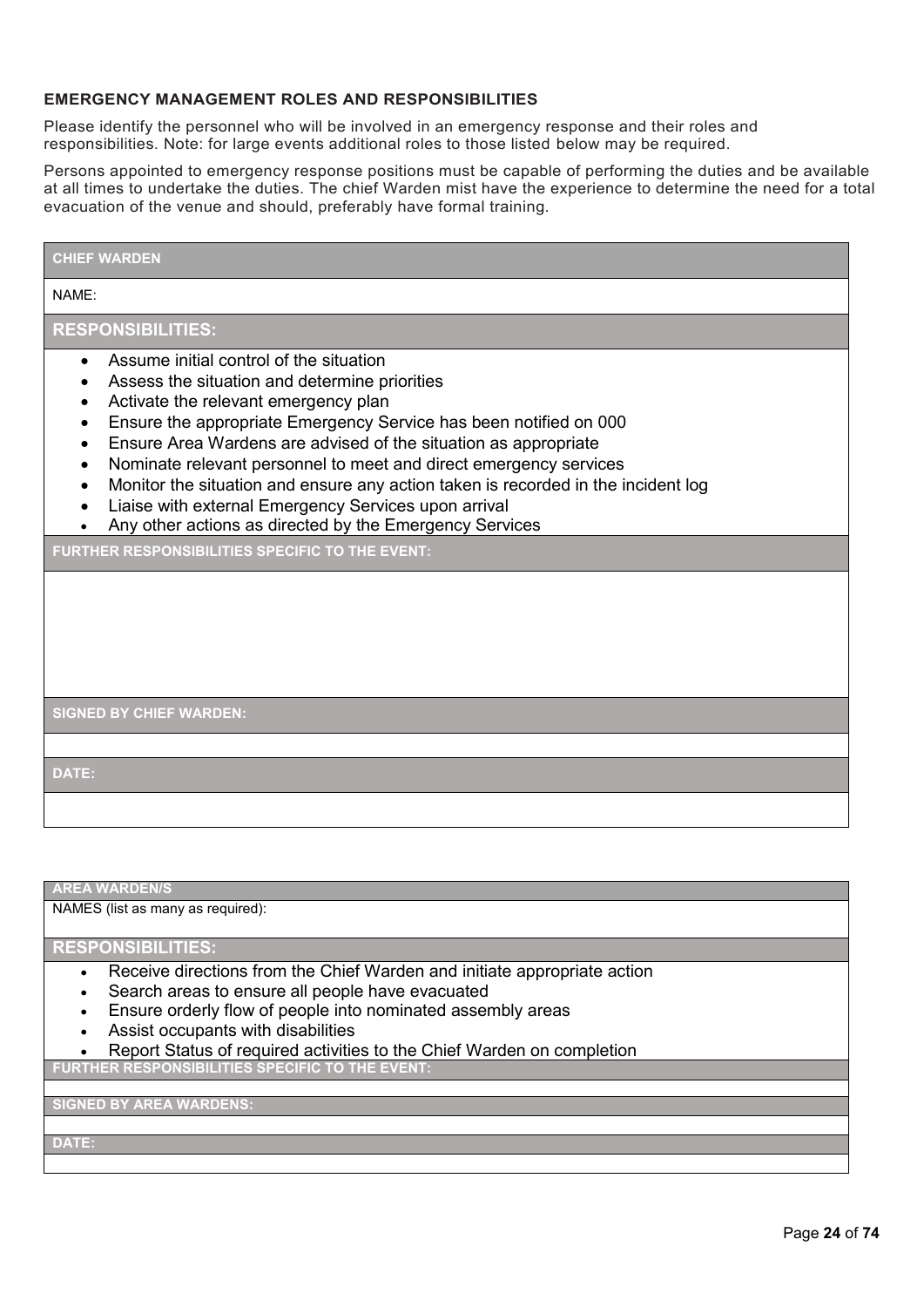**EMERGENCY MANAGEMENT ROLES AND RESPONSIBILITIES**

Please identify the personnel who will be involved in an emergency response and their roles and responsibilities. Note: for large events additional roles to those listed below may be required.

Persons appointed to emergency response positions must be capable of performing the duties and be available at all times to undertake the duties. The chief Warden mist have the experience to determine the need for a total evacuation of the venue and should, preferably have formal training.

| **CHIEF WARDEN** |
|---|
| NAME: |
| **RESPONSIBILITIES:** |
| • Assume initial control of the situation<br>• Assess the situation and determine priorities<br>• Activate the relevant emergency plan<br>• Ensure the appropriate Emergency Service has been notified on 000<br>• Ensure Area Wardens are advised of the situation as appropriate<br>• Nominate relevant personnel to meet and direct emergency services<br>• Monitor the situation and ensure any action taken is recorded in the incident log<br>• Liaise with external Emergency Services upon arrival<br>• Any other actions as directed by the Emergency Services |
| **FURTHER RESPONSIBILITIES SPECIFIC TO THE EVENT:** |
| |
| **SIGNED BY CHIEF WARDEN:** |
| |
| **DATE:** |
| |

| **AREA WARDEN/S** |
|---|
| NAMES (list as many as required): |
| **RESPONSIBILITIES:** |
| • Receive directions from the Chief Warden and initiate appropriate action<br>• Search areas to ensure all people have evacuated<br>• Ensure orderly flow of people into nominated assembly areas<br>• Assist occupants with disabilities<br>• Report Status of required activities to the Chief Warden on completion |
| **FURTHER RESPONSIBILITIES SPECIFIC TO THE EVENT:** |
| |
| **SIGNED BY AREA WARDENS:** |
| |
| **DATE:** |
| |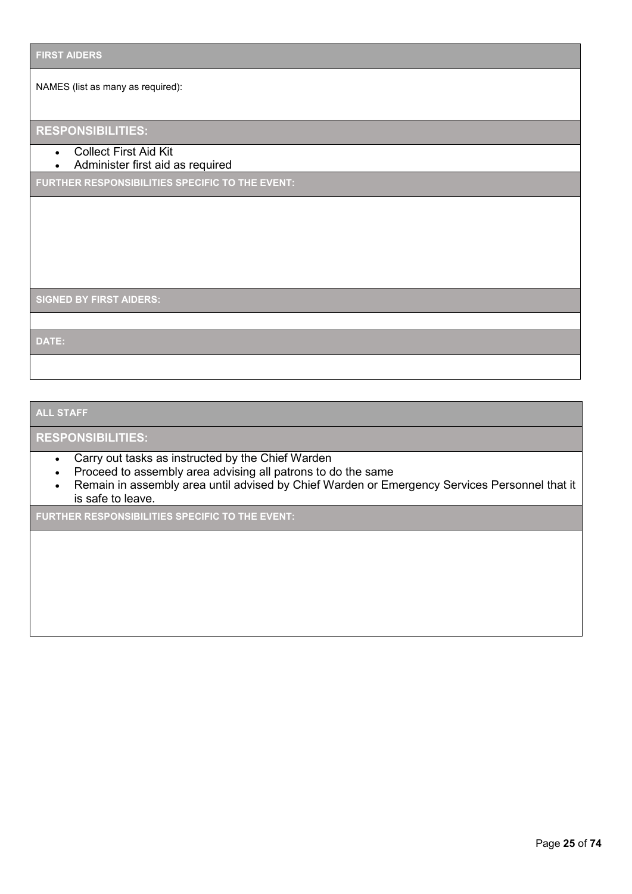## FIRST AIDERS

NAMES (list as many as required):

### RESPONSIBILITIES:

- Collect First Aid Kit
- Administer first aid as required

**FURTHER RESPONSIBILITIES SPECIFIC TO THE EVENT:**

**SIGNED BY FIRST AIDERS:**

**DATE:**

## ALL STAFF

### RESPONSIBILITIES:

- Carry out tasks as instructed by the Chief Warden
- Proceed to assembly area advising all patrons to do the same
- Remain in assembly area until advised by Chief Warden or Emergency Services Personnel that it is safe to leave.

**FURTHER RESPONSIBILITIES SPECIFIC TO THE EVENT:**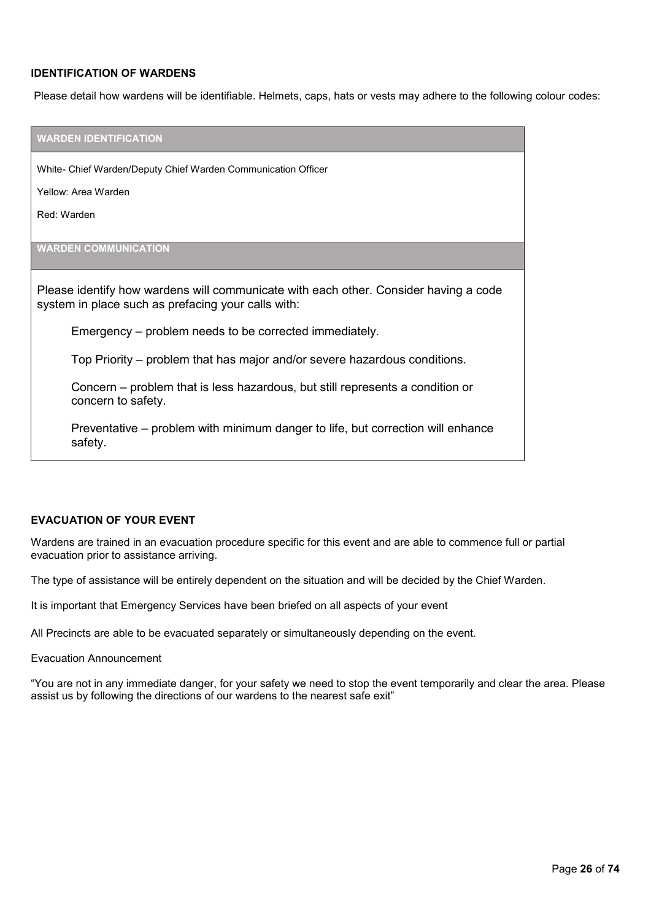**IDENTIFICATION OF WARDENS**

Please detail how wardens will be identifiable. Helmets, caps, hats or vests may adhere to the following colour codes:

| WARDEN IDENTIFICATION |
| --- |
| White- Chief Warden/Deputy Chief Warden Communication Officer<br><br>Yellow: Area Warden<br><br>Red: Warden |
| **WARDEN COMMUNICATION** |
| Please identify how wardens will communicate with each other. Consider having a code system in place such as prefacing your calls with:<br><br>Emergency – problem needs to be corrected immediately.<br><br>Top Priority – problem that has major and/or severe hazardous conditions.<br><br>Concern – problem that is less hazardous, but still represents a condition or concern to safety.<br><br>Preventative – problem with minimum danger to life, but correction will enhance safety. |

**EVACUATION OF YOUR EVENT**

Wardens are trained in an evacuation procedure specific for this event and are able to commence full or partial evacuation prior to assistance arriving.

The type of assistance will be entirely dependent on the situation and will be decided by the Chief Warden.

It is important that Emergency Services have been briefed on all aspects of your event

All Precincts are able to be evacuated separately or simultaneously depending on the event.

Evacuation Announcement

“You are not in any immediate danger, for your safety we need to stop the event temporarily and clear the area. Please assist us by following the directions of our wardens to the nearest safe exit”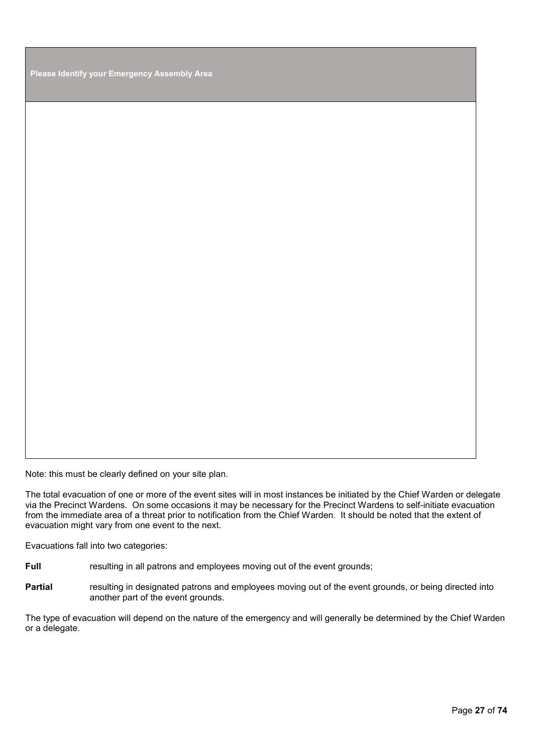| Please Identify your Emergency Assembly Area |
| --- |
| |

Note: this must be clearly defined on your site plan.

The total evacuation of one or more of the event sites will in most instances be initiated by the Chief Warden or delegate via the Precinct Wardens. On some occasions it may be necessary for the Precinct Wardens to self-initiate evacuation from the immediate area of a threat prior to notification from the Chief Warden. It should be noted that the extent of evacuation might vary from one event to the next.

Evacuations fall into two categories:

**Full** resulting in all patrons and employees moving out of the event grounds;

**Partial** resulting in designated patrons and employees moving out of the event grounds, or being directed into another part of the event grounds.

The type of evacuation will depend on the nature of the emergency and will generally be determined by the Chief Warden or a delegate.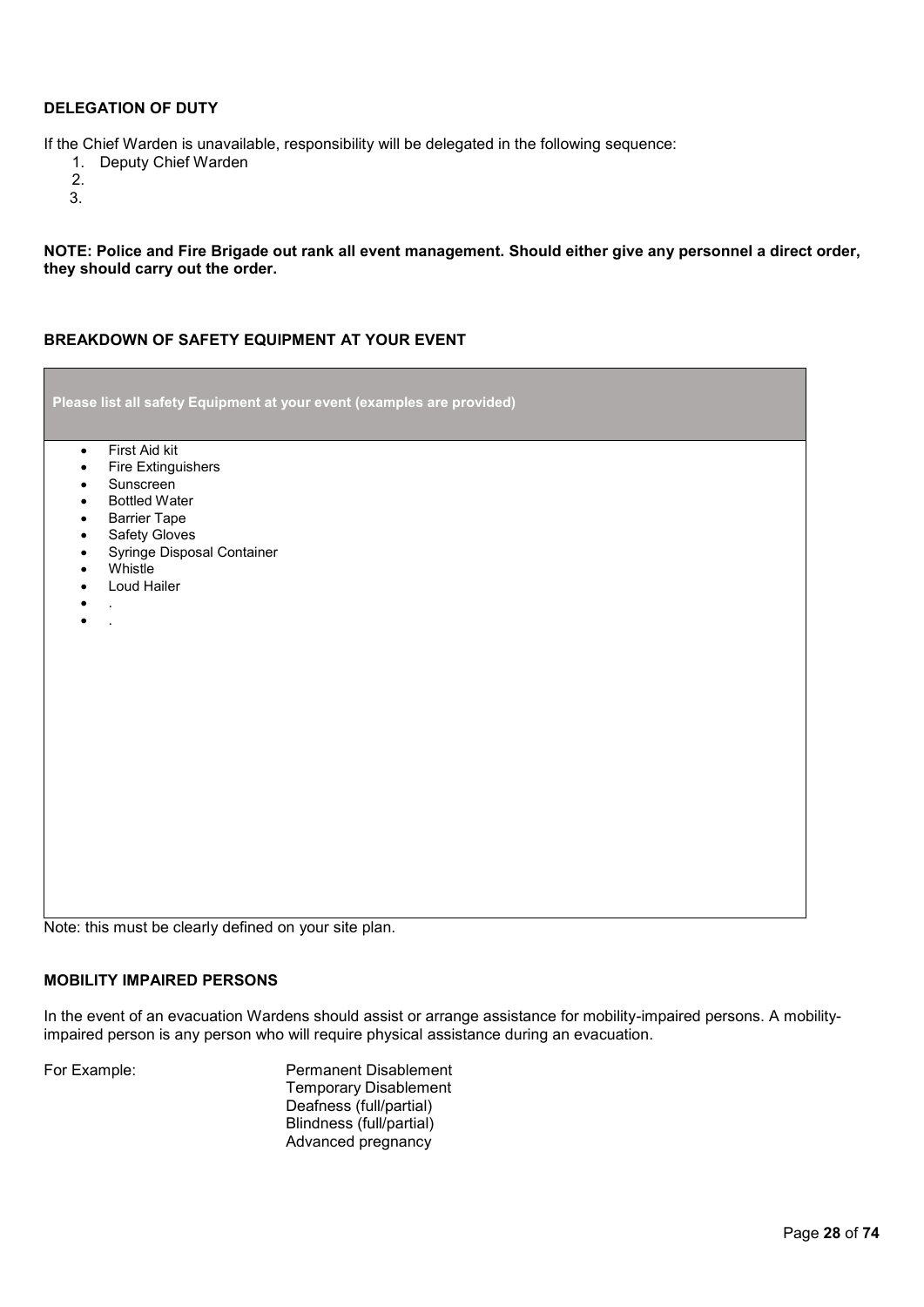**DELEGATION OF DUTY**

If the Chief Warden is unavailable, responsibility will be delegated in the following sequence:

1. Deputy Chief Warden
2. 
3. 

**NOTE: Police and Fire Brigade out rank all event management. Should either give any personnel a direct order, they should carry out the order.**

**BREAKDOWN OF SAFETY EQUIPMENT AT YOUR EVENT**

| Please list all safety Equipment at your event (examples are provided) |
|---|
| • First Aid kit<br>• Fire Extinguishers<br>• Sunscreen<br>• Bottled Water<br>• Barrier Tape<br>• Safety Gloves<br>• Syringe Disposal Container<br>• Whistle<br>• Loud Hailer<br>• .<br>• . |

Note: this must be clearly defined on your site plan.

**MOBILITY IMPAIRED PERSONS**

In the event of an evacuation Wardens should assist or arrange assistance for mobility-impaired persons. A mobility-impaired person is any person who will require physical assistance during an evacuation.

For Example:

- Permanent Disablement
- Temporary Disablement
- Deafness (full/partial)
- Blindness (full/partial)
- Advanced pregnancy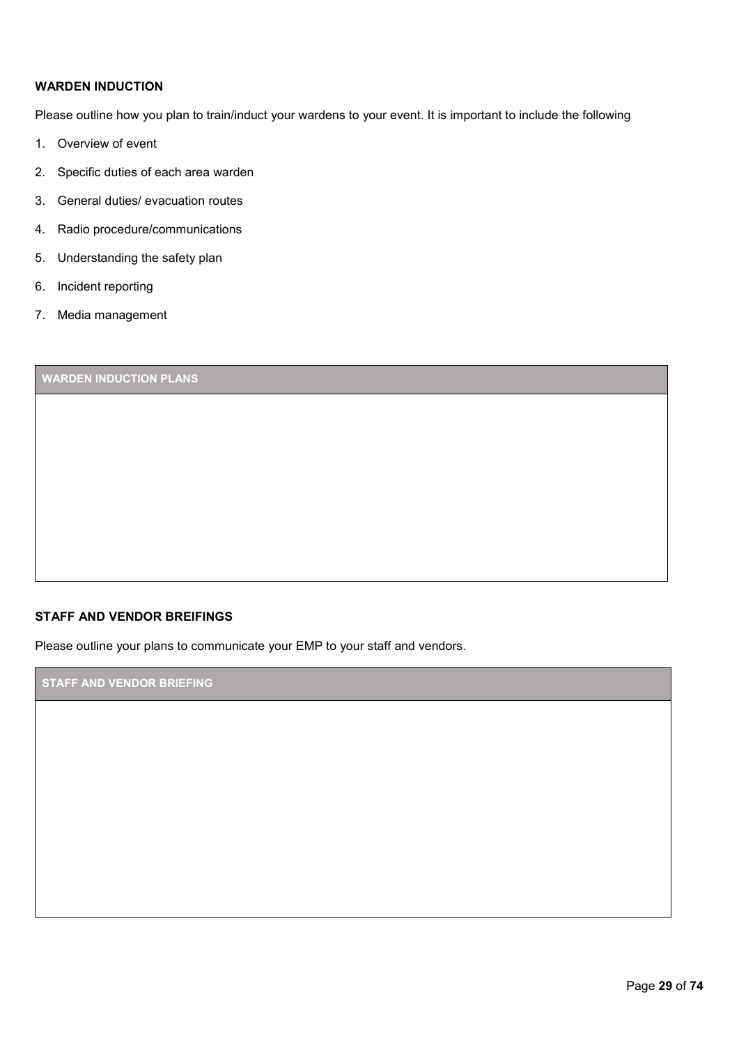## WARDEN INDUCTION

Please outline how you plan to train/induct your wardens to your event. It is important to include the following

1. Overview of event
2. Specific duties of each area warden
3. General duties/ evacuation routes
4. Radio procedure/communications
5. Understanding the safety plan
6. Incident reporting
7. Media management

| WARDEN INDUCTION PLANS |
| --- |
| |

## STAFF AND VENDOR BREIFINGS

Please outline your plans to communicate your EMP to your staff and vendors.

| STAFF AND VENDOR BRIEFING |
| --- |
| |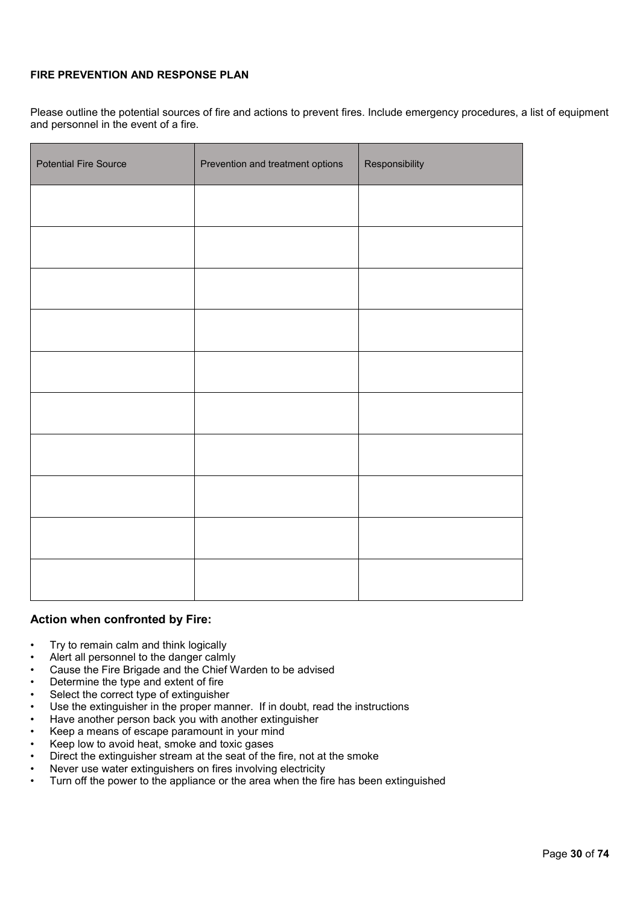**FIRE PREVENTION AND RESPONSE PLAN**

Please outline the potential sources of fire and actions to prevent fires. Include emergency procedures, a list of equipment and personnel in the event of a fire.

| Potential Fire Source | Prevention and treatment options | Responsibility |
|---|---|---|
| | | |
| | | |
| | | |
| | | |
| | | |
| | | |
| | | |
| | | |
| | | |
| | | |

### Action when confronted by Fire:

- Try to remain calm and think logically
- Alert all personnel to the danger calmly
- Cause the Fire Brigade and the Chief Warden to be advised
- Determine the type and extent of fire
- Select the correct type of extinguisher
- Use the extinguisher in the proper manner. If in doubt, read the instructions
- Have another person back you with another extinguisher
- Keep a means of escape paramount in your mind
- Keep low to avoid heat, smoke and toxic gases
- Direct the extinguisher stream at the seat of the fire, not at the smoke
- Never use water extinguishers on fires involving electricity
- Turn off the power to the appliance or the area when the fire has been extinguished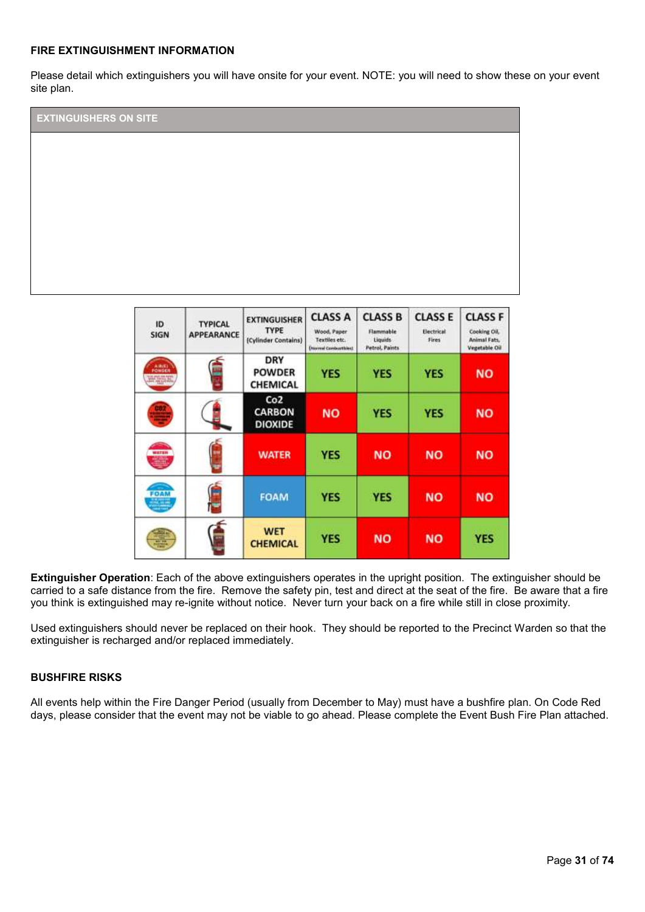**FIRE EXTINGUISHMENT INFORMATION**

Please detail which extinguishers you will have onsite for your event. NOTE: you will need to show these on your event site plan.

| EXTINGUISHERS ON SITE |
|---|
| |

| ID SIGN | TYPICAL APPEARANCE | EXTINGUISHER TYPE (Cylinder Contains) | CLASS A Wood, Paper Textiles etc. (Normal Combustibles) | CLASS B Flammable Liquids Petrol, Paints | CLASS E Electrical Fires | CLASS F Cooking Oil, Animal Fats, Vegetable Oil |
|---|---|---|---|---|---|---|
| | | DRY POWDER CHEMICAL | YES | YES | YES | NO |
| | | Co2 CARBON DIOXIDE | NO | YES | YES | NO |
| | | WATER | YES | NO | NO | NO |
| | | FOAM | YES | YES | NO | NO |
| | | WET CHEMICAL | YES | NO | NO | YES |

**Extinguisher Operation**: Each of the above extinguishers operates in the upright position. The extinguisher should be carried to a safe distance from the fire. Remove the safety pin, test and direct at the seat of the fire. Be aware that a fire you think is extinguished may re-ignite without notice. Never turn your back on a fire while still in close proximity.

Used extinguishers should never be replaced on their hook. They should be reported to the Precinct Warden so that the extinguisher is recharged and/or replaced immediately.

**BUSHFIRE RISKS**

All events help within the Fire Danger Period (usually from December to May) must have a bushfire plan. On Code Red days, please consider that the event may not be viable to go ahead. Please complete the Event Bush Fire Plan attached.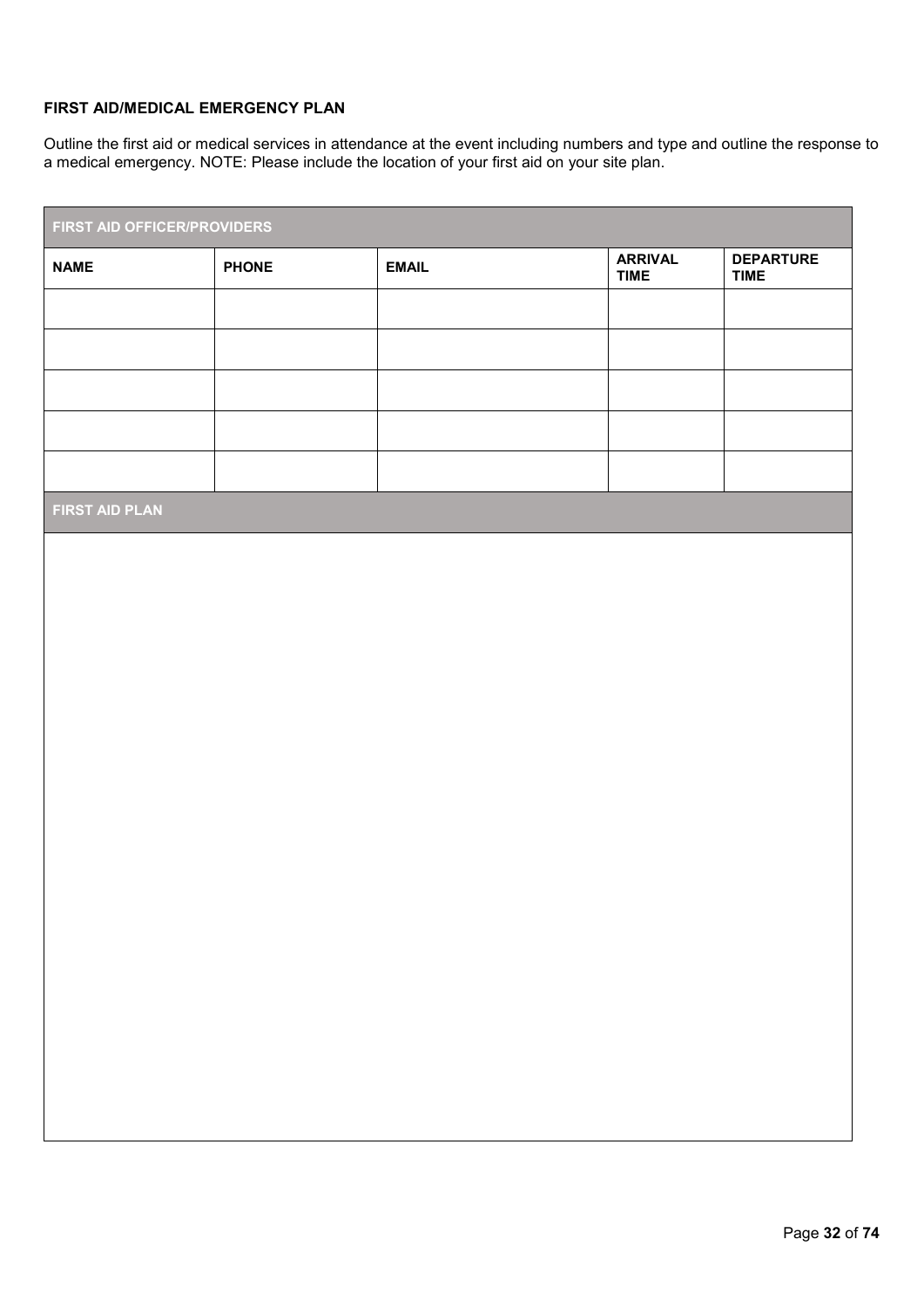## FIRST AID/MEDICAL EMERGENCY PLAN

Outline the first aid or medical services in attendance at the event including numbers and type and outline the response to a medical emergency. NOTE: Please include the location of your first aid on your site plan.

| FIRST AID OFFICER/PROVIDERS | | | | |
|---|---|---|---|---|
| **NAME** | **PHONE** | **EMAIL** | **ARRIVAL TIME** | **DEPARTURE TIME** |
| | | | | |
| | | | | |
| | | | | |
| | | | | |
| | | | | |

| FIRST AID PLAN |
|---|
| |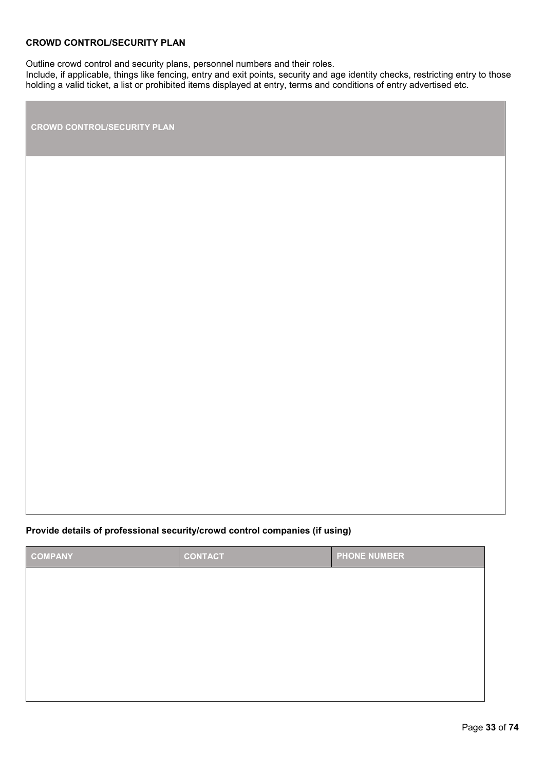**CROWD CONTROL/SECURITY PLAN**

Outline crowd control and security plans, personnel numbers and their roles.
Include, if applicable, things like fencing, entry and exit points, security and age identity checks, restricting entry to those holding a valid ticket, a list or prohibited items displayed at entry, terms and conditions of entry advertised etc.

| CROWD CONTROL/SECURITY PLAN |
| --- |
| |

**Provide details of professional security/crowd control companies (if using)**

| COMPANY | CONTACT | PHONE NUMBER |
| --- | --- | --- |
| | | |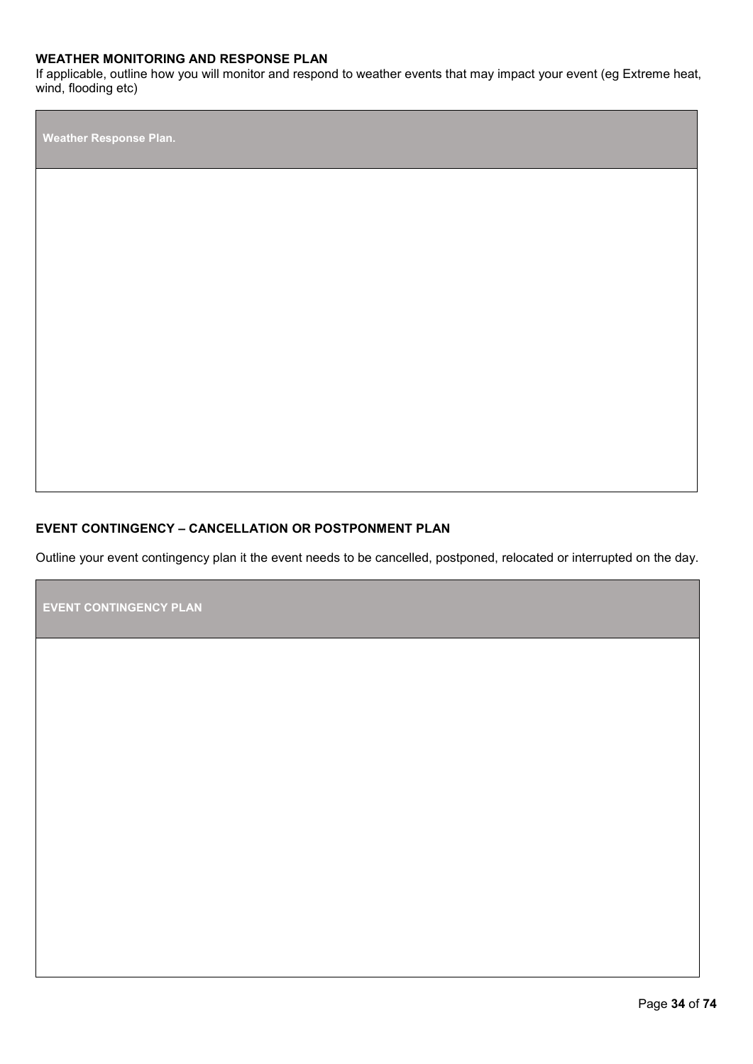**WEATHER MONITORING AND RESPONSE PLAN**

If applicable, outline how you will monitor and respond to weather events that may impact your event (eg Extreme heat, wind, flooding etc)

| Weather Response Plan. |
| --- |
| |

**EVENT CONTINGENCY – CANCELLATION OR POSTPONMENT PLAN**

Outline your event contingency plan it the event needs to be cancelled, postponed, relocated or interrupted on the day.

| EVENT CONTINGENCY PLAN |
| --- |
| |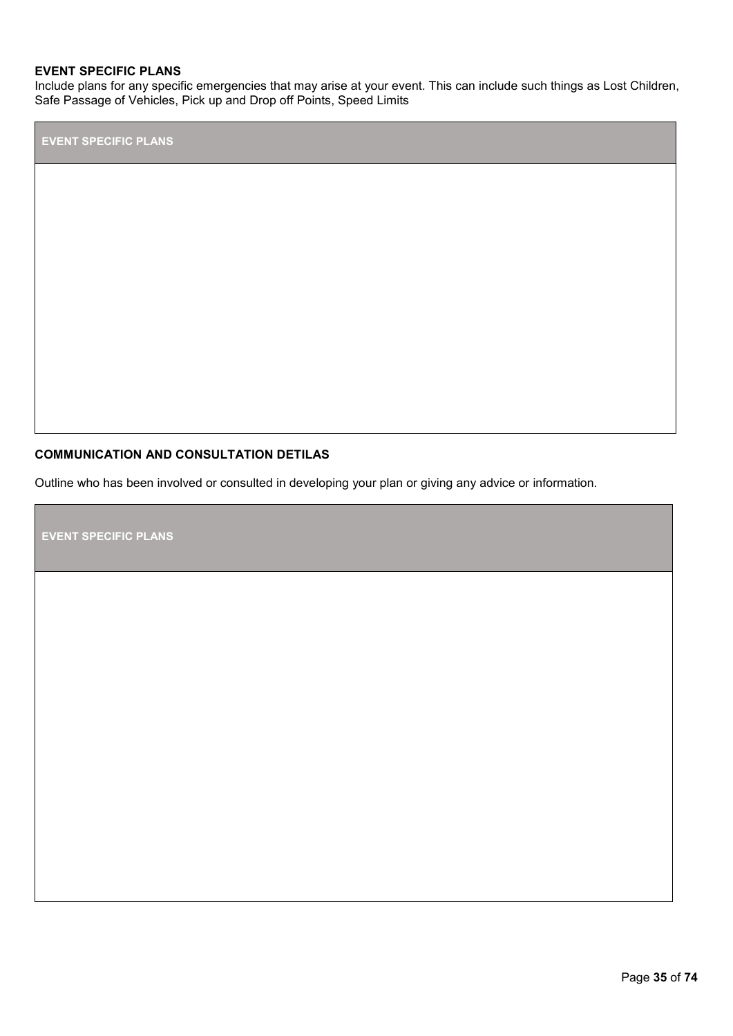**EVENT SPECIFIC PLANS**

Include plans for any specific emergencies that may arise at your event. This can include such things as Lost Children, Safe Passage of Vehicles, Pick up and Drop off Points, Speed Limits

| EVENT SPECIFIC PLANS |
| --- |
| |

**COMMUNICATION AND CONSULTATION DETILAS**

Outline who has been involved or consulted in developing your plan or giving any advice or information.

| EVENT SPECIFIC PLANS |
| --- |
| |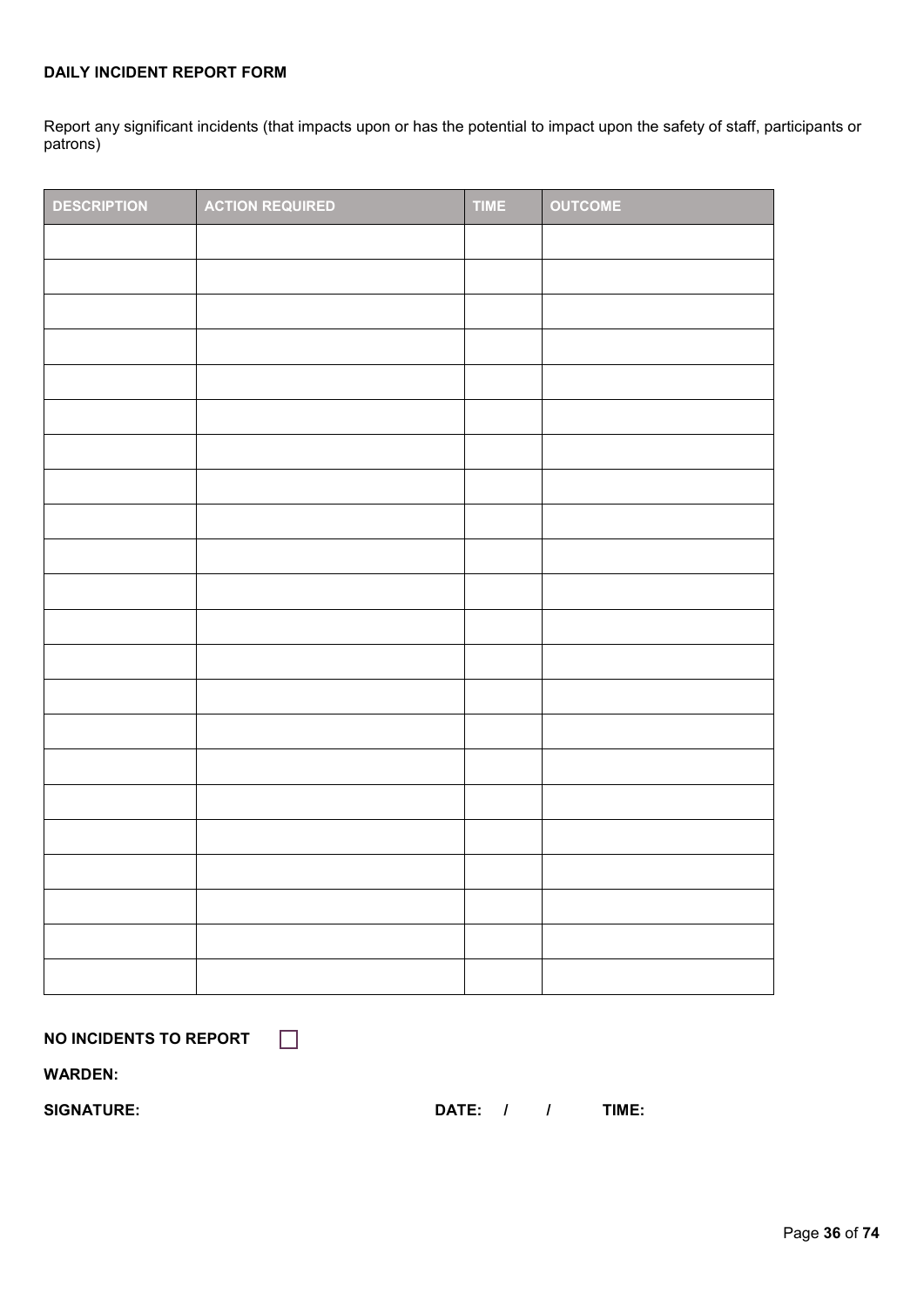**DAILY INCIDENT REPORT FORM**

Report any significant incidents (that impacts upon or has the potential to impact upon the safety of staff, participants or patrons)

| DESCRIPTION | ACTION REQUIRED | TIME | OUTCOME |
|---|---|---|---|
| | | | |
| | | | |
| | | | |
| | | | |
| | | | |
| | | | |
| | | | |
| | | | |
| | | | |
| | | | |
| | | | |
| | | | |
| | | | |
| | | | |
| | | | |
| | | | |
| | | | |
| | | | |
| | | | |
| | | | |
| | | | |
| | | | |

**NO INCIDENTS TO REPORT** ☐

**WARDEN:**

**SIGNATURE:** **DATE: / /** **TIME:**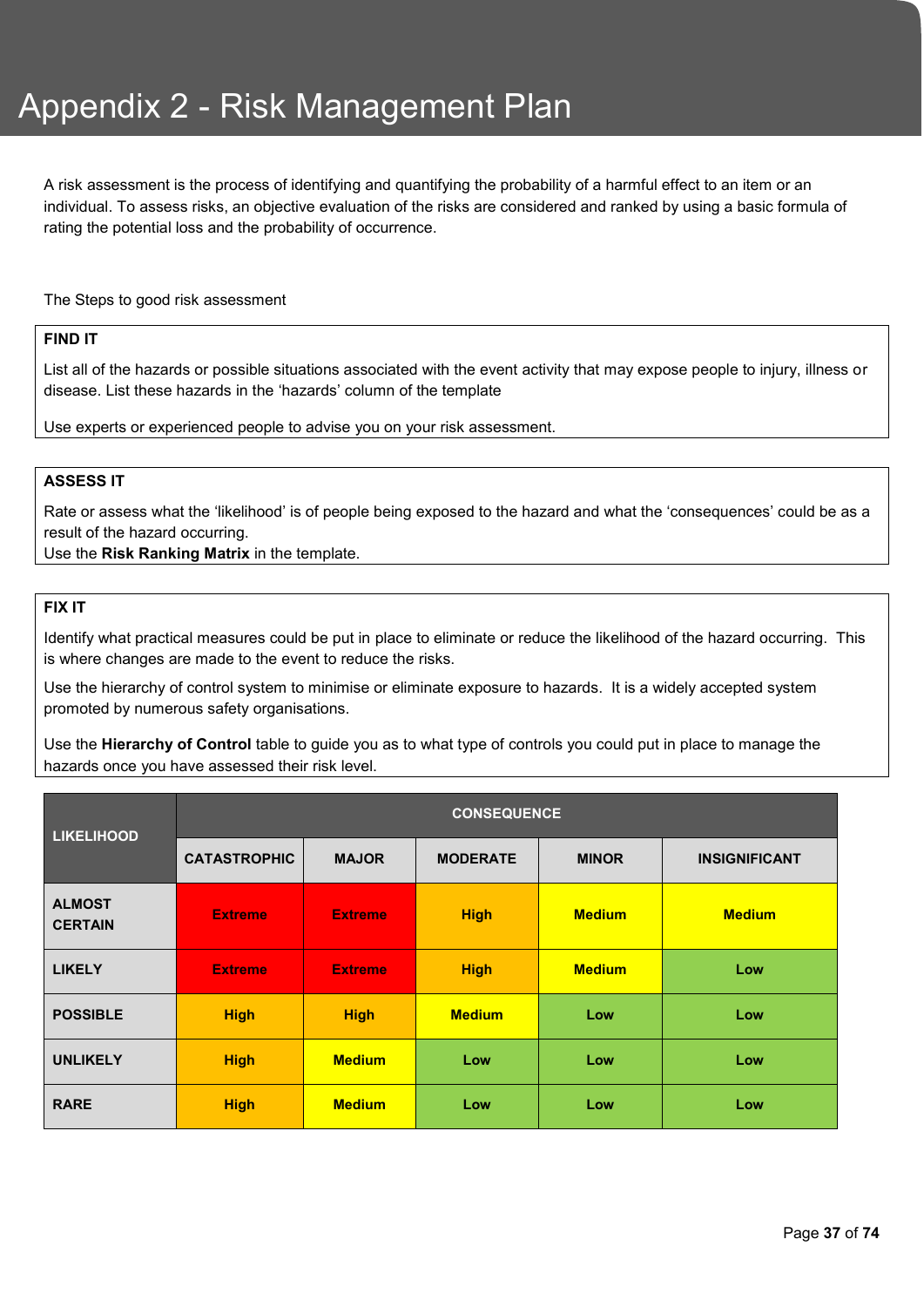# Appendix 2 - Risk Management Plan

A risk assessment is the process of identifying and quantifying the probability of a harmful effect to an item or an individual. To assess risks, an objective evaluation of the risks are considered and ranked by using a basic formula of rating the potential loss and the probability of occurrence.

The Steps to good risk assessment

**FIND IT**

List all of the hazards or possible situations associated with the event activity that may expose people to injury, illness or disease. List these hazards in the 'hazards' column of the template

Use experts or experienced people to advise you on your risk assessment.

**ASSESS IT**

Rate or assess what the 'likelihood' is of people being exposed to the hazard and what the 'consequences' could be as a result of the hazard occurring.
Use the **Risk Ranking Matrix** in the template.

**FIX IT**

Identify what practical measures could be put in place to eliminate or reduce the likelihood of the hazard occurring. This is where changes are made to the event to reduce the risks.

Use the hierarchy of control system to minimise or eliminate exposure to hazards. It is a widely accepted system promoted by numerous safety organisations.

Use the **Hierarchy of Control** table to guide you as to what type of controls you could put in place to manage the hazards once you have assessed their risk level.

| LIKELIHOOD | CONSEQUENCE | | | | |
|---|---|---|---|---|---|
| | CATASTROPHIC | MAJOR | MODERATE | MINOR | INSIGNIFICANT |
| ALMOST CERTAIN | Extreme | Extreme | High | Medium | Medium |
| LIKELY | Extreme | Extreme | High | Medium | Low |
| POSSIBLE | High | High | Medium | Low | Low |
| UNLIKELY | High | Medium | Low | Low | Low |
| RARE | High | Medium | Low | Low | Low |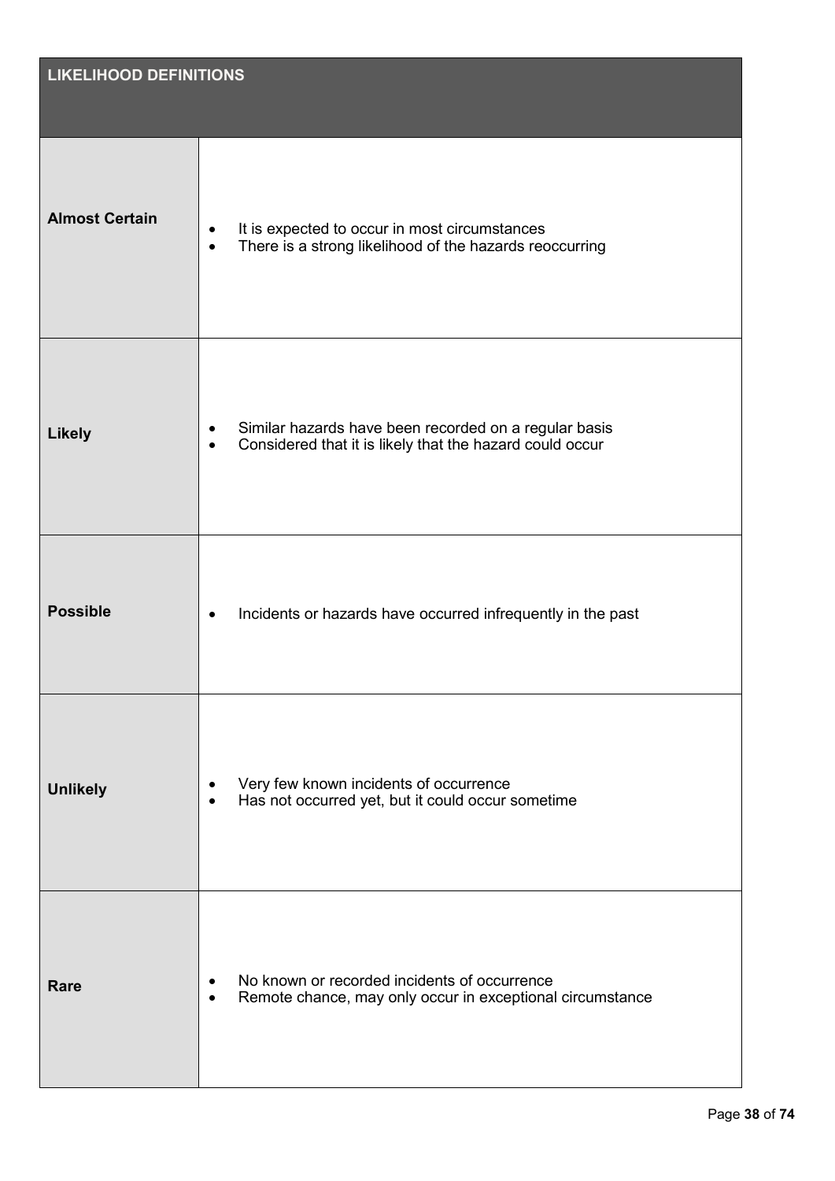| LIKELIHOOD DEFINITIONS | |
|---|---|
| **Almost Certain** | • It is expected to occur in most circumstances<br>• There is a strong likelihood of the hazards reoccurring |
| **Likely** | • Similar hazards have been recorded on a regular basis<br>• Considered that it is likely that the hazard could occur |
| **Possible** | • Incidents or hazards have occurred infrequently in the past |
| **Unlikely** | • Very few known incidents of occurrence<br>• Has not occurred yet, but it could occur sometime |
| **Rare** | • No known or recorded incidents of occurrence<br>• Remote chance, may only occur in exceptional circumstance |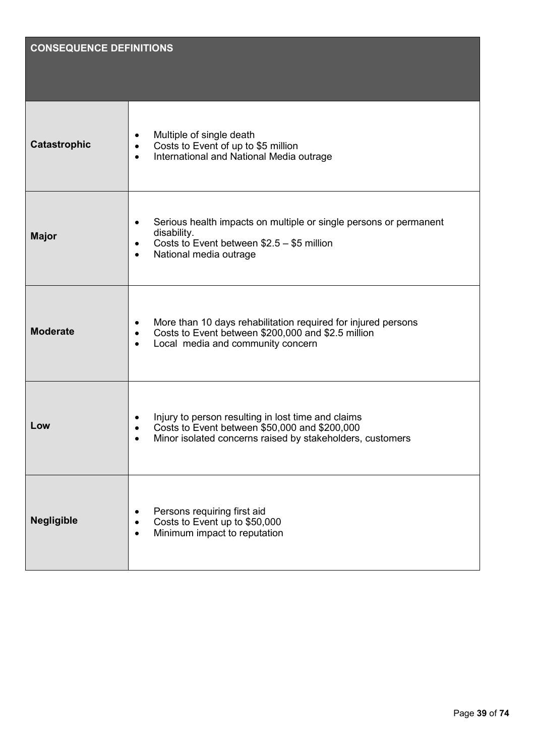| CONSEQUENCE DEFINITIONS | |
| --- | --- |
| **Catastrophic** | • Multiple of single death<br>• Costs to Event of up to $5 million<br>• International and National Media outrage |
| **Major** | • Serious health impacts on multiple or single persons or permanent disability.<br>• Costs to Event between $2.5 – $5 million<br>• National media outrage |
| **Moderate** | • More than 10 days rehabilitation required for injured persons<br>• Costs to Event between $200,000 and $2.5 million<br>• Local media and community concern |
| **Low** | • Injury to person resulting in lost time and claims<br>• Costs to Event between $50,000 and $200,000<br>• Minor isolated concerns raised by stakeholders, customers |
| **Negligible** | • Persons requiring first aid<br>• Costs to Event up to $50,000<br>• Minimum impact to reputation |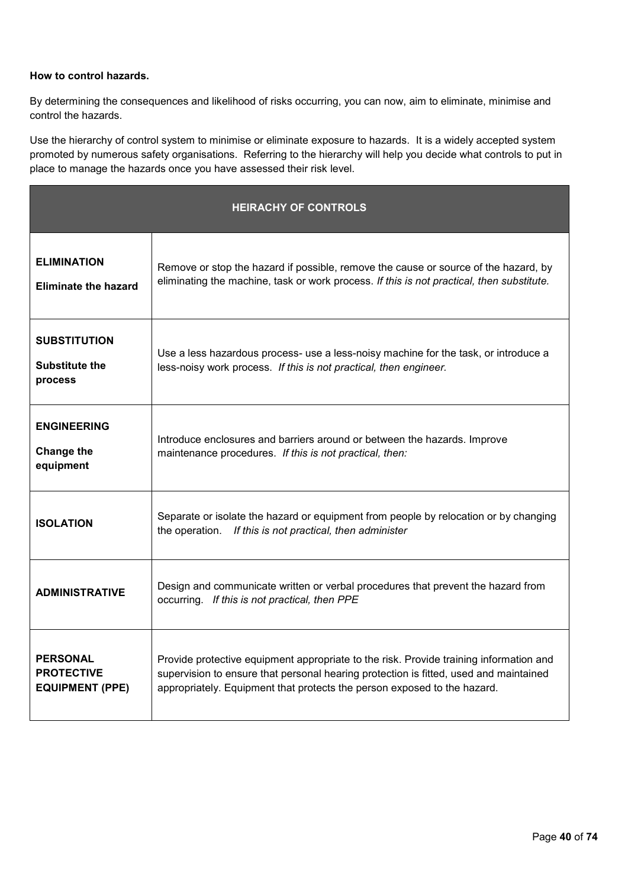**How to control hazards.**

By determining the consequences and likelihood of risks occurring, you can now, aim to eliminate, minimise and control the hazards.

Use the hierarchy of control system to minimise or eliminate exposure to hazards. It is a widely accepted system promoted by numerous safety organisations. Referring to the hierarchy will help you decide what controls to put in place to manage the hazards once you have assessed their risk level.

| **HEIRACHY OF CONTROLS** | |
|---|---|
| **ELIMINATION**<br><br>**Eliminate the hazard** | Remove or stop the hazard if possible, remove the cause or source of the hazard, by eliminating the machine, task or work process. *If this is not practical, then substitute.* |
| **SUBSTITUTION**<br><br>**Substitute the process** | Use a less hazardous process- use a less-noisy machine for the task, or introduce a less-noisy work process. *If this is not practical, then engineer.* |
| **ENGINEERING**<br><br>**Change the equipment** | Introduce enclosures and barriers around or between the hazards. Improve maintenance procedures. *If this is not practical, then:* |
| **ISOLATION** | Separate or isolate the hazard or equipment from people by relocation or by changing the operation. *If this is not practical, then administer* |
| **ADMINISTRATIVE** | Design and communicate written or verbal procedures that prevent the hazard from occurring. *If this is not practical, then PPE* |
| **PERSONAL PROTECTIVE EQUIPMENT (PPE)** | Provide protective equipment appropriate to the risk. Provide training information and supervision to ensure that personal hearing protection is fitted, used and maintained appropriately. Equipment that protects the person exposed to the hazard. |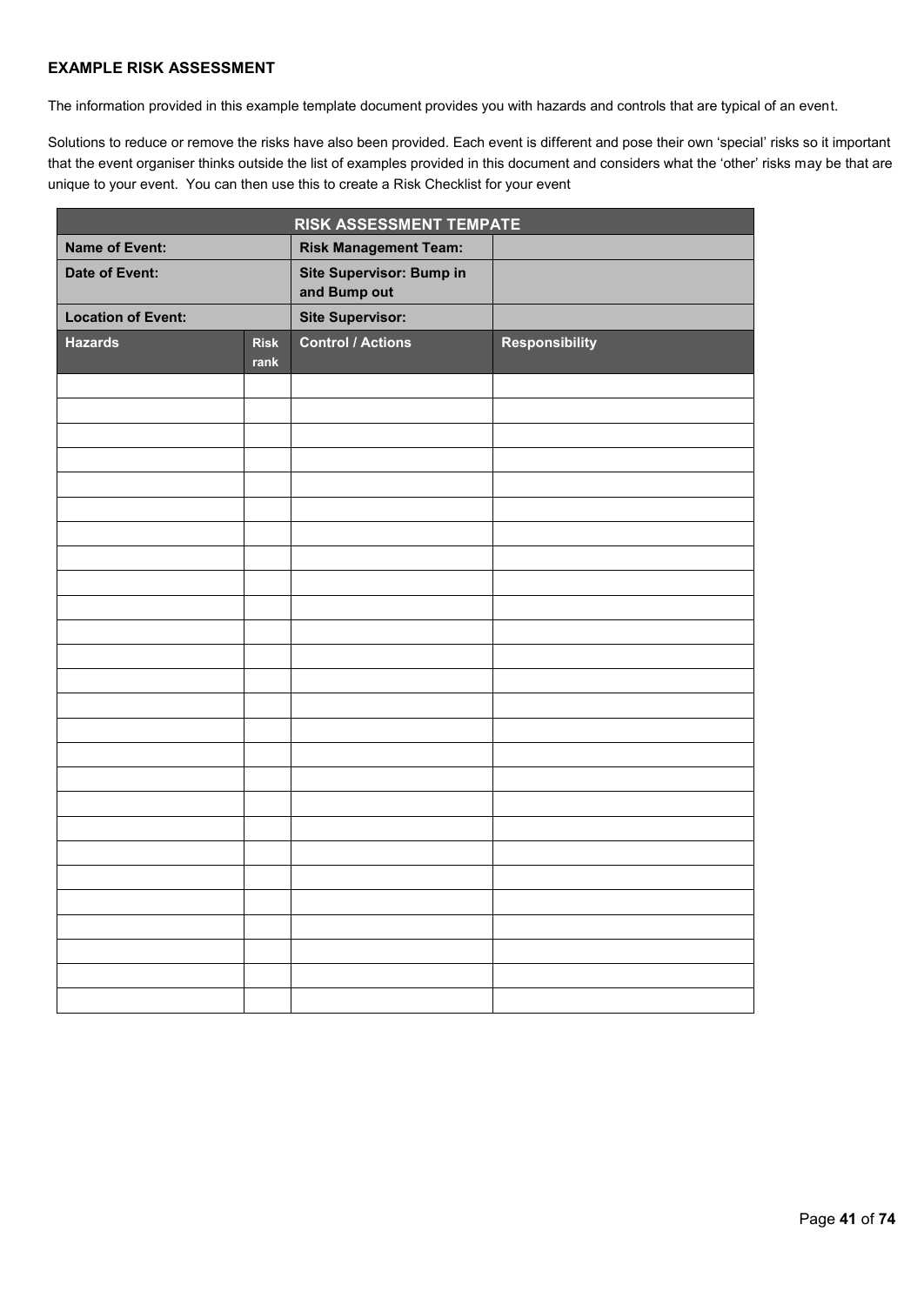**EXAMPLE RISK ASSESSMENT**

The information provided in this example template document provides you with hazards and controls that are typical of an event.

Solutions to reduce or remove the risks have also been provided. Each event is different and pose their own 'special' risks so it important that the event organiser thinks outside the list of examples provided in this document and considers what the 'other' risks may be that are unique to your event. You can then use this to create a Risk Checklist for your event

| RISK ASSESSMENT TEMPATE | | | |
|---|---|---|---|
| **Name of Event:** | | **Risk Management Team:** | |
| **Date of Event:** | | **Site Supervisor: Bump in and Bump out** | |
| **Location of Event:** | | **Site Supervisor:** | |
| **Hazards** | **Risk rank** | **Control / Actions** | **Responsibility** |
| | | | |
| | | | |
| | | | |
| | | | |
| | | | |
| | | | |
| | | | |
| | | | |
| | | | |
| | | | |
| | | | |
| | | | |
| | | | |
| | | | |
| | | | |
| | | | |
| | | | |
| | | | |
| | | | |
| | | | |
| | | | |
| | | | |
| | | | |
| | | | |
| | | | |
| | | | |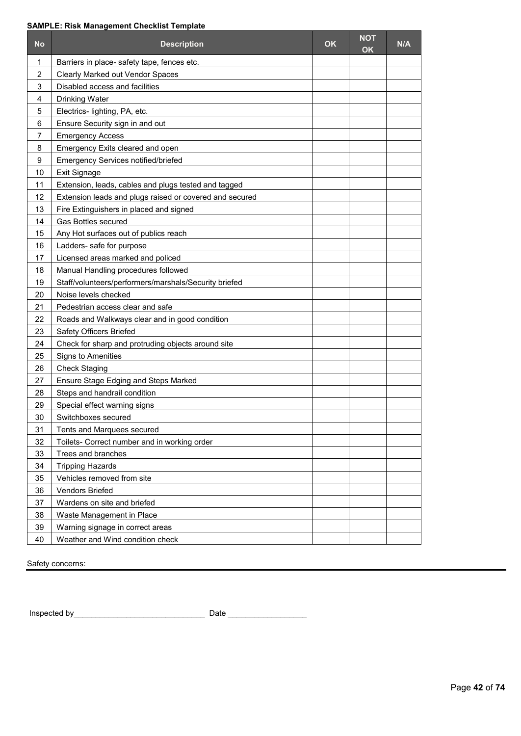**SAMPLE: Risk Management Checklist Template**

| No | Description | OK | NOT OK | N/A |
|---|---|---|---|---|
| 1 | Barriers in place- safety tape, fences etc. | | | |
| 2 | Clearly Marked out Vendor Spaces | | | |
| 3 | Disabled access and facilities | | | |
| 4 | Drinking Water | | | |
| 5 | Electrics- lighting, PA, etc. | | | |
| 6 | Ensure Security sign in and out | | | |
| 7 | Emergency Access | | | |
| 8 | Emergency Exits cleared and open | | | |
| 9 | Emergency Services notified/briefed | | | |
| 10 | Exit Signage | | | |
| 11 | Extension, leads, cables and plugs tested and tagged | | | |
| 12 | Extension leads and plugs raised or covered and secured | | | |
| 13 | Fire Extinguishers in placed and signed | | | |
| 14 | Gas Bottles secured | | | |
| 15 | Any Hot surfaces out of publics reach | | | |
| 16 | Ladders- safe for purpose | | | |
| 17 | Licensed areas marked and policed | | | |
| 18 | Manual Handling procedures followed | | | |
| 19 | Staff/volunteers/performers/marshals/Security briefed | | | |
| 20 | Noise levels checked | | | |
| 21 | Pedestrian access clear and safe | | | |
| 22 | Roads and Walkways clear and in good condition | | | |
| 23 | Safety Officers Briefed | | | |
| 24 | Check for sharp and protruding objects around site | | | |
| 25 | Signs to Amenities | | | |
| 26 | Check Staging | | | |
| 27 | Ensure Stage Edging and Steps Marked | | | |
| 28 | Steps and handrail condition | | | |
| 29 | Special effect warning signs | | | |
| 30 | Switchboxes secured | | | |
| 31 | Tents and Marquees secured | | | |
| 32 | Toilets- Correct number and in working order | | | |
| 33 | Trees and branches | | | |
| 34 | Tripping Hazards | | | |
| 35 | Vehicles removed from site | | | |
| 36 | Vendors Briefed | | | |
| 37 | Wardens on site and briefed | | | |
| 38 | Waste Management in Place | | | |
| 39 | Warning signage in correct areas | | | |
| 40 | Weather and Wind condition check | | | |

Safety concerns:

Inspected by______________________________ Date __________________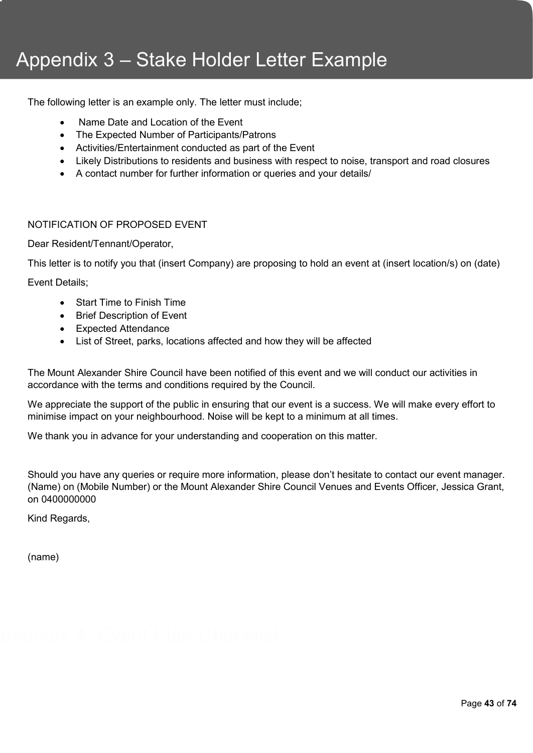# Appendix 3 – Stake Holder Letter Example

The following letter is an example only. The letter must include;

- Name Date and Location of the Event
- The Expected Number of Participants/Patrons
- Activities/Entertainment conducted as part of the Event
- Likely Distributions to residents and business with respect to noise, transport and road closures
- A contact number for further information or queries and your details/

NOTIFICATION OF PROPOSED EVENT

Dear Resident/Tennant/Operator,

This letter is to notify you that (insert Company) are proposing to hold an event at (insert location/s) on (date)

Event Details;

- Start Time to Finish Time
- Brief Description of Event
- Expected Attendance
- List of Street, parks, locations affected and how they will be affected

The Mount Alexander Shire Council have been notified of this event and we will conduct our activities in accordance with the terms and conditions required by the Council.

We appreciate the support of the public in ensuring that our event is a success. We will make every effort to minimise impact on your neighbourhood. Noise will be kept to a minimum at all times.

We thank you in advance for your understanding and cooperation on this matter.

Should you have any queries or require more information, please don't hesitate to contact our event manager. (Name) on (Mobile Number) or the Mount Alexander Shire Council Venues and Events Officer, Jessica Grant, on 0400000000

Kind Regards,

(name)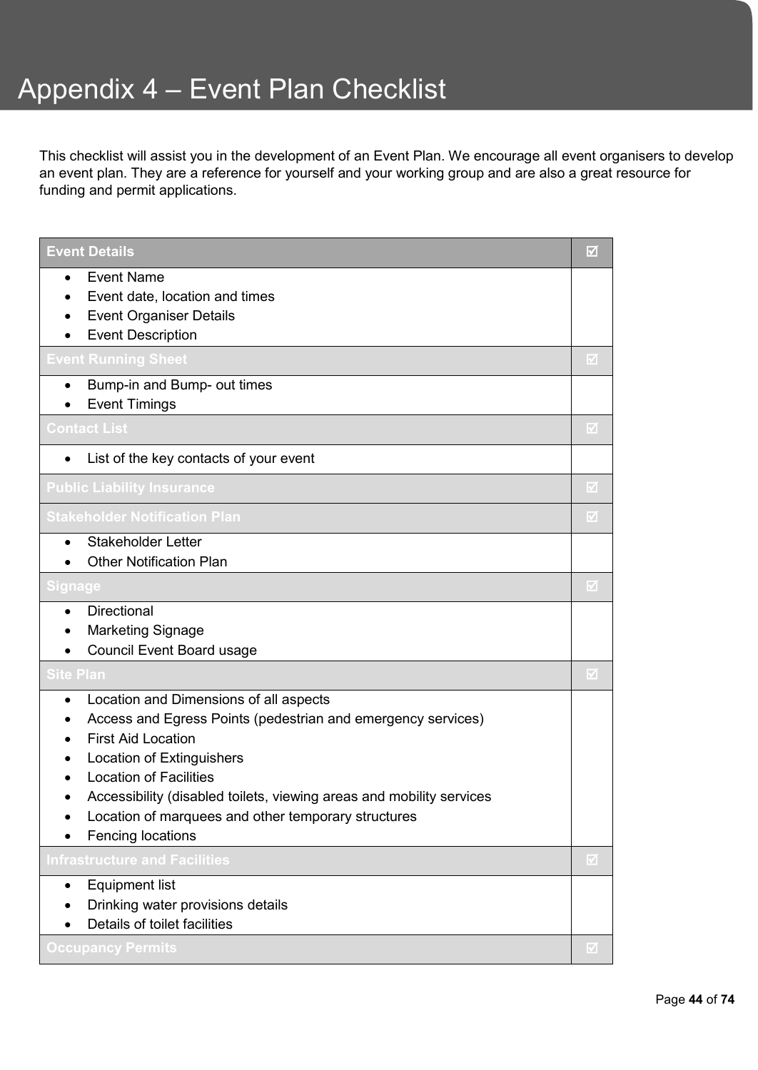# Appendix 4 – Event Plan Checklist

This checklist will assist you in the development of an Event Plan. We encourage all event organisers to develop an event plan. They are a reference for yourself and your working group and are also a great resource for funding and permit applications.

| **Event Details** | ☑ |
|---|---|
| • Event Name<br>• Event date, location and times<br>• Event Organiser Details<br>• Event Description | |
| **Event Running Sheet** | ☑ |
| • Bump-in and Bump- out times<br>• Event Timings | |
| **Contact List** | ☑ |
| • List of the key contacts of your event | |
| **Public Liability Insurance** | ☑ |
| **Stakeholder Notification Plan** | ☑ |
| • Stakeholder Letter<br>• Other Notification Plan | |
| **Signage** | ☑ |
| • Directional<br>• Marketing Signage<br>• Council Event Board usage | |
| **Site Plan** | ☑ |
| • Location and Dimensions of all aspects<br>• Access and Egress Points (pedestrian and emergency services)<br>• First Aid Location<br>• Location of Extinguishers<br>• Location of Facilities<br>• Accessibility (disabled toilets, viewing areas and mobility services<br>• Location of marquees and other temporary structures<br>• Fencing locations | |
| **Infrastructure and Facilities** | ☑ |
| • Equipment list<br>• Drinking water provisions details<br>• Details of toilet facilities | |
| **Occupancy Permits** | ☑ |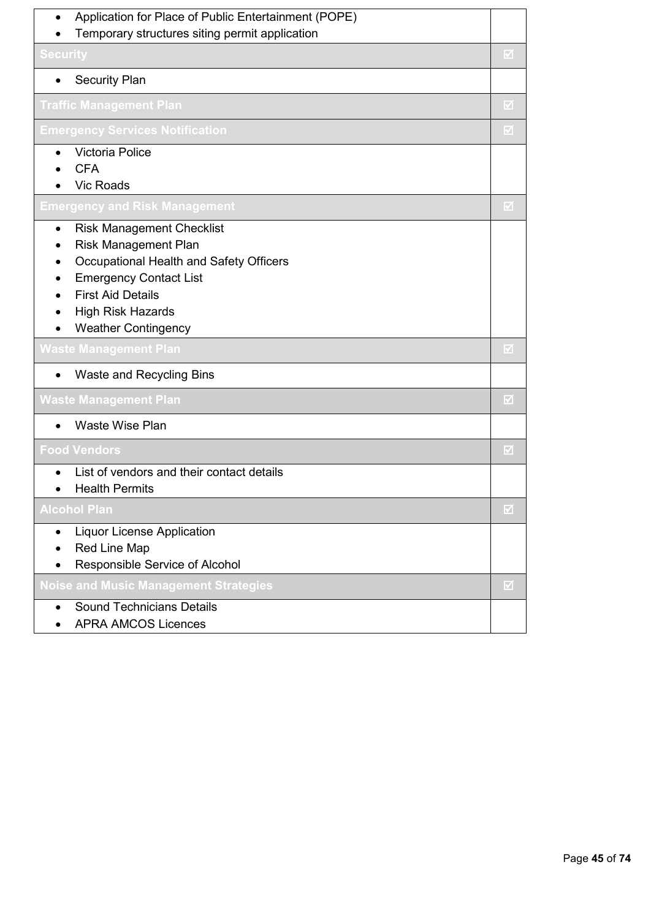| | |
|---|---|
| • Application for Place of Public Entertainment (POPE)<br>• Temporary structures siting permit application | |
| **Security** | ☑ |
| • Security Plan | |
| **Traffic Management Plan** | ☑ |
| **Emergency Services Notification** | ☑ |
| • Victoria Police<br>• CFA<br>• Vic Roads | |
| **Emergency and Risk Management** | ☑ |
| • Risk Management Checklist<br>• Risk Management Plan<br>• Occupational Health and Safety Officers<br>• Emergency Contact List<br>• First Aid Details<br>• High Risk Hazards<br>• Weather Contingency | |
| **Waste Management Plan** | ☑ |
| • Waste and Recycling Bins | |
| **Waste Management Plan** | ☑ |
| • Waste Wise Plan | |
| **Food Vendors** | ☑ |
| • List of vendors and their contact details<br>• Health Permits | |
| **Alcohol Plan** | ☑ |
| • Liquor License Application<br>• Red Line Map<br>• Responsible Service of Alcohol | |
| **Noise and Music Management Strategies** | ☑ |
| • Sound Technicians Details<br>• APRA AMCOS Licences | |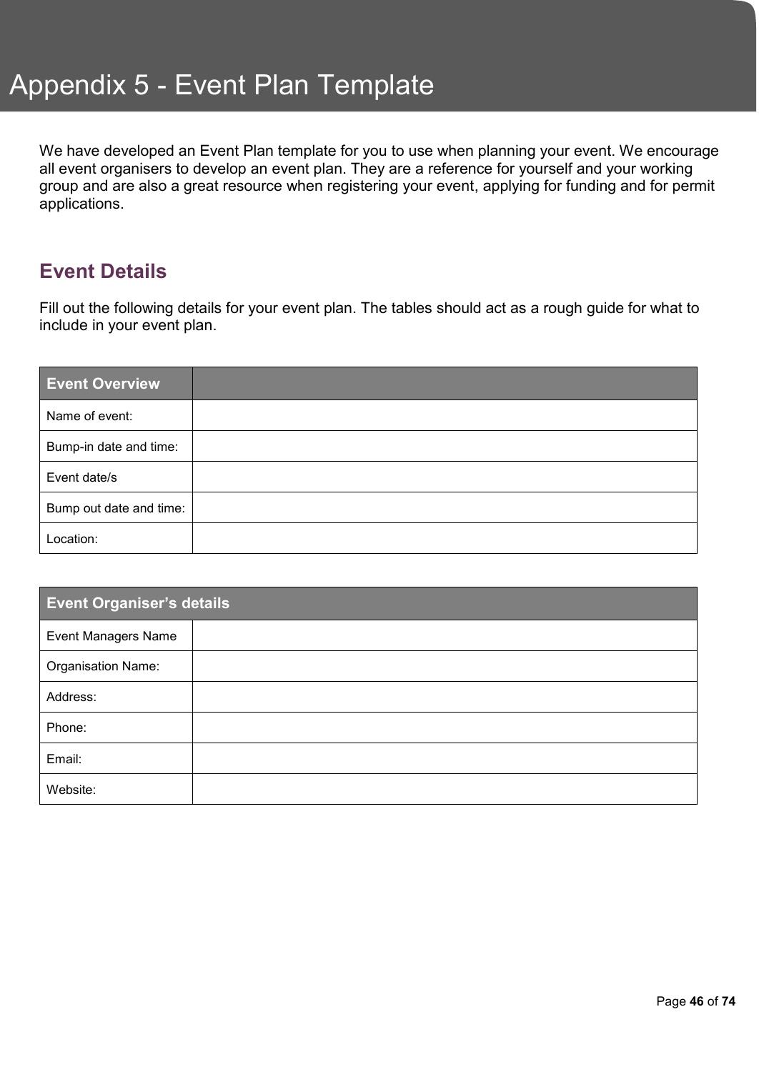# Appendix 5 - Event Plan Template

We have developed an Event Plan template for you to use when planning your event. We encourage all event organisers to develop an event plan. They are a reference for yourself and your working group and are also a great resource when registering your event, applying for funding and for permit applications.

## Event Details

Fill out the following details for your event plan. The tables should act as a rough guide for what to include in your event plan.

| Event Overview | |
|---|---|
| Name of event: | |
| Bump-in date and time: | |
| Event date/s | |
| Bump out date and time: | |
| Location: | |

| Event Organiser's details | |
|---|---|
| Event Managers Name | |
| Organisation Name: | |
| Address: | |
| Phone: | |
| Email: | |
| Website: | |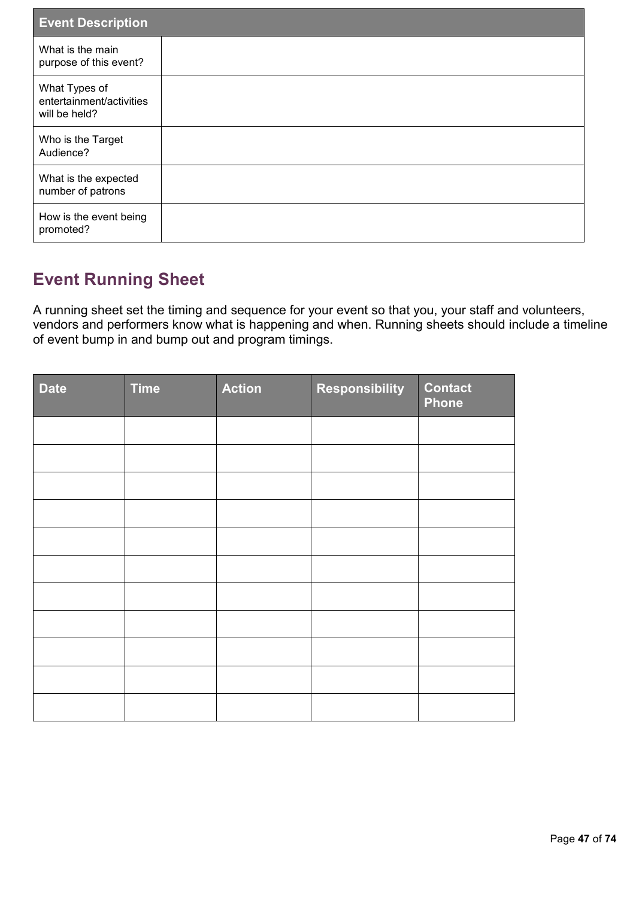| Event Description | |
|---|---|
| What is the main purpose of this event? | |
| What Types of entertainment/activities will be held? | |
| Who is the Target Audience? | |
| What is the expected number of patrons | |
| How is the event being promoted? | |

## Event Running Sheet

A running sheet set the timing and sequence for your event so that you, your staff and volunteers, vendors and performers know what is happening and when. Running sheets should include a timeline of event bump in and bump out and program timings.

| Date | Time | Action | Responsibility | Contact Phone |
|---|---|---|---|---|
| | | | | |
| | | | | |
| | | | | |
| | | | | |
| | | | | |
| | | | | |
| | | | | |
| | | | | |
| | | | | |
| | | | | |
| | | | | |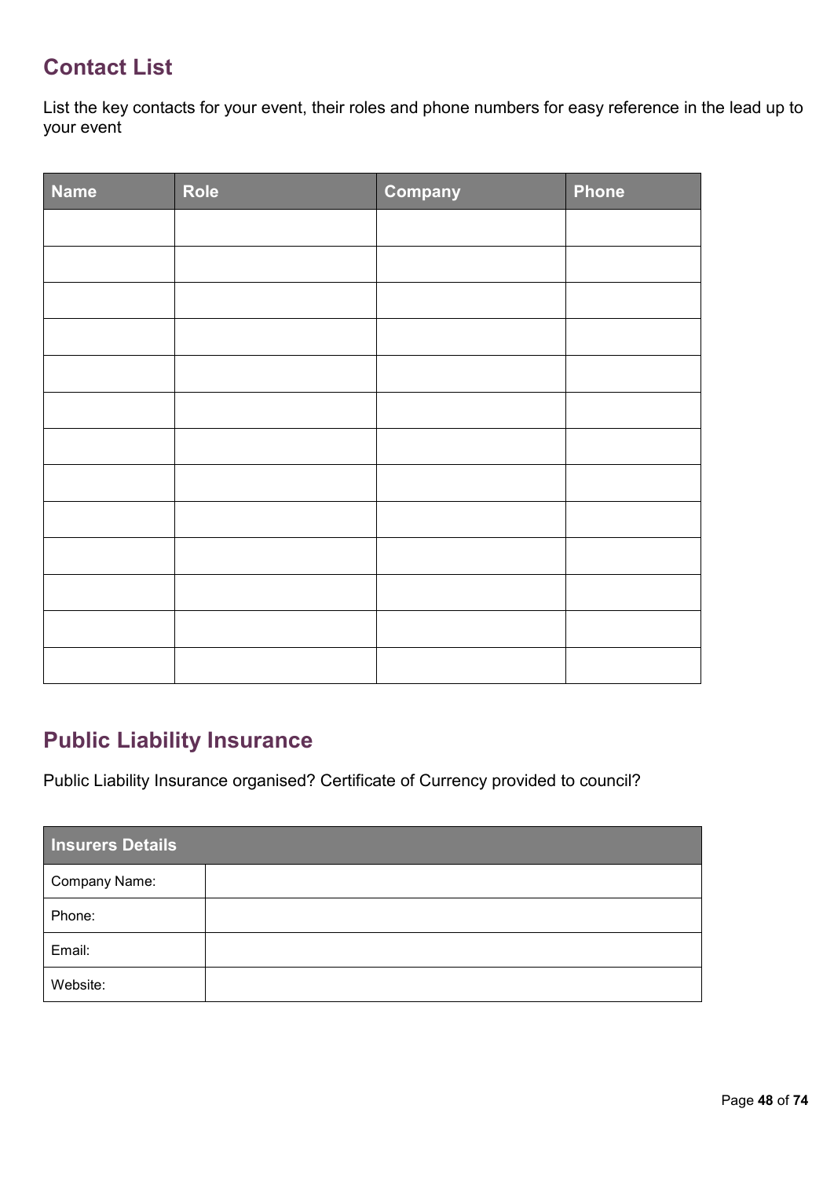## Contact List

List the key contacts for your event, their roles and phone numbers for easy reference in the lead up to your event

| Name | Role | Company | Phone |
|---|---|---|---|
| | | | |
| | | | |
| | | | |
| | | | |
| | | | |
| | | | |
| | | | |
| | | | |
| | | | |
| | | | |
| | | | |
| | | | |
| | | | |

## Public Liability Insurance

Public Liability Insurance organised? Certificate of Currency provided to council?

| Insurers Details | |
|---|---|
| Company Name: | |
| Phone: | |
| Email: | |
| Website: | |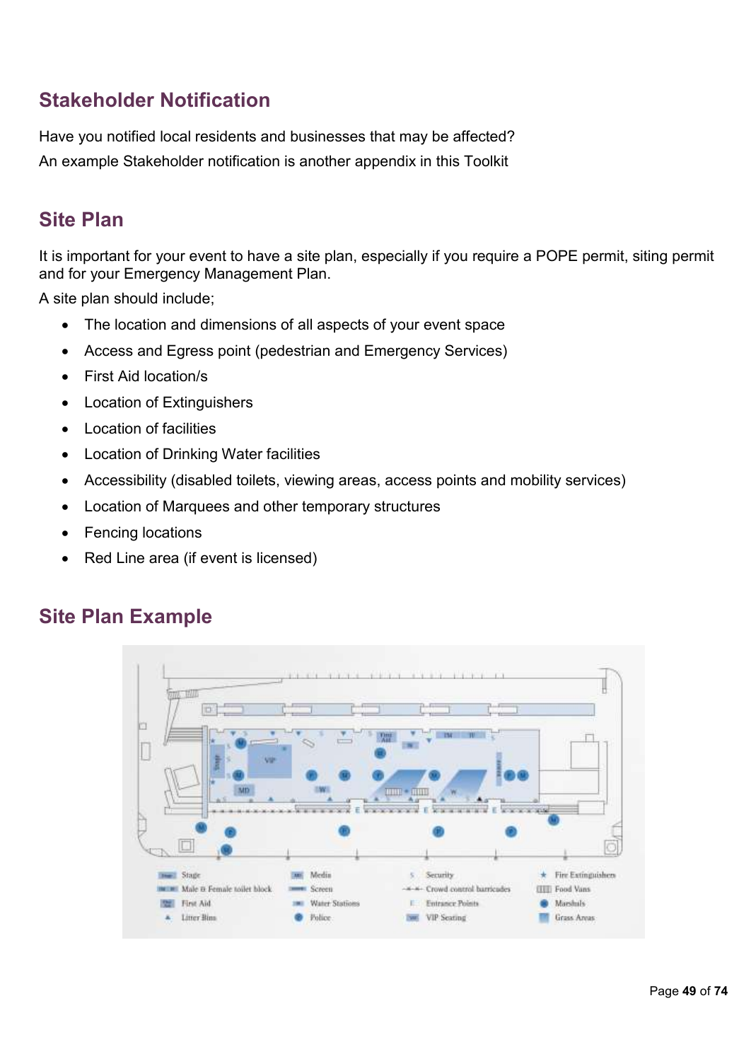## Stakeholder Notification

Have you notified local residents and businesses that may be affected?

An example Stakeholder notification is another appendix in this Toolkit

## Site Plan

It is important for your event to have a site plan, especially if you require a POPE permit, siting permit and for your Emergency Management Plan.

A site plan should include;

- The location and dimensions of all aspects of your event space
- Access and Egress point (pedestrian and Emergency Services)
- First Aid location/s
- Location of Extinguishers
- Location of facilities
- Location of Drinking Water facilities
- Accessibility (disabled toilets, viewing areas, access points and mobility services)
- Location of Marquees and other temporary structures
- Fencing locations
- Red Line area (if event is licensed)

## Site Plan Example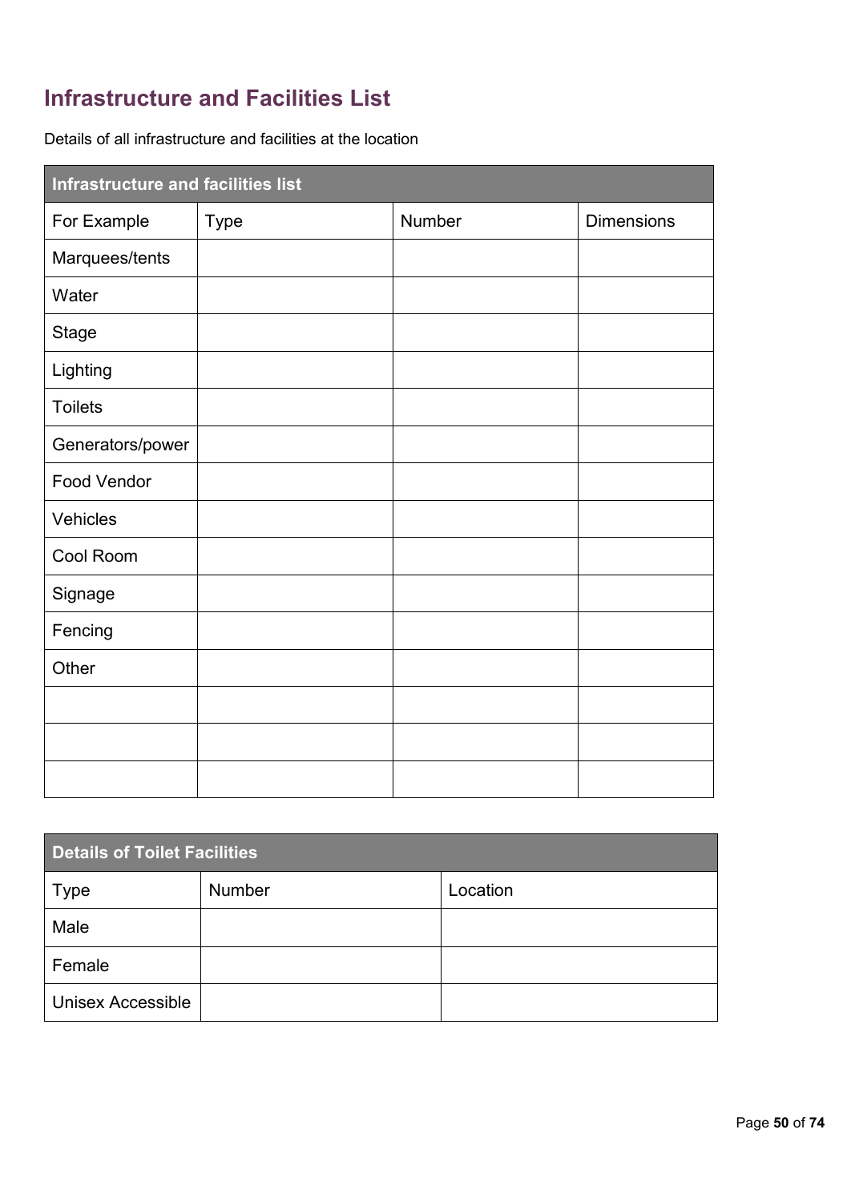# Infrastructure and Facilities List

Details of all infrastructure and facilities at the location

| Infrastructure and facilities list | | | |
|---|---|---|---|
| For Example | Type | Number | Dimensions |
| Marquees/tents | | | |
| Water | | | |
| Stage | | | |
| Lighting | | | |
| Toilets | | | |
| Generators/power | | | |
| Food Vendor | | | |
| Vehicles | | | |
| Cool Room | | | |
| Signage | | | |
| Fencing | | | |
| Other | | | |
| | | | |
| | | | |
| | | | |

| Details of Toilet Facilities | | |
|---|---|---|
| Type | Number | Location |
| Male | | |
| Female | | |
| Unisex Accessible | | |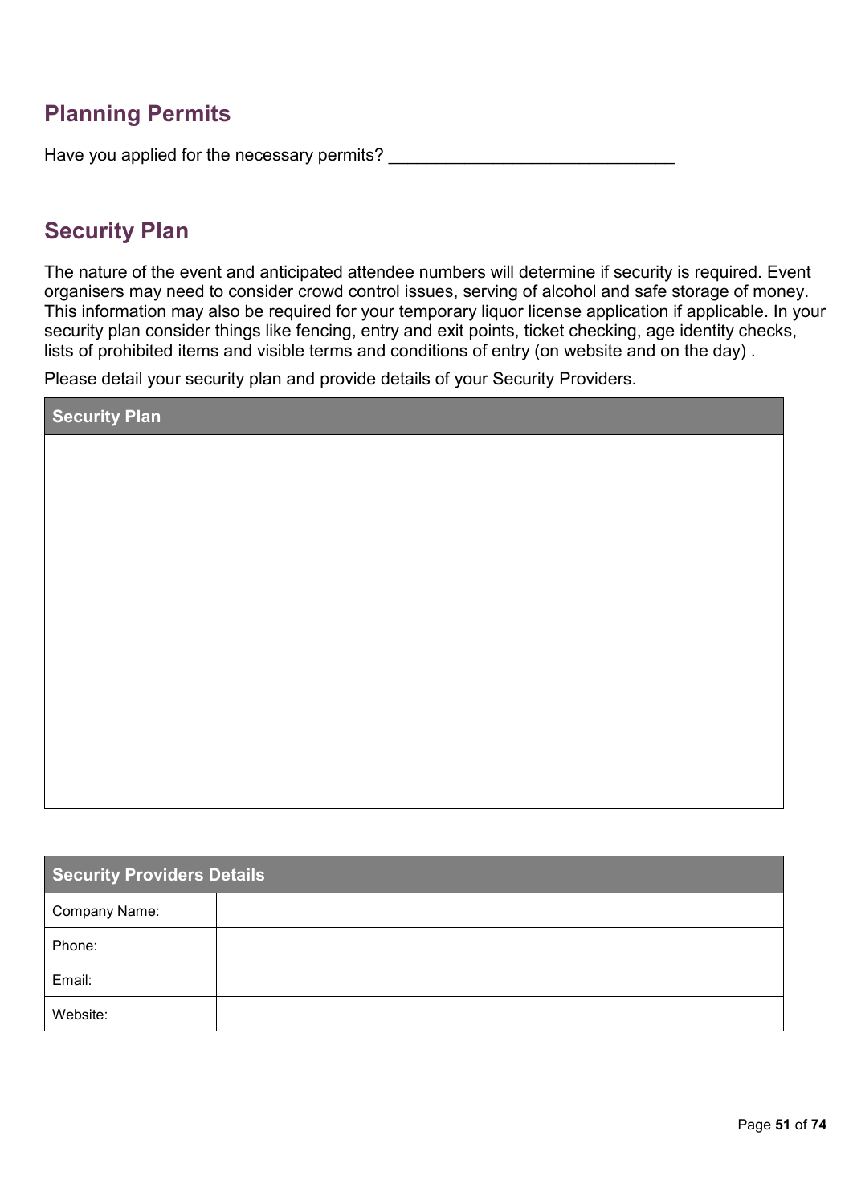## Planning Permits

Have you applied for the necessary permits? ______________________________

## Security Plan

The nature of the event and anticipated attendee numbers will determine if security is required. Event organisers may need to consider crowd control issues, serving of alcohol and safe storage of money. This information may also be required for your temporary liquor license application if applicable. In your security plan consider things like fencing, entry and exit points, ticket checking, age identity checks, lists of prohibited items and visible terms and conditions of entry (on website and on the day) .

Please detail your security plan and provide details of your Security Providers.

| Security Plan |
| --- |
| |

| Security Providers Details | |
| --- | --- |
| Company Name: | |
| Phone: | |
| Email: | |
| Website: | |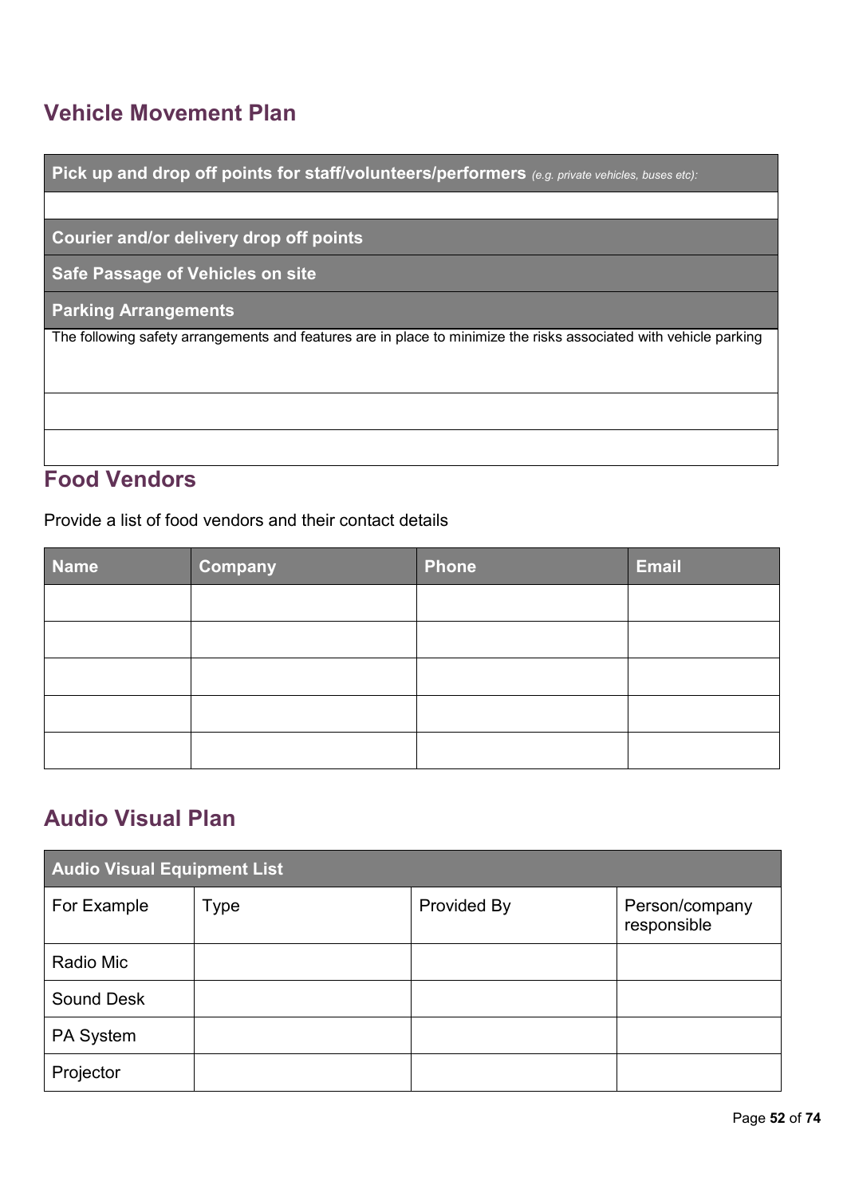## Vehicle Movement Plan

| **Pick up and drop off points for staff/volunteers/performers** *(e.g. private vehicles, buses etc):* |
|---|
| |
| **Courier and/or delivery drop off points** |
| **Safe Passage of Vehicles on site** |
| **Parking Arrangements** |
| The following safety arrangements and features are in place to minimize the risks associated with vehicle parking |
| |
| |

## Food Vendors

Provide a list of food vendors and their contact details

| Name | Company | Phone | Email |
|---|---|---|---|
| | | | |
| | | | |
| | | | |
| | | | |
| | | | |

## Audio Visual Plan

| Audio Visual Equipment List | | | |
|---|---|---|---|
| For Example | Type | Provided By | Person/company responsible |
| Radio Mic | | | |
| Sound Desk | | | |
| PA System | | | |
| Projector | | | |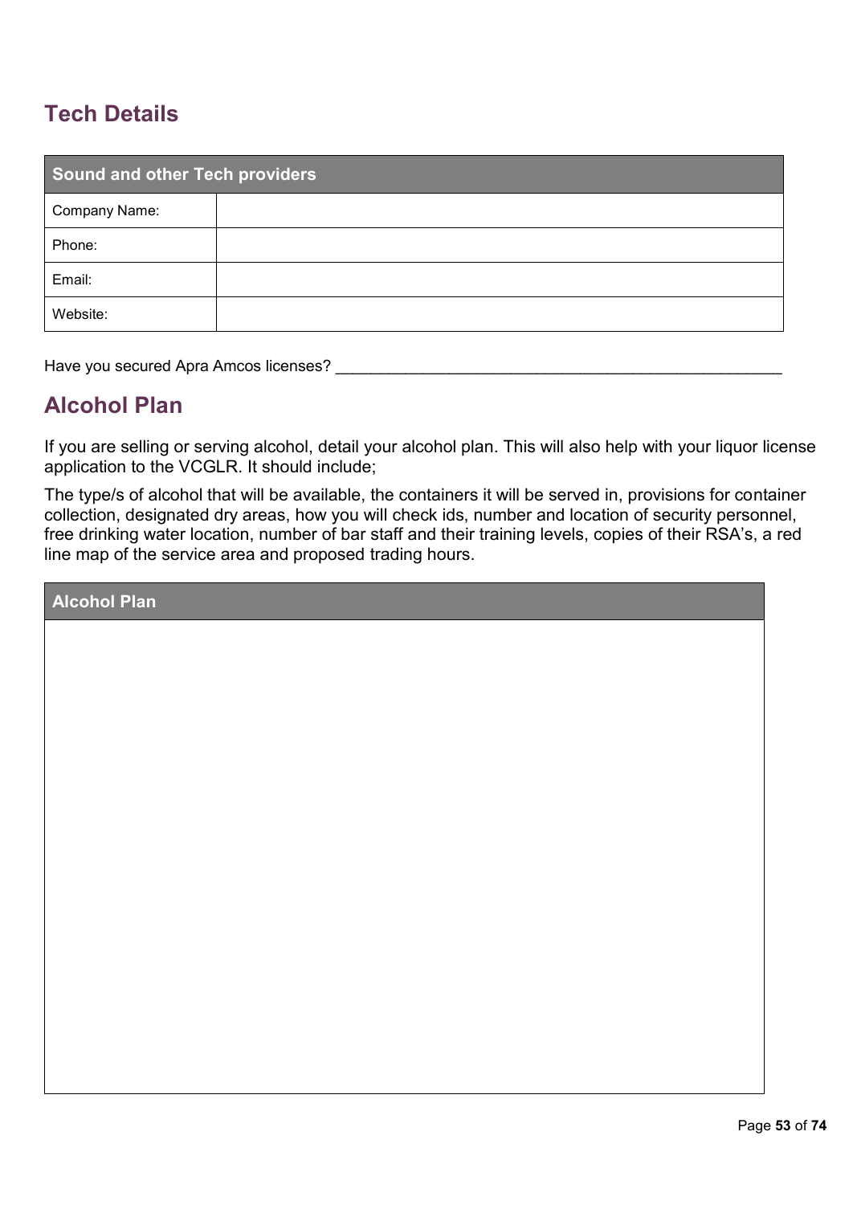## Tech Details

| Sound and other Tech providers | |
|---|---|
| Company Name: | |
| Phone: | |
| Email: | |
| Website: | |

Have you secured Apra Amcos licenses? ____________________________________________________

## Alcohol Plan

If you are selling or serving alcohol, detail your alcohol plan. This will also help with your liquor license application to the VCGLR. It should include;

The type/s of alcohol that will be available, the containers it will be served in, provisions for container collection, designated dry areas, how you will check ids, number and location of security personnel, free drinking water location, number of bar staff and their training levels, copies of their RSA's, a red line map of the service area and proposed trading hours.

| Alcohol Plan |
|---|
| |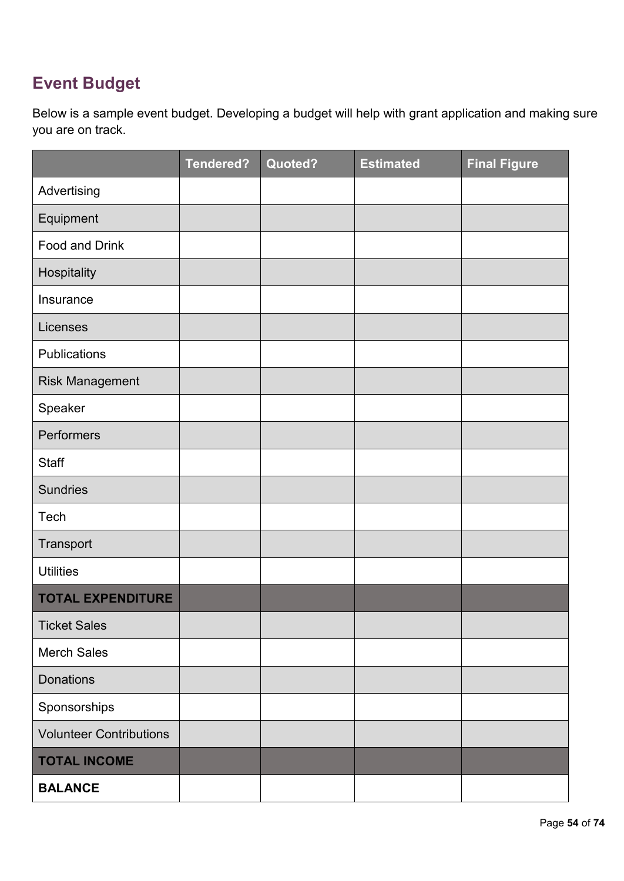## Event Budget

Below is a sample event budget. Developing a budget will help with grant application and making sure you are on track.

| | Tendered? | Quoted? | Estimated | Final Figure |
|---|---|---|---|---|
| Advertising | | | | |
| Equipment | | | | |
| Food and Drink | | | | |
| Hospitality | | | | |
| Insurance | | | | |
| Licenses | | | | |
| Publications | | | | |
| Risk Management | | | | |
| Speaker | | | | |
| Performers | | | | |
| Staff | | | | |
| Sundries | | | | |
| Tech | | | | |
| Transport | | | | |
| Utilities | | | | |
| **TOTAL EXPENDITURE** | | | | |
| Ticket Sales | | | | |
| Merch Sales | | | | |
| Donations | | | | |
| Sponsorships | | | | |
| Volunteer Contributions | | | | |
| **TOTAL INCOME** | | | | |
| **BALANCE** | | | | |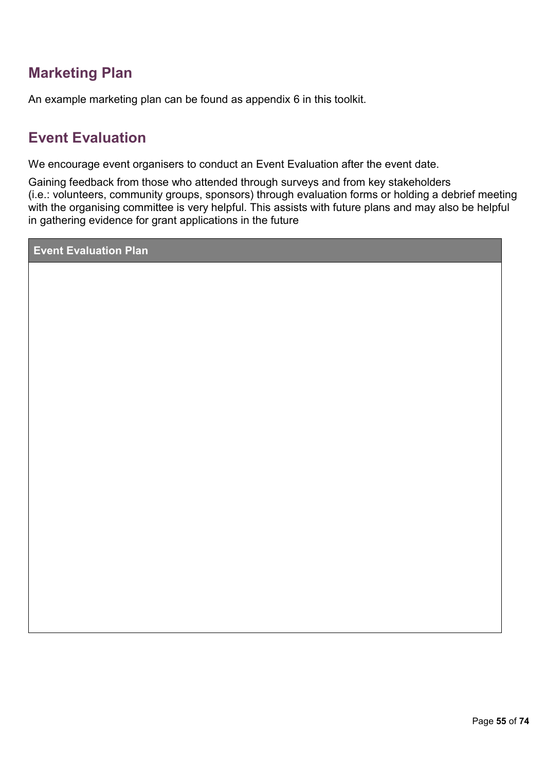## Marketing Plan

An example marketing plan can be found as appendix 6 in this toolkit.

## Event Evaluation

We encourage event organisers to conduct an Event Evaluation after the event date.

Gaining feedback from those who attended through surveys and from key stakeholders (i.e.: volunteers, community groups, sponsors) through evaluation forms or holding a debrief meeting with the organising committee is very helpful. This assists with future plans and may also be helpful in gathering evidence for grant applications in the future

| Event Evaluation Plan |
| --- |
| |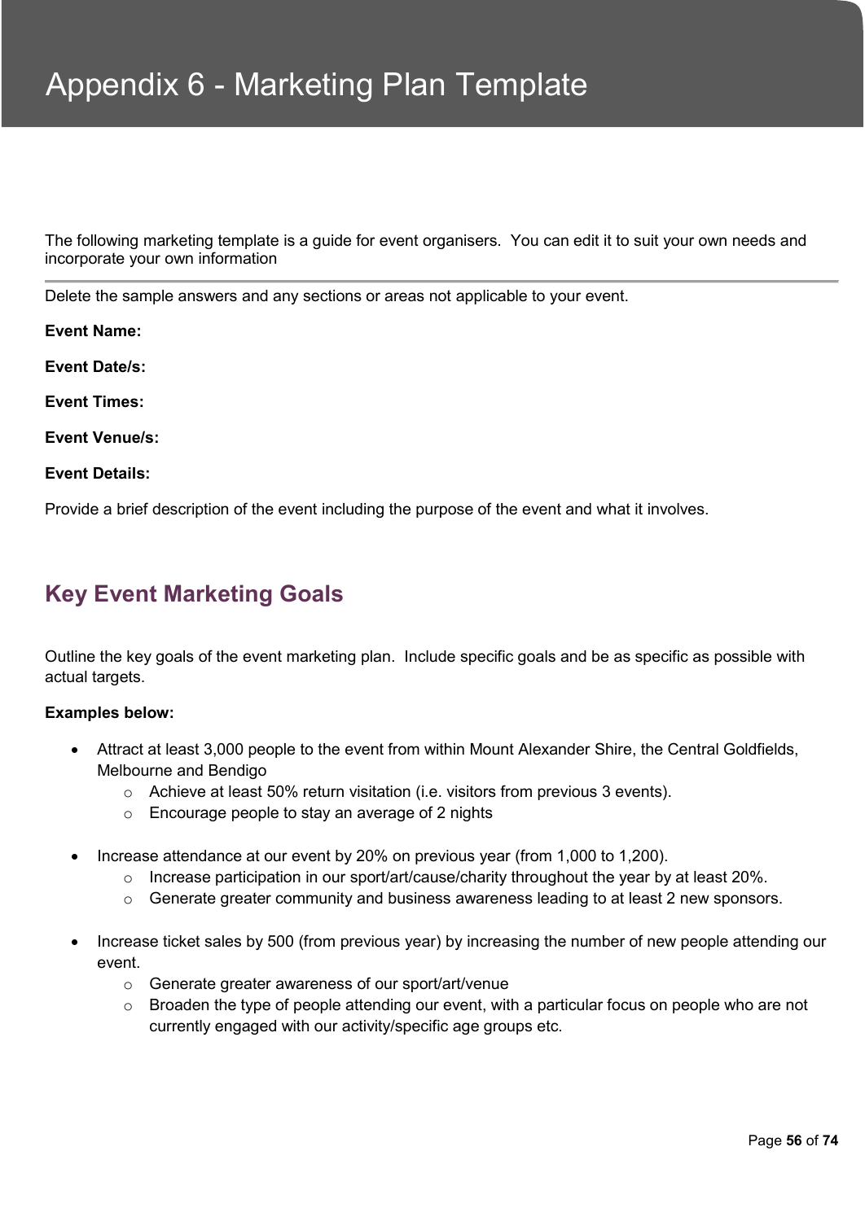# Appendix 6 - Marketing Plan Template

The following marketing template is a guide for event organisers. You can edit it to suit your own needs and incorporate your own information

---

Delete the sample answers and any sections or areas not applicable to your event.

**Event Name:**

**Event Date/s:**

**Event Times:**

**Event Venue/s:**

**Event Details:**

Provide a brief description of the event including the purpose of the event and what it involves.

## Key Event Marketing Goals

Outline the key goals of the event marketing plan. Include specific goals and be as specific as possible with actual targets.

**Examples below:**

- Attract at least 3,000 people to the event from within Mount Alexander Shire, the Central Goldfields, Melbourne and Bendigo
  - Achieve at least 50% return visitation (i.e. visitors from previous 3 events).
  - Encourage people to stay an average of 2 nights

- Increase attendance at our event by 20% on previous year (from 1,000 to 1,200).
  - Increase participation in our sport/art/cause/charity throughout the year by at least 20%.
  - Generate greater community and business awareness leading to at least 2 new sponsors.

- Increase ticket sales by 500 (from previous year) by increasing the number of new people attending our event.
  - Generate greater awareness of our sport/art/venue
  - Broaden the type of people attending our event, with a particular focus on people who are not currently engaged with our activity/specific age groups etc.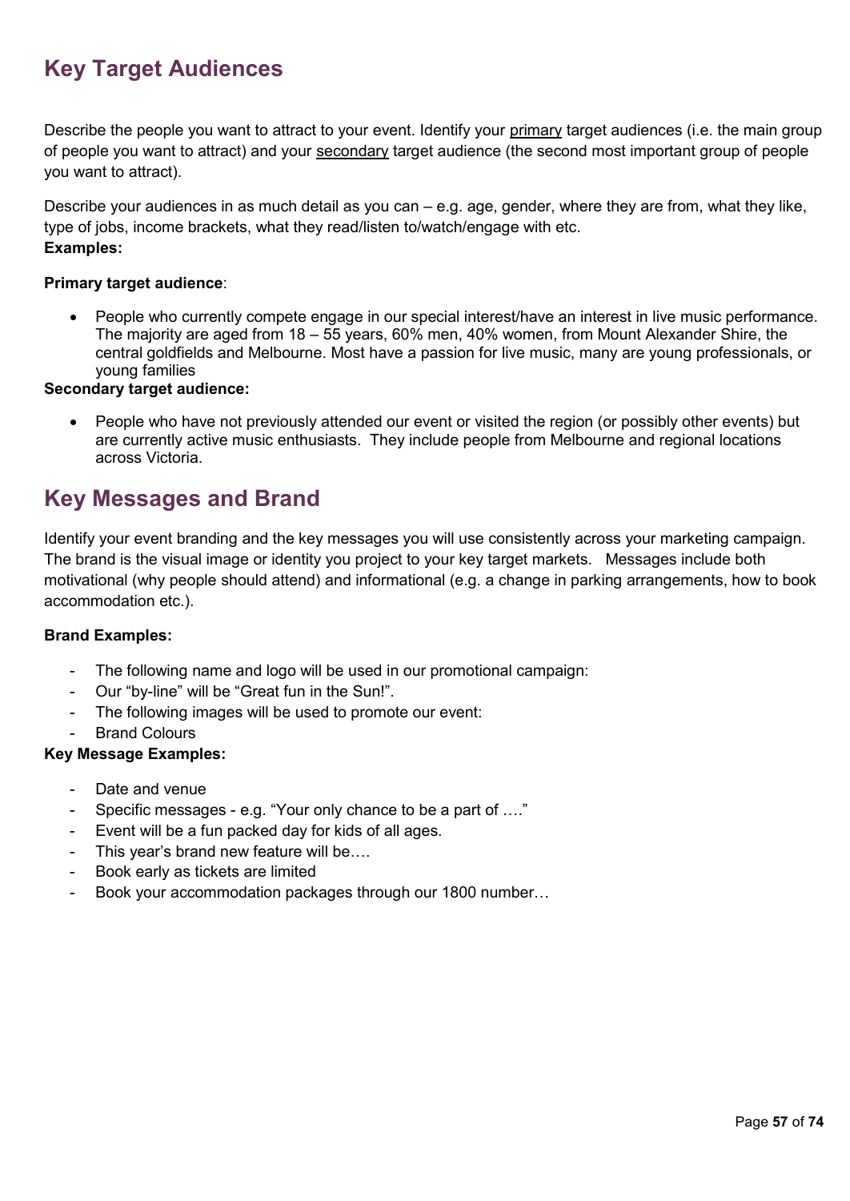## Key Target Audiences

Describe the people you want to attract to your event. Identify your <u>primary</u> target audiences (i.e. the main group of people you want to attract) and your <u>secondary</u> target audience (the second most important group of people you want to attract).

Describe your audiences in as much detail as you can – e.g. age, gender, where they are from, what they like, type of jobs, income brackets, what they read/listen to/watch/engage with etc.

**Examples:**

**Primary target audience**:

- People who currently compete engage in our special interest/have an interest in live music performance. The majority are aged from 18 – 55 years, 60% men, 40% women, from Mount Alexander Shire, the central goldfields and Melbourne. Most have a passion for live music, many are young professionals, or young families

**Secondary target audience:**

- People who have not previously attended our event or visited the region (or possibly other events) but are currently active music enthusiasts. They include people from Melbourne and regional locations across Victoria.

## Key Messages and Brand

Identify your event branding and the key messages you will use consistently across your marketing campaign. The brand is the visual image or identity you project to your key target markets. Messages include both motivational (why people should attend) and informational (e.g. a change in parking arrangements, how to book accommodation etc.).

**Brand Examples:**

- The following name and logo will be used in our promotional campaign:
- Our "by-line" will be "Great fun in the Sun!".
- The following images will be used to promote our event:
- Brand Colours

**Key Message Examples:**

- Date and venue
- Specific messages - e.g. "Your only chance to be a part of …."
- Event will be a fun packed day for kids of all ages.
- This year's brand new feature will be….
- Book early as tickets are limited
- Book your accommodation packages through our 1800 number…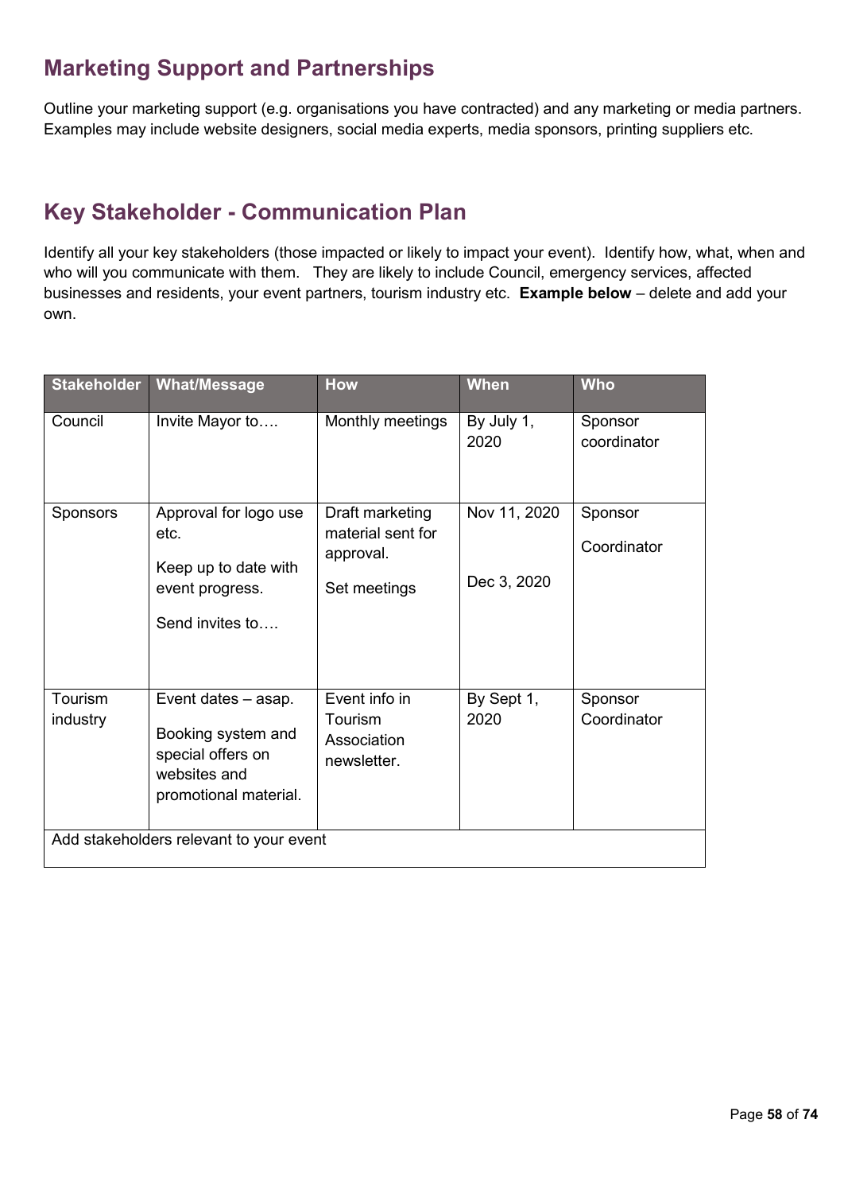## Marketing Support and Partnerships

Outline your marketing support (e.g. organisations you have contracted) and any marketing or media partners. Examples may include website designers, social media experts, media sponsors, printing suppliers etc.

## Key Stakeholder - Communication Plan

Identify all your key stakeholders (those impacted or likely to impact your event). Identify how, what, when and who will you communicate with them. They are likely to include Council, emergency services, affected businesses and residents, your event partners, tourism industry etc. **Example below** – delete and add your own.

| Stakeholder | What/Message | How | When | Who |
|---|---|---|---|---|
| Council | Invite Mayor to…. | Monthly meetings | By July 1, 2020 | Sponsor coordinator |
| Sponsors | Approval for logo use etc.<br><br>Keep up to date with event progress.<br><br>Send invites to…. | Draft marketing material sent for approval.<br><br>Set meetings | Nov 11, 2020<br><br>Dec 3, 2020 | Sponsor<br><br>Coordinator |
| Tourism industry | Event dates – asap.<br><br>Booking system and special offers on websites and promotional material. | Event info in Tourism Association newsletter. | By Sept 1, 2020 | Sponsor Coordinator |
| Add stakeholders relevant to your event | | | | |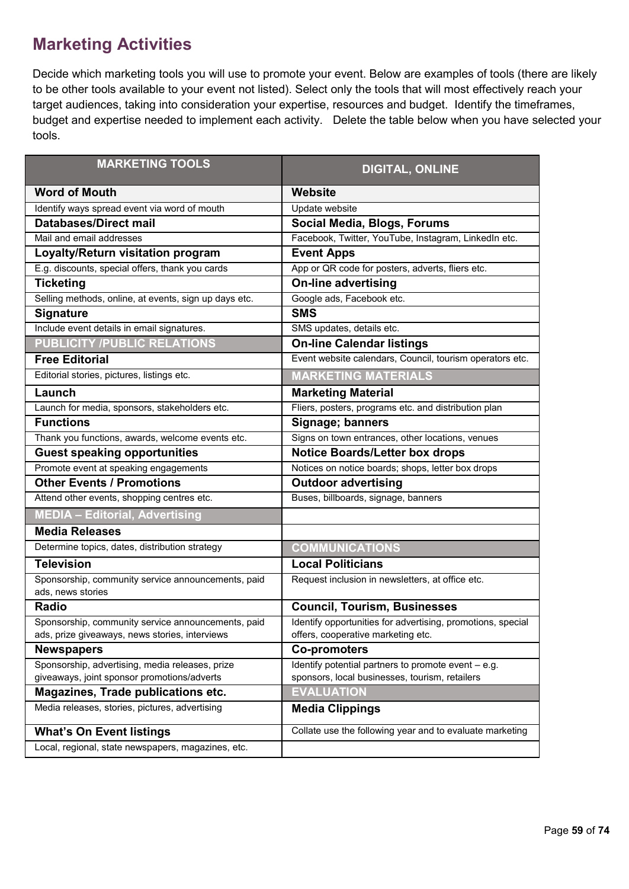## Marketing Activities

Decide which marketing tools you will use to promote your event. Below are examples of tools (there are likely to be other tools available to your event not listed). Select only the tools that will most effectively reach your target audiences, taking into consideration your expertise, resources and budget. Identify the timeframes, budget and expertise needed to implement each activity. Delete the table below when you have selected your tools.

| MARKETING TOOLS | DIGITAL, ONLINE |
|---|---|
| **Word of Mouth** | **Website** |
| Identify ways spread event via word of mouth | Update website |
| **Databases/Direct mail** | **Social Media, Blogs, Forums** |
| Mail and email addresses | Facebook, Twitter, YouTube, Instagram, LinkedIn etc. |
| **Loyalty/Return visitation program** | **Event Apps** |
| E.g. discounts, special offers, thank you cards | App or QR code for posters, adverts, fliers etc. |
| **Ticketing** | **On-line advertising** |
| Selling methods, online, at events, sign up days etc. | Google ads, Facebook etc. |
| **Signature** | **SMS** |
| Include event details in email signatures. | SMS updates, details etc. |
| **PUBLICITY /PUBLIC RELATIONS** | **On-line Calendar listings** |
| **Free Editorial** | Event website calendars, Council, tourism operators etc. |
| Editorial stories, pictures, listings etc. | **MARKETING MATERIALS** |
| **Launch** | **Marketing Material** |
| Launch for media, sponsors, stakeholders etc. | Fliers, posters, programs etc. and distribution plan |
| **Functions** | **Signage; banners** |
| Thank you functions, awards, welcome events etc. | Signs on town entrances, other locations, venues |
| **Guest speaking opportunities** | **Notice Boards/Letter box drops** |
| Promote event at speaking engagements | Notices on notice boards; shops, letter box drops |
| **Other Events / Promotions** | **Outdoor advertising** |
| Attend other events, shopping centres etc. | Buses, billboards, signage, banners |
| **MEDIA – Editorial, Advertising** | |
| **Media Releases** | |
| Determine topics, dates, distribution strategy | **COMMUNICATIONS** |
| **Television** | **Local Politicians** |
| Sponsorship, community service announcements, paid ads, news stories | Request inclusion in newsletters, at office etc. |
| **Radio** | **Council, Tourism, Businesses** |
| Sponsorship, community service announcements, paid ads, prize giveaways, news stories, interviews | Identify opportunities for advertising, promotions, special offers, cooperative marketing etc. |
| **Newspapers** | **Co-promoters** |
| Sponsorship, advertising, media releases, prize giveaways, joint sponsor promotions/adverts | Identify potential partners to promote event – e.g. sponsors, local businesses, tourism, retailers |
| **Magazines, Trade publications etc.** | **EVALUATION** |
| Media releases, stories, pictures, advertising | **Media Clippings** |
| **What's On Event listings** | Collate use the following year and to evaluate marketing |
| Local, regional, state newspapers, magazines, etc. | |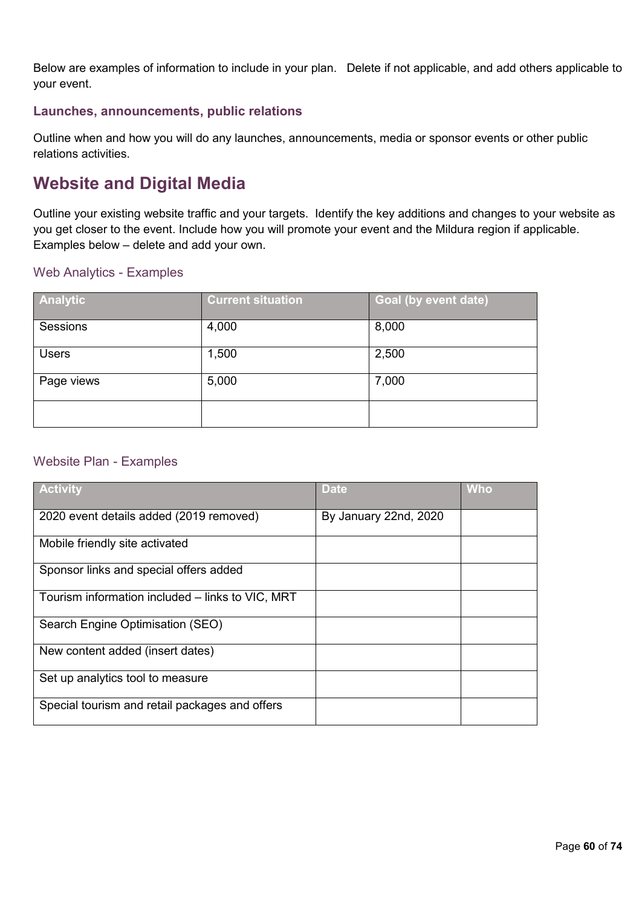Below are examples of information to include in your plan. Delete if not applicable, and add others applicable to your event.

### Launches, announcements, public relations

Outline when and how you will do any launches, announcements, media or sponsor events or other public relations activities.

## Website and Digital Media

Outline your existing website traffic and your targets. Identify the key additions and changes to your website as you get closer to the event. Include how you will promote your event and the Mildura region if applicable. Examples below – delete and add your own.

### Web Analytics - Examples

| Analytic | Current situation | Goal (by event date) |
|---|---|---|
| Sessions | 4,000 | 8,000 |
| Users | 1,500 | 2,500 |
| Page views | 5,000 | 7,000 |
| | | |

### Website Plan - Examples

| Activity | Date | Who |
|---|---|---|
| 2020 event details added (2019 removed) | By January 22nd, 2020 | |
| Mobile friendly site activated | | |
| Sponsor links and special offers added | | |
| Tourism information included – links to VIC, MRT | | |
| Search Engine Optimisation (SEO) | | |
| New content added (insert dates) | | |
| Set up analytics tool to measure | | |
| Special tourism and retail packages and offers | | |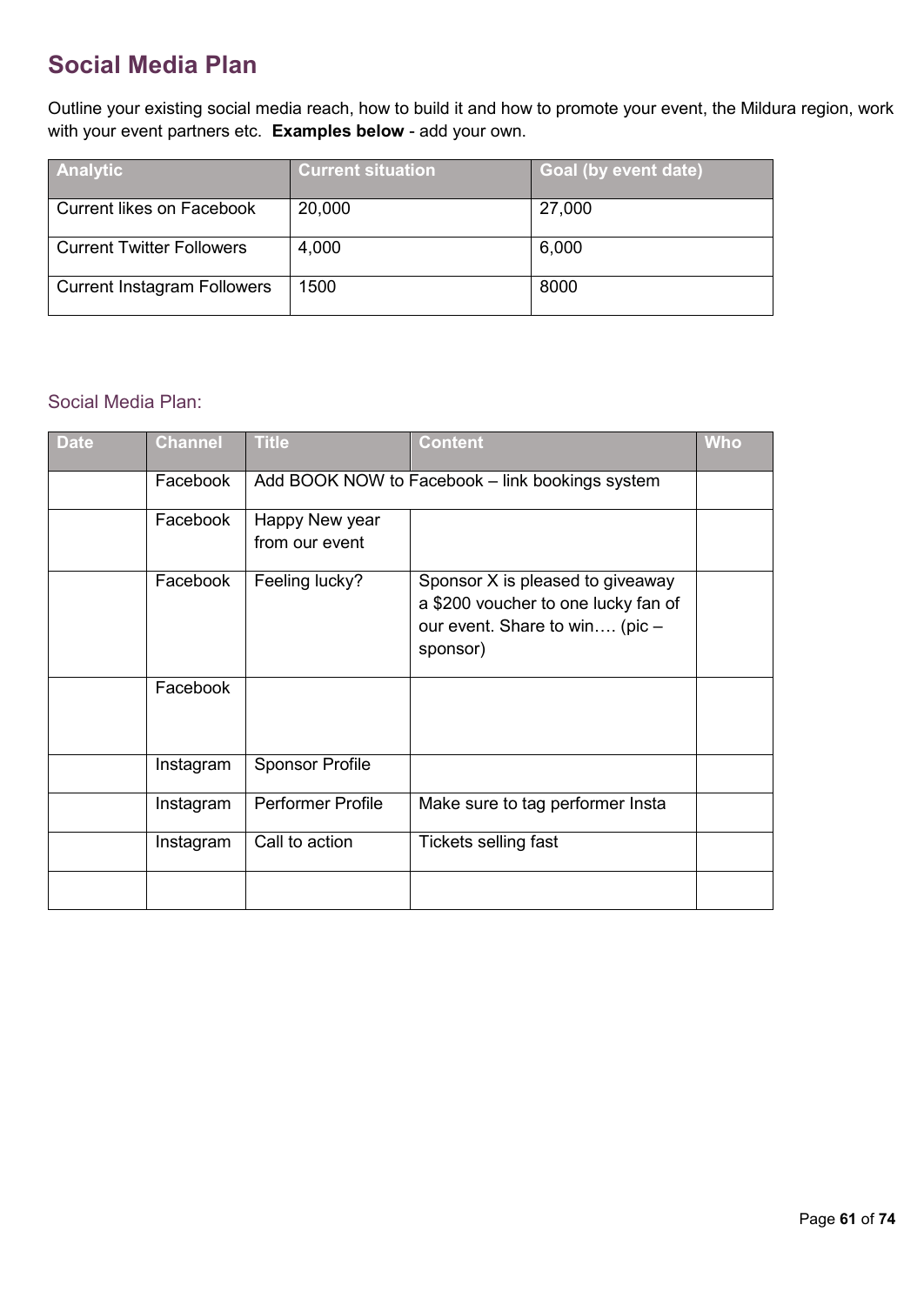## Social Media Plan

Outline your existing social media reach, how to build it and how to promote your event, the Mildura region, work with your event partners etc. **Examples below** - add your own.

| Analytic | Current situation | Goal (by event date) |
|---|---|---|
| Current likes on Facebook | 20,000 | 27,000 |
| Current Twitter Followers | 4,000 | 6,000 |
| Current Instagram Followers | 1500 | 8000 |

### Social Media Plan:

| Date | Channel | Title | Content | Who |
|---|---|---|---|---|
| | Facebook | Add BOOK NOW to Facebook – link bookings system | | |
| | Facebook | Happy New year from our event | | |
| | Facebook | Feeling lucky? | Sponsor X is pleased to giveaway a $200 voucher to one lucky fan of our event. Share to win…. (pic – sponsor) | |
| | Facebook | | | |
| | Instagram | Sponsor Profile | | |
| | Instagram | Performer Profile | Make sure to tag performer Insta | |
| | Instagram | Call to action | Tickets selling fast | |
| | | | | |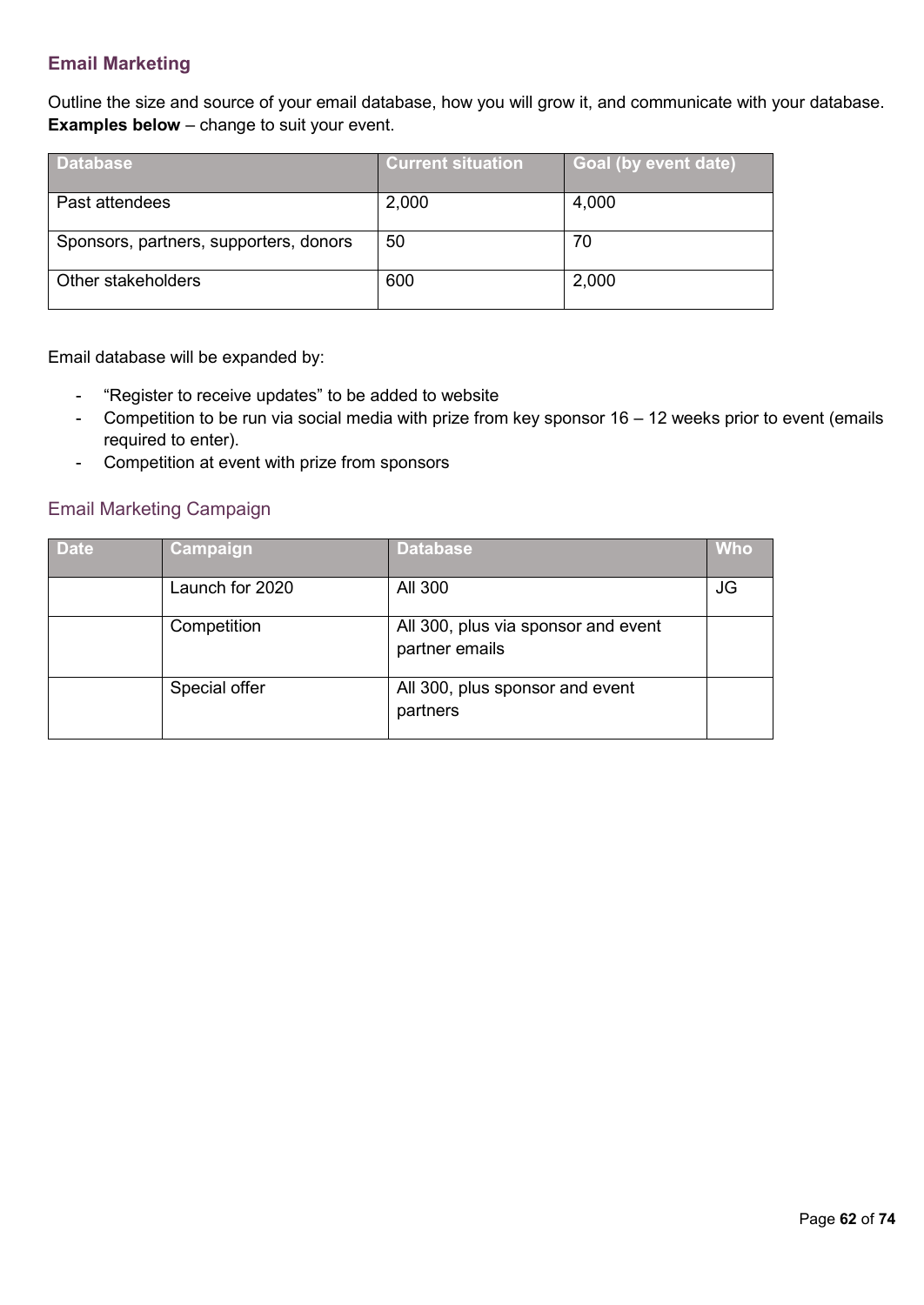### Email Marketing

Outline the size and source of your email database, how you will grow it, and communicate with your database. **Examples below** – change to suit your event.

| Database | Current situation | Goal (by event date) |
|---|---|---|
| Past attendees | 2,000 | 4,000 |
| Sponsors, partners, supporters, donors | 50 | 70 |
| Other stakeholders | 600 | 2,000 |

Email database will be expanded by:

- "Register to receive updates" to be added to website
- Competition to be run via social media with prize from key sponsor 16 – 12 weeks prior to event (emails required to enter).
- Competition at event with prize from sponsors

#### Email Marketing Campaign

| Date | Campaign | Database | Who |
|---|---|---|---|
| | Launch for 2020 | All 300 | JG |
| | Competition | All 300, plus via sponsor and event partner emails | |
| | Special offer | All 300, plus sponsor and event partners | |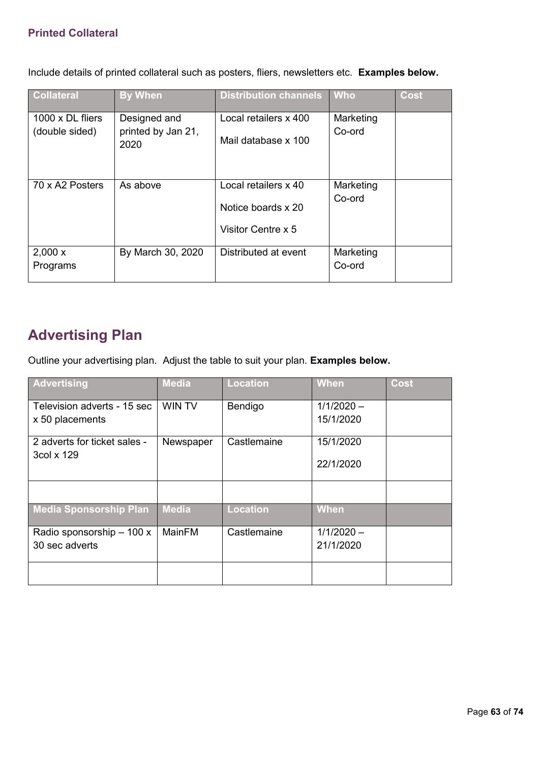### Printed Collateral

Include details of printed collateral such as posters, fliers, newsletters etc. **Examples below.**

| Collateral | By When | Distribution channels | Who | Cost |
|---|---|---|---|---|
| 1000 x DL fliers (double sided) | Designed and printed by Jan 21, 2020 | Local retailers x 400<br><br>Mail database x 100 | Marketing Co-ord | |
| 70 x A2 Posters | As above | Local retailers x 40<br><br>Notice boards x 20<br><br>Visitor Centre x 5 | Marketing Co-ord | |
| 2,000 x Programs | By March 30, 2020 | Distributed at event | Marketing Co-ord | |

## Advertising Plan

Outline your advertising plan. Adjust the table to suit your plan. **Examples below.**

| Advertising | Media | Location | When | Cost |
|---|---|---|---|---|
| Television adverts - 15 sec x 50 placements | WIN TV | Bendigo | 1/1/2020 – 15/1/2020 | |
| 2 adverts for ticket sales - 3col x 129 | Newspaper | Castlemaine | 15/1/2020<br><br>22/1/2020 | |
| | | | | |
| **Media Sponsorship Plan** | **Media** | **Location** | **When** | |
| Radio sponsorship – 100 x 30 sec adverts | MainFM | Castlemaine | 1/1/2020 – 21/1/2020 | |
| | | | | |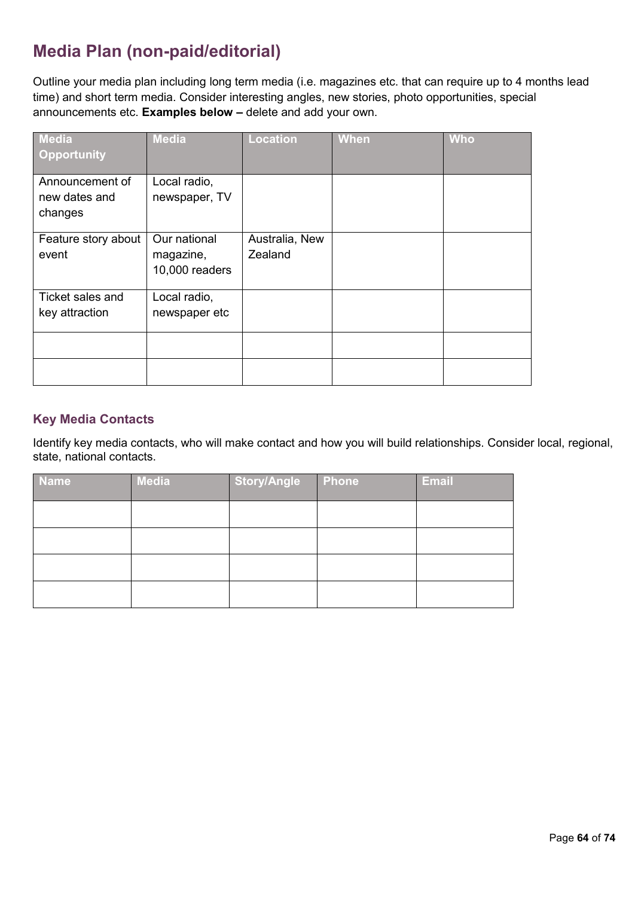## Media Plan (non-paid/editorial)

Outline your media plan including long term media (i.e. magazines etc. that can require up to 4 months lead time) and short term media. Consider interesting angles, new stories, photo opportunities, special announcements etc. **Examples below –** delete and add your own.

| Media Opportunity | Media | Location | When | Who |
|---|---|---|---|---|
| Announcement of new dates and changes | Local radio, newspaper, TV | | | |
| Feature story about event | Our national magazine, 10,000 readers | Australia, New Zealand | | |
| Ticket sales and key attraction | Local radio, newspaper etc | | | |
| | | | | |
| | | | | |

### Key Media Contacts

Identify key media contacts, who will make contact and how you will build relationships. Consider local, regional, state, national contacts.

| Name | Media | Story/Angle | Phone | Email |
|---|---|---|---|---|
| | | | | |
| | | | | |
| | | | | |
| | | | | |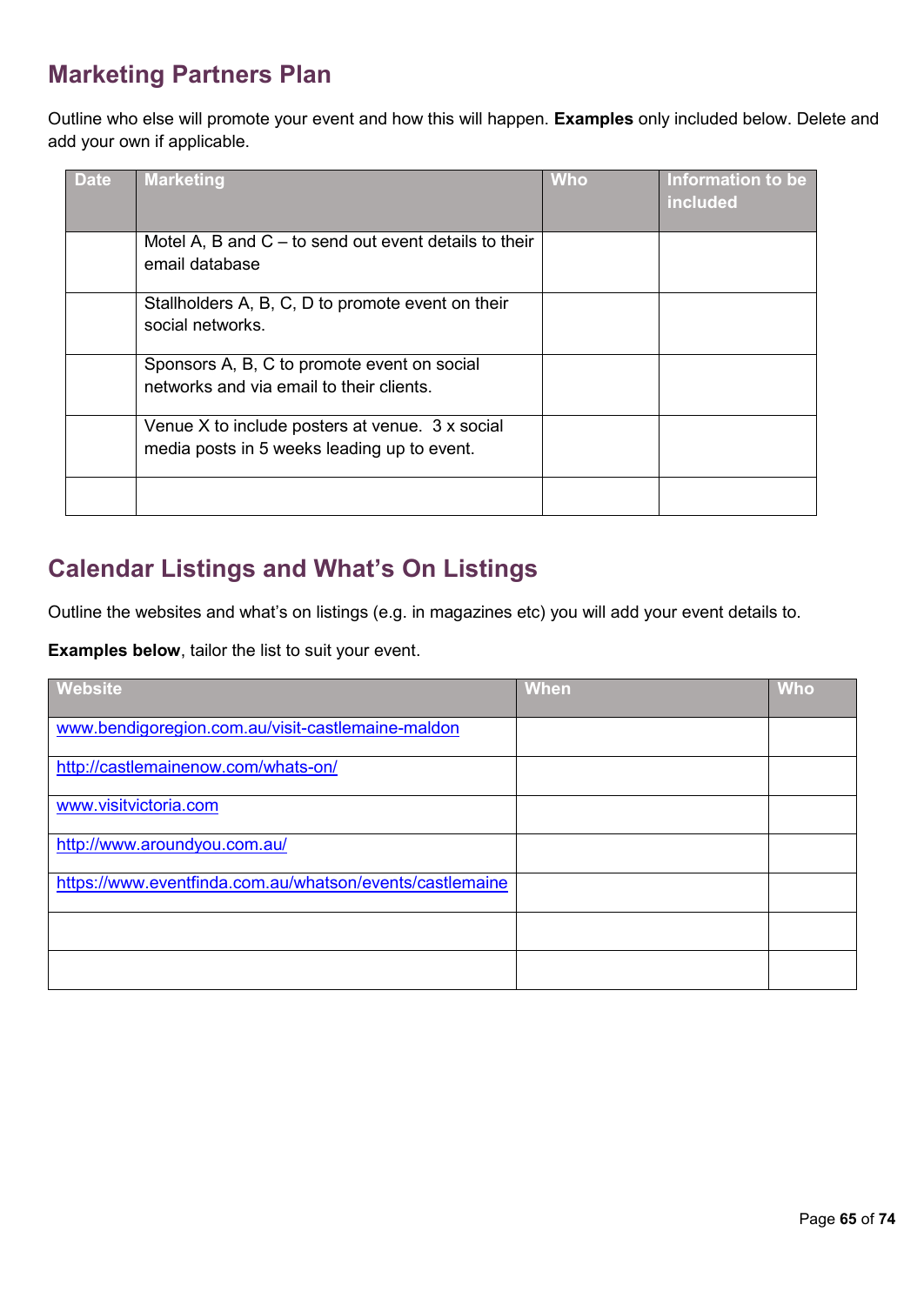## Marketing Partners Plan

Outline who else will promote your event and how this will happen. **Examples** only included below. Delete and add your own if applicable.

| Date | Marketing | Who | Information to be included |
|---|---|---|---|
| | Motel A, B and C – to send out event details to their email database | | |
| | Stallholders A, B, C, D to promote event on their social networks. | | |
| | Sponsors A, B, C to promote event on social networks and via email to their clients. | | |
| | Venue X to include posters at venue. 3 x social media posts in 5 weeks leading up to event. | | |
| | | | |

## Calendar Listings and What's On Listings

Outline the websites and what's on listings (e.g. in magazines etc) you will add your event details to.

**Examples below**, tailor the list to suit your event.

| Website | When | Who |
|---|---|---|
| www.bendigoregion.com.au/visit-castlemaine-maldon | | |
| http://castlemainenow.com/whats-on/ | | |
| www.visitvictoria.com | | |
| http://www.aroundyou.com.au/ | | |
| https://www.eventfinda.com.au/whatson/events/castlemaine | | |
| | | |
| | | |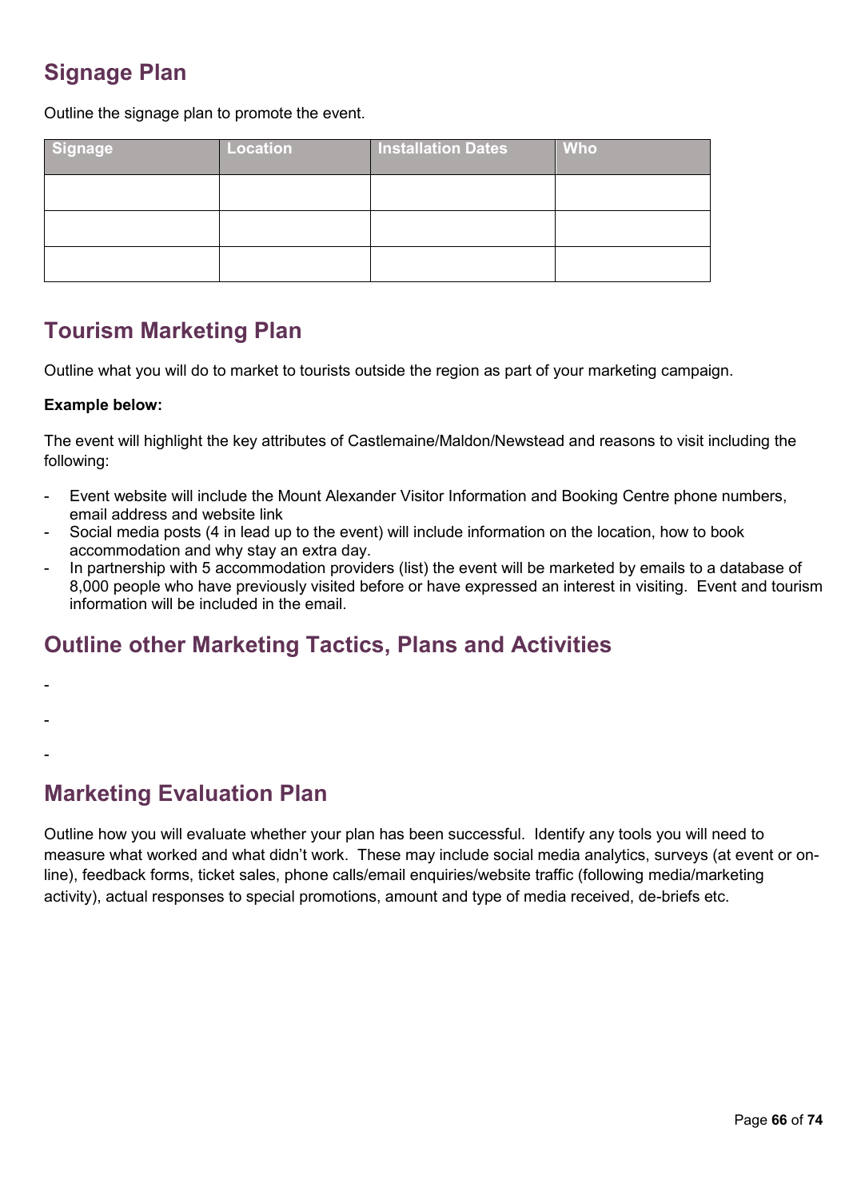## Signage Plan

Outline the signage plan to promote the event.

| Signage | Location | Installation Dates | Who |
|---|---|---|---|
| | | | |
| | | | |
| | | | |

## Tourism Marketing Plan

Outline what you will do to market to tourists outside the region as part of your marketing campaign.

**Example below:**

The event will highlight the key attributes of Castlemaine/Maldon/Newstead and reasons to visit including the following:

- Event website will include the Mount Alexander Visitor Information and Booking Centre phone numbers, email address and website link
- Social media posts (4 in lead up to the event) will include information on the location, how to book accommodation and why stay an extra day.
- In partnership with 5 accommodation providers (list) the event will be marketed by emails to a database of 8,000 people who have previously visited before or have expressed an interest in visiting. Event and tourism information will be included in the email.

## Outline other Marketing Tactics, Plans and Activities

-

-

-

## Marketing Evaluation Plan

Outline how you will evaluate whether your plan has been successful. Identify any tools you will need to measure what worked and what didn't work. These may include social media analytics, surveys (at event or on-line), feedback forms, ticket sales, phone calls/email enquiries/website traffic (following media/marketing activity), actual responses to special promotions, amount and type of media received, de-briefs etc.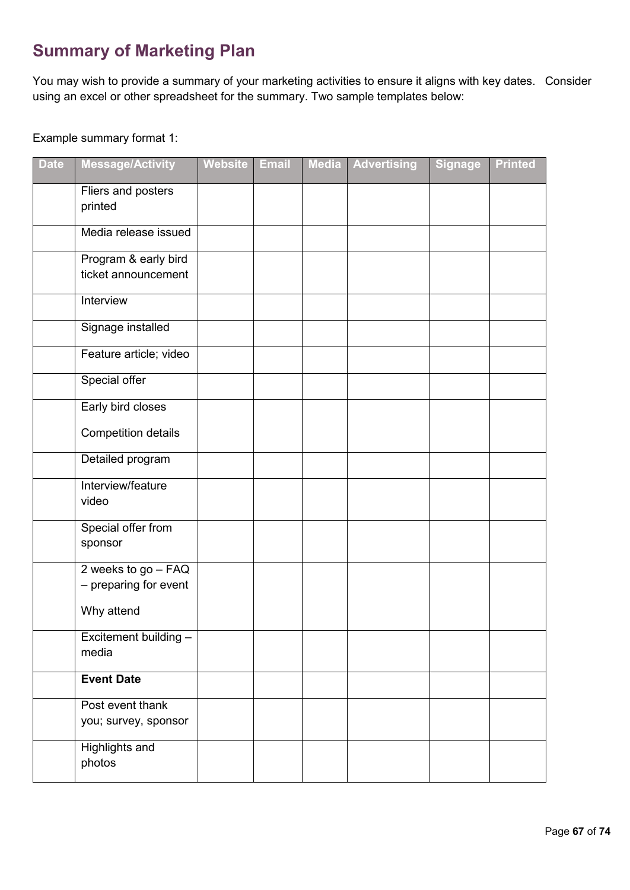## Summary of Marketing Plan

You may wish to provide a summary of your marketing activities to ensure it aligns with key dates. Consider using an excel or other spreadsheet for the summary. Two sample templates below:

Example summary format 1:

| Date | Message/Activity | Website | Email | Media | Advertising | Signage | Printed |
|---|---|---|---|---|---|---|---|
| | Fliers and posters printed | | | | | | |
| | Media release issued | | | | | | |
| | Program & early bird ticket announcement | | | | | | |
| | Interview | | | | | | |
| | Signage installed | | | | | | |
| | Feature article; video | | | | | | |
| | Special offer | | | | | | |
| | Early bird closes<br><br>Competition details | | | | | | |
| | Detailed program | | | | | | |
| | Interview/feature video | | | | | | |
| | Special offer from sponsor | | | | | | |
| | 2 weeks to go – FAQ – preparing for event<br><br>Why attend | | | | | | |
| | Excitement building – media | | | | | | |
| | **Event Date** | | | | | | |
| | Post event thank you; survey, sponsor | | | | | | |
| | Highlights and photos | | | | | | |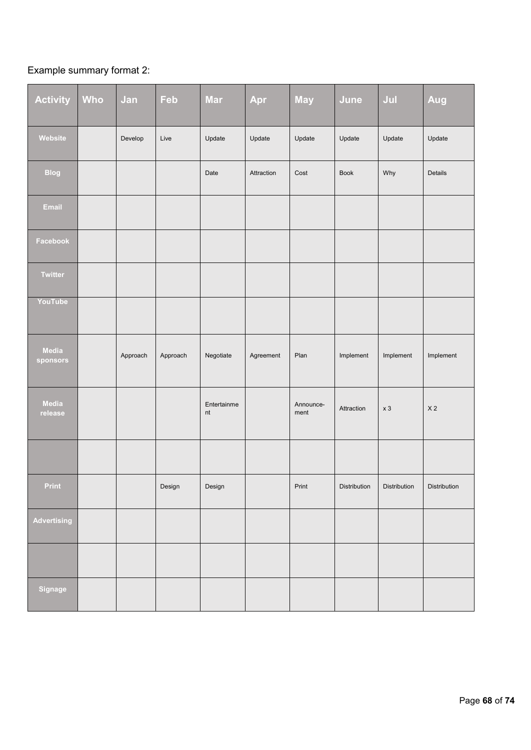Example summary format 2:

| Activity | Who | Jan | Feb | Mar | Apr | May | June | Jul | Aug |
|---|---|---|---|---|---|---|---|---|---|
| **Website** | | Develop | Live | Update | Update | Update | Update | Update | Update |
| **Blog** | | | | Date | Attraction | Cost | Book | Why | Details |
| **Email** | | | | | | | | | |
| **Facebook** | | | | | | | | | |
| **Twitter** | | | | | | | | | |
| **YouTube** | | | | | | | | | |
| **Media sponsors** | | Approach | Approach | Negotiate | Agreement | Plan | Implement | Implement | Implement |
| **Media release** | | | | Entertainment | | Announcement | Attraction | x 3 | X 2 |
| | | | | | | | | | |
| **Print** | | | Design | Design | | Print | Distribution | Distribution | Distribution |
| **Advertising** | | | | | | | | | |
| | | | | | | | | | |
| **Signage** | | | | | | | | | |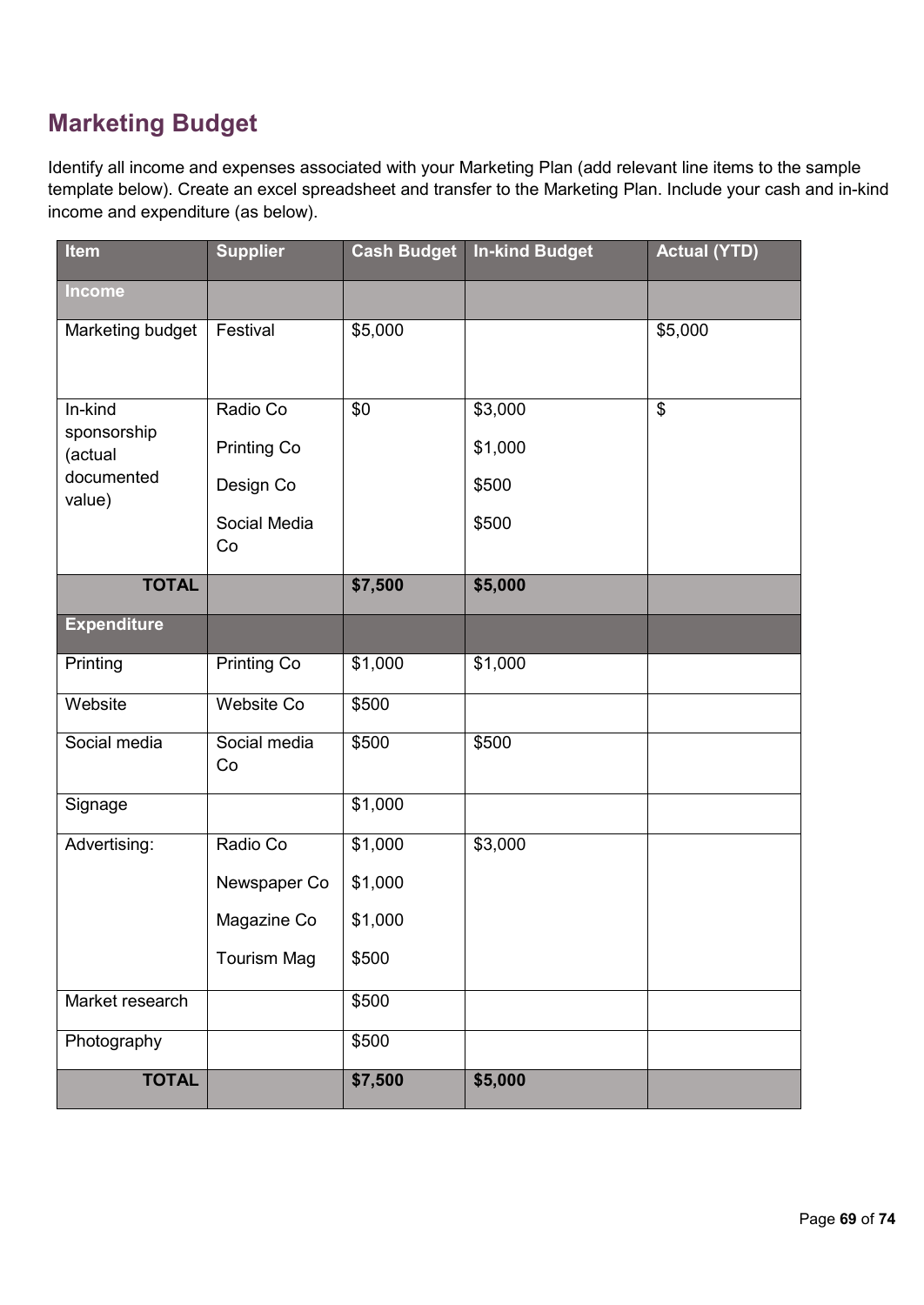## Marketing Budget

Identify all income and expenses associated with your Marketing Plan (add relevant line items to the sample template below). Create an excel spreadsheet and transfer to the Marketing Plan. Include your cash and in-kind income and expenditure (as below).

| Item | Supplier | Cash Budget | In-kind Budget | Actual (YTD) |
|---|---|---|---|---|
| **Income** | | | | |
| Marketing budget | Festival | $5,000 | | $5,000 |
| In-kind sponsorship (actual documented value) | Radio Co<br>Printing Co<br>Design Co<br>Social Media Co | $0 | $3,000<br>$1,000<br>$500<br>$500 | $ |
| **TOTAL** | | **$7,500** | **$5,000** | |
| **Expenditure** | | | | |
| Printing | Printing Co | $1,000 | $1,000 | |
| Website | Website Co | $500 | | |
| Social media | Social media Co | $500 | $500 | |
| Signage | | $1,000 | | |
| Advertising: | Radio Co<br>Newspaper Co<br>Magazine Co<br>Tourism Mag | $1,000<br>$1,000<br>$1,000<br>$500 | $3,000 | |
| Market research | | $500 | | |
| Photography | | $500 | | |
| **TOTAL** | | **$7,500** | **$5,000** | |